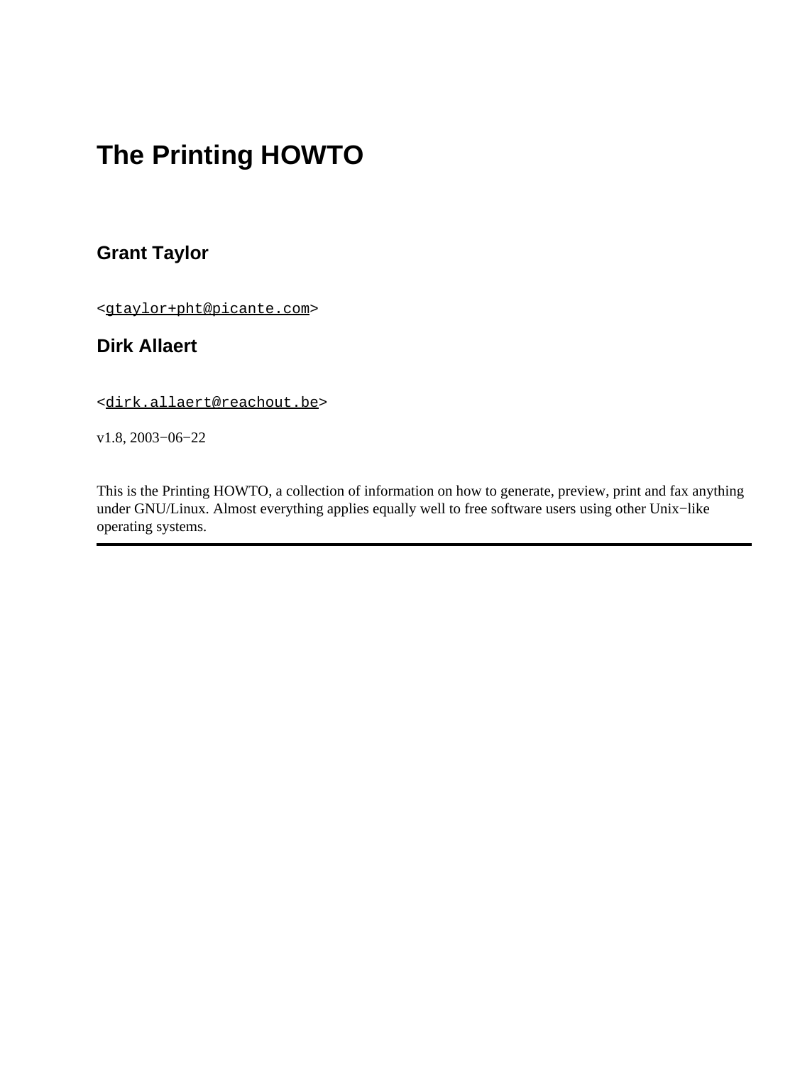# The Printing HOWTO

### Grant Taylor

<gtaylor+pht@picante.com>

### Dirk Allaert

<dirk.allaert@reachout.be>

v1.8, 2003−06−22

This is the Printing HOWTO, a collection of information on how to generate, preview, print and fax anything under GNU/Linux. Almost everything applies equally well to free software users using other Unix−like operating systems.

---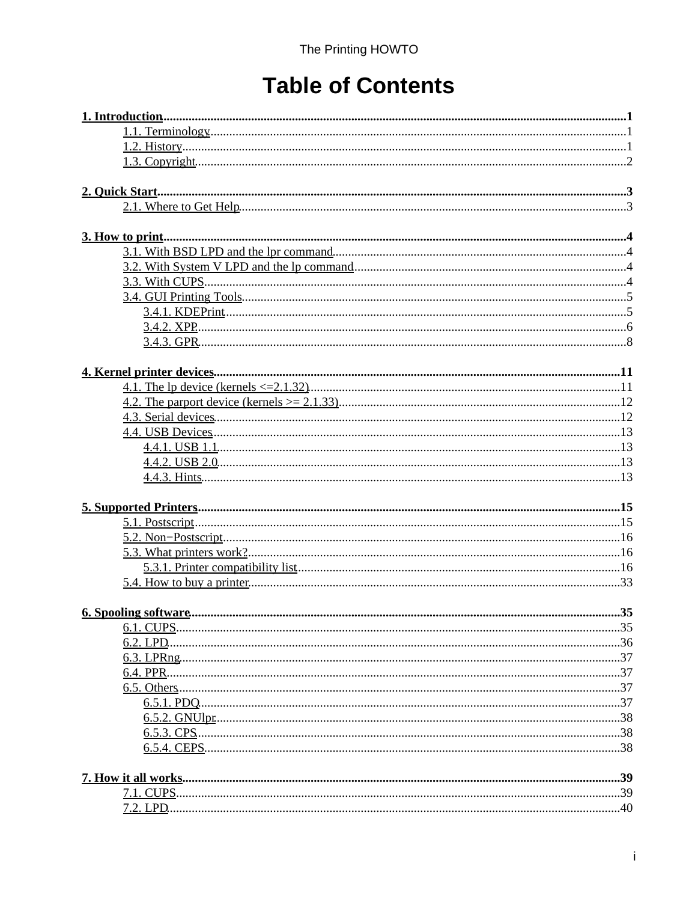# Table of Contents

**1. Introduction**.....1
- 1.1. Terminology.....1
- 1.2. History.....1
- 1.3. Copyright.....2

**2. Quick Start**.....3
- 2.1. Where to Get Help.....3

**3. How to print**.....4
- 3.1. With BSD LPD and the lpr command.....4
- 3.2. With System V LPD and the lp command.....4
- 3.3. With CUPS.....4
- 3.4. GUI Printing Tools.....5
  - 3.4.1. KDEPrint.....5
  - 3.4.2. XPP.....6
  - 3.4.3. GPR.....8

**4. Kernel printer devices**.....11
- 4.1. The lp device (kernels <=2.1.32).....11
- 4.2. The parport device (kernels >= 2.1.33).....12
- 4.3. Serial devices.....12
- 4.4. USB Devices.....13
  - 4.4.1. USB 1.1.....13
  - 4.4.2. USB 2.0.....13
  - 4.4.3. Hints.....13

**5. Supported Printers**.....15
- 5.1. Postscript.....15
- 5.2. Non−Postscript.....16
- 5.3. What printers work?.....16
  - 5.3.1. Printer compatibility list.....16
- 5.4. How to buy a printer.....33

**6. Spooling software**.....35
- 6.1. CUPS.....35
- 6.2. LPD.....36
- 6.3. LPRng.....37
- 6.4. PPR.....37
- 6.5. Others.....37
  - 6.5.1. PDQ.....37
  - 6.5.2. GNUlpr.....38
  - 6.5.3. CPS.....38
  - 6.5.4. CEPS.....38

**7. How it all works**.....39
- 7.1. CUPS.....39
- 7.2. LPD.....40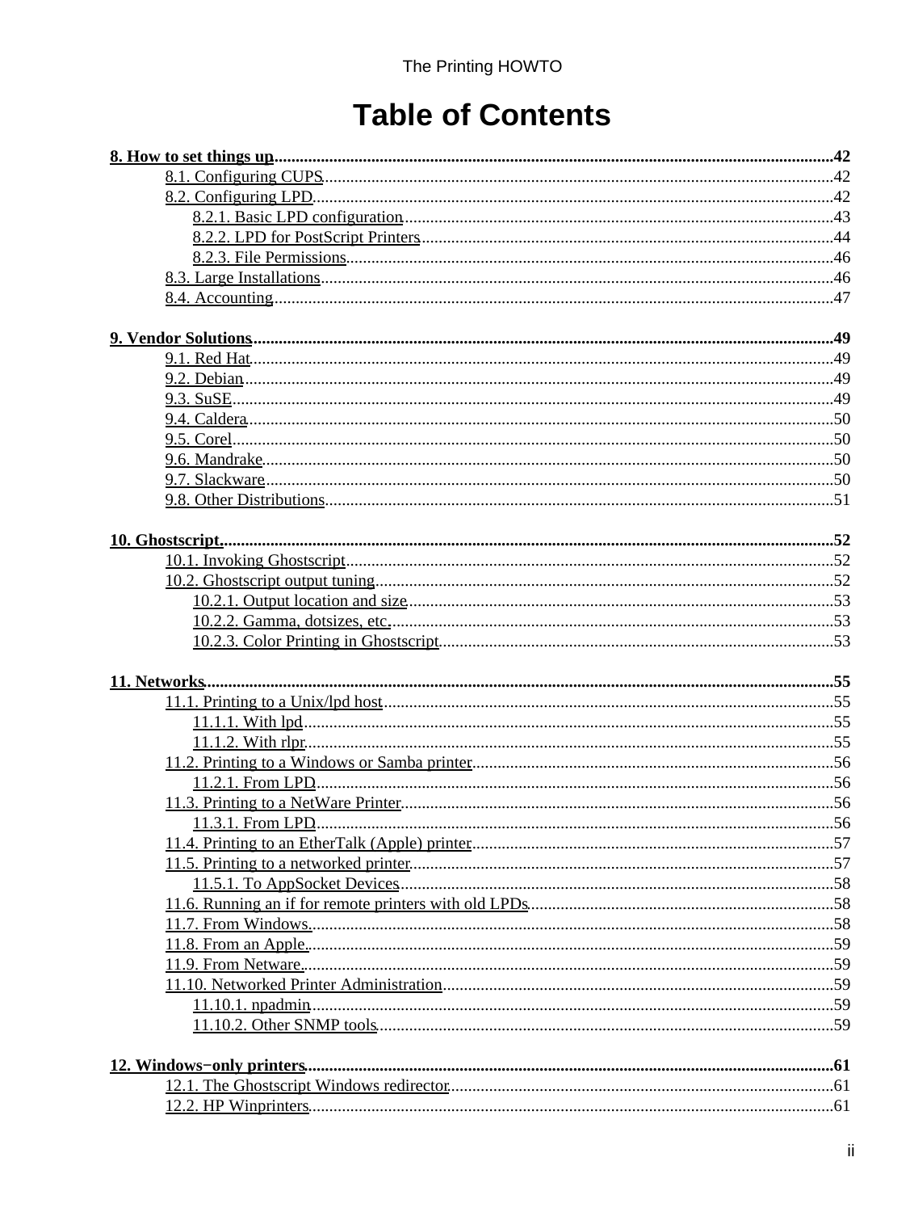# Table of Contents

**8. How to set things up**.....42
- 8.1. Configuring CUPS.....42
- 8.2. Configuring LPD.....42
  - 8.2.1. Basic LPD configuration.....43
  - 8.2.2. LPD for PostScript Printers.....44
  - 8.2.3. File Permissions.....46
- 8.3. Large Installations.....46
- 8.4. Accounting.....47

**9. Vendor Solutions**.....49
- 9.1. Red Hat.....49
- 9.2. Debian.....49
- 9.3. SuSE.....49
- 9.4. Caldera.....50
- 9.5. Corel.....50
- 9.6. Mandrake.....50
- 9.7. Slackware.....50
- 9.8. Other Distributions.....51

**10. Ghostscript**.....52
- 10.1. Invoking Ghostscript.....52
- 10.2. Ghostscript output tuning.....52
  - 10.2.1. Output location and size.....53
  - 10.2.2. Gamma, dotsizes, etc.....53
  - 10.2.3. Color Printing in Ghostscript.....53

**11. Networks**.....55
- 11.1. Printing to a Unix/lpd host.....55
  - 11.1.1. With lpd.....55
  - 11.1.2. With rlpr.....55
- 11.2. Printing to a Windows or Samba printer.....56
  - 11.2.1. From LPD.....56
- 11.3. Printing to a NetWare Printer.....56
  - 11.3.1. From LPD.....56
- 11.4. Printing to an EtherTalk (Apple) printer.....57
- 11.5. Printing to a networked printer.....57
  - 11.5.1. To AppSocket Devices.....58
- 11.6. Running an if for remote printers with old LPDs.....58
- 11.7. From Windows......58
- 11.8. From an Apple......59
- 11.9. From Netware......59
- 11.10. Networked Printer Administration.....59
  - 11.10.1. npadmin.....59
  - 11.10.2. Other SNMP tools.....59

**12. Windows−only printers**.....61
- 12.1. The Ghostscript Windows redirector.....61
- 12.2. HP Winprinters.....61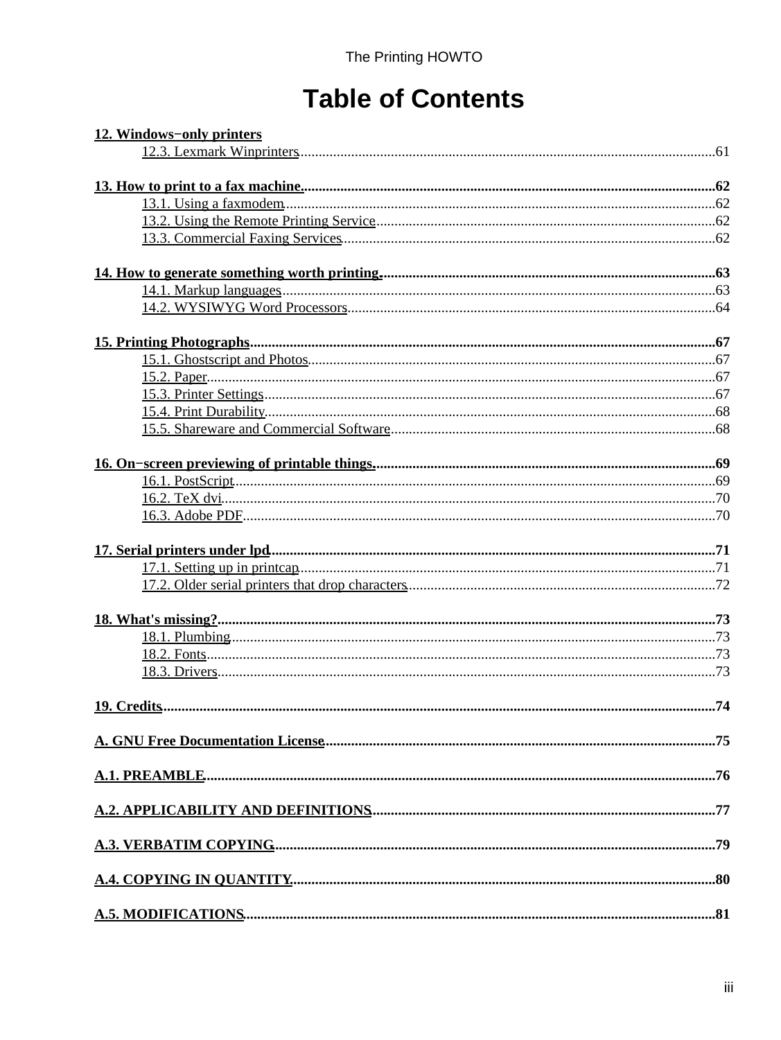# Table of Contents

**12. Windows−only printers**

- 12.3. Lexmark Winprinters ............ 61

**13. How to print to a fax machine. ............ 62**

- 13.1. Using a faxmodem ............ 62
- 13.2. Using the Remote Printing Service ............ 62
- 13.3. Commercial Faxing Services ............ 62

**14. How to generate something worth printing. ............ 63**

- 14.1. Markup languages ............ 63
- 14.2. WYSIWYG Word Processors ............ 64

**15. Printing Photographs ............ 67**

- 15.1. Ghostscript and Photos ............ 67
- 15.2. Paper ............ 67
- 15.3. Printer Settings ............ 67
- 15.4. Print Durability ............ 68
- 15.5. Shareware and Commercial Software ............ 68

**16. On−screen previewing of printable things. ............ 69**

- 16.1. PostScript ............ 69
- 16.2. TeX dvi ............ 70
- 16.3. Adobe PDF ............ 70

**17. Serial printers under lpd ............ 71**

- 17.1. Setting up in printcap ............ 71
- 17.2. Older serial printers that drop characters ............ 72

**18. What's missing? ............ 73**

- 18.1. Plumbing ............ 73
- 18.2. Fonts ............ 73
- 18.3. Drivers ............ 73

**19. Credits ............ 74**

**A. GNU Free Documentation License ............ 75**

**A.1. PREAMBLE ............ 76**

**A.2. APPLICABILITY AND DEFINITIONS ............ 77**

**A.3. VERBATIM COPYING ............ 79**

**A.4. COPYING IN QUANTITY ............ 80**

**A.5. MODIFICATIONS ............ 81**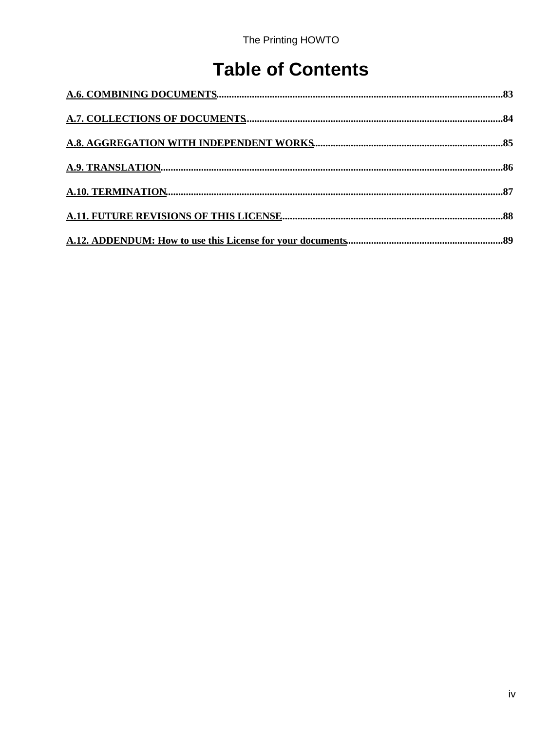# Table of Contents

A.6. COMBINING DOCUMENTS.....83

A.7. COLLECTIONS OF DOCUMENTS.....84

A.8. AGGREGATION WITH INDEPENDENT WORKS.....85

A.9. TRANSLATION.....86

A.10. TERMINATION.....87

A.11. FUTURE REVISIONS OF THIS LICENSE.....88

A.12. ADDENDUM: How to use this License for your documents.....89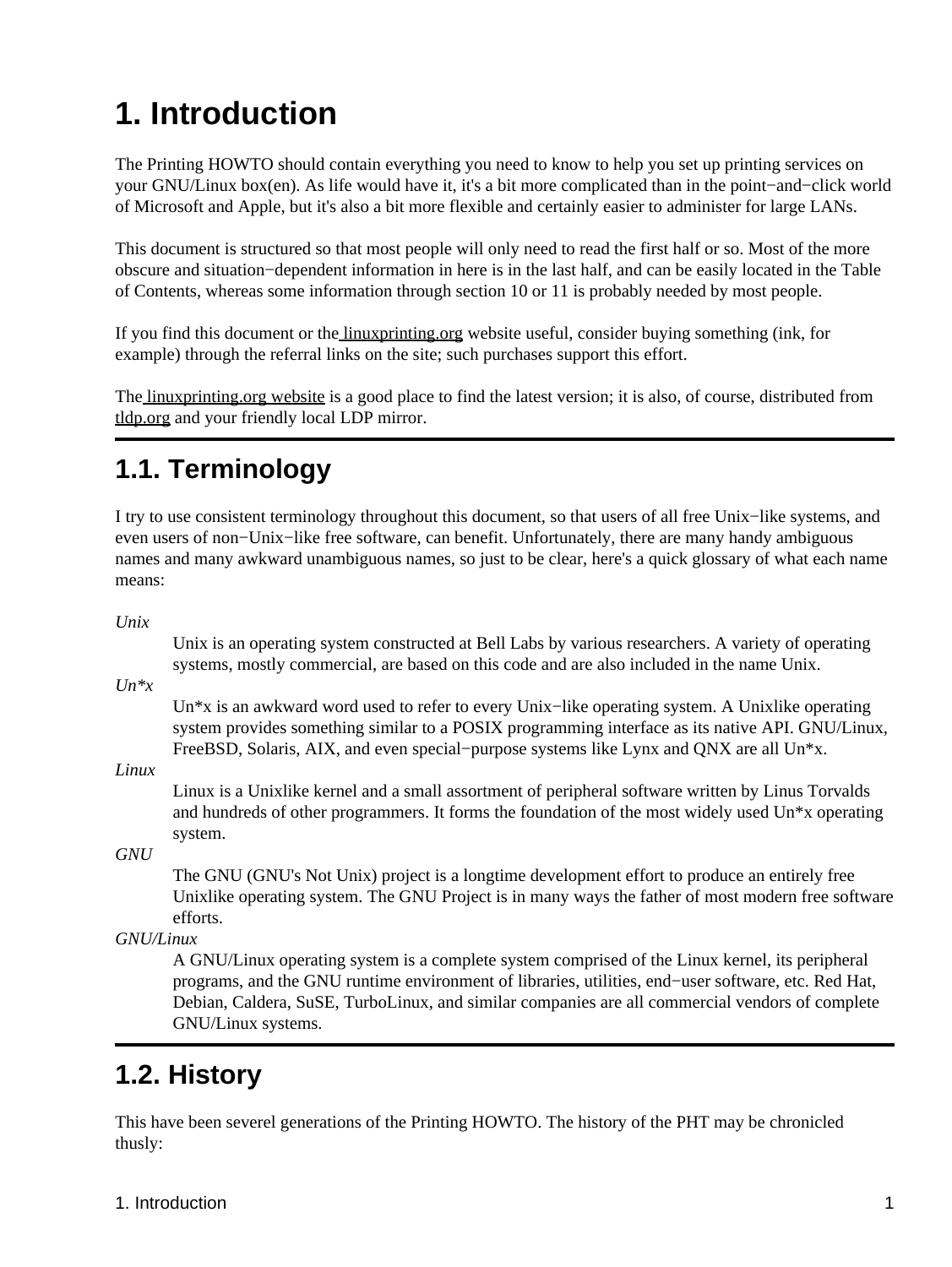# 1. Introduction

The Printing HOWTO should contain everything you need to know to help you set up printing services on your GNU/Linux box(en). As life would have it, it's a bit more complicated than in the point−and−click world of Microsoft and Apple, but it's also a bit more flexible and certainly easier to administer for large LANs.

This document is structured so that most people will only need to read the first half or so. Most of the more obscure and situation−dependent information in here is in the last half, and can be easily located in the Table of Contents, whereas some information through section 10 or 11 is probably needed by most people.

If you find this document or the linuxprinting.org website useful, consider buying something (ink, for example) through the referral links on the site; such purchases support this effort.

The linuxprinting.org website is a good place to find the latest version; it is also, of course, distributed from tldp.org and your friendly local LDP mirror.

## 1.1. Terminology

I try to use consistent terminology throughout this document, so that users of all free Unix−like systems, and even users of non−Unix−like free software, can benefit. Unfortunately, there are many handy ambiguous names and many awkward unambiguous names, so just to be clear, here's a quick glossary of what each name means:

*Unix*
: Unix is an operating system constructed at Bell Labs by various researchers. A variety of operating systems, mostly commercial, are based on this code and are also included in the name Unix.

*Un*x*
: Un*x is an awkward word used to refer to every Unix−like operating system. A Unixlike operating system provides something similar to a POSIX programming interface as its native API. GNU/Linux, FreeBSD, Solaris, AIX, and even special−purpose systems like Lynx and QNX are all Un*x.

*Linux*
: Linux is a Unixlike kernel and a small assortment of peripheral software written by Linus Torvalds and hundreds of other programmers. It forms the foundation of the most widely used Un*x operating system.

*GNU*
: The GNU (GNU's Not Unix) project is a longtime development effort to produce an entirely free Unixlike operating system. The GNU Project is in many ways the father of most modern free software efforts.

*GNU/Linux*
: A GNU/Linux operating system is a complete system comprised of the Linux kernel, its peripheral programs, and the GNU runtime environment of libraries, utilities, end−user software, etc. Red Hat, Debian, Caldera, SuSE, TurboLinux, and similar companies are all commercial vendors of complete GNU/Linux systems.

## 1.2. History

This have been severel generations of the Printing HOWTO. The history of the PHT may be chronicled thusly: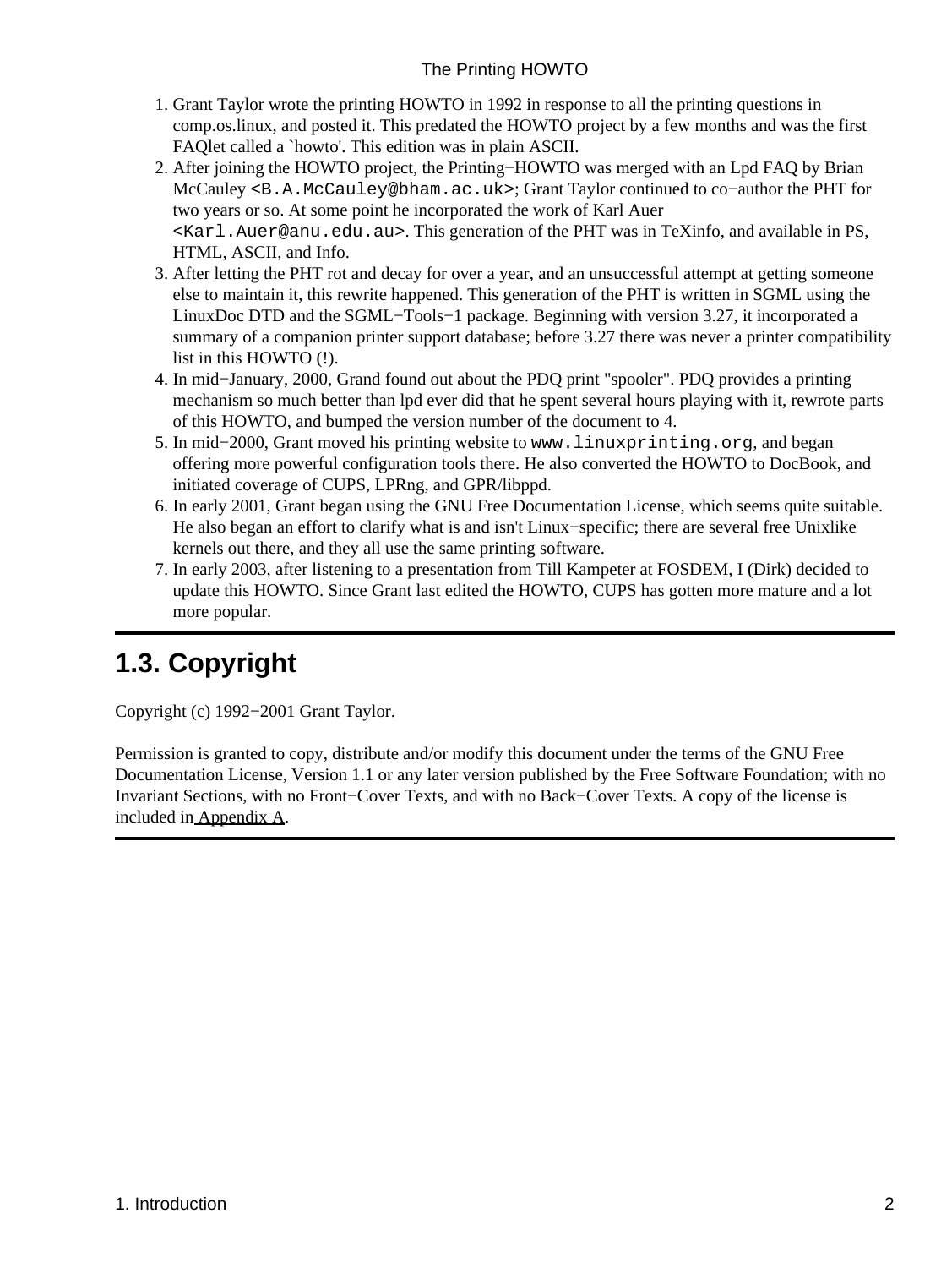1. Grant Taylor wrote the printing HOWTO in 1992 in response to all the printing questions in comp.os.linux, and posted it. This predated the HOWTO project by a few months and was the first FAQlet called a `howto'. This edition was in plain ASCII.
2. After joining the HOWTO project, the Printing−HOWTO was merged with an Lpd FAQ by Brian McCauley `<B.A.McCauley@bham.ac.uk>`; Grant Taylor continued to co−author the PHT for two years or so. At some point he incorporated the work of Karl Auer `<Karl.Auer@anu.edu.au>`. This generation of the PHT was in TeXinfo, and available in PS, HTML, ASCII, and Info.
3. After letting the PHT rot and decay for over a year, and an unsuccessful attempt at getting someone else to maintain it, this rewrite happened. This generation of the PHT is written in SGML using the LinuxDoc DTD and the SGML−Tools−1 package. Beginning with version 3.27, it incorporated a summary of a companion printer support database; before 3.27 there was never a printer compatibility list in this HOWTO (!).
4. In mid−January, 2000, Grand found out about the PDQ print "spooler". PDQ provides a printing mechanism so much better than lpd ever did that he spent several hours playing with it, rewrote parts of this HOWTO, and bumped the version number of the document to 4.
5. In mid−2000, Grant moved his printing website to `www.linuxprinting.org`, and began offering more powerful configuration tools there. He also converted the HOWTO to DocBook, and initiated coverage of CUPS, LPRng, and GPR/libppd.
6. In early 2001, Grant began using the GNU Free Documentation License, which seems quite suitable. He also began an effort to clarify what is and isn't Linux−specific; there are several free Unixlike kernels out there, and they all use the same printing software.
7. In early 2003, after listening to a presentation from Till Kampeter at FOSDEM, I (Dirk) decided to update this HOWTO. Since Grant last edited the HOWTO, CUPS has gotten more mature and a lot more popular.

## 1.3. Copyright

Copyright (c) 1992−2001 Grant Taylor.

Permission is granted to copy, distribute and/or modify this document under the terms of the GNU Free Documentation License, Version 1.1 or any later version published by the Free Software Foundation; with no Invariant Sections, with no Front−Cover Texts, and with no Back−Cover Texts. A copy of the license is included in Appendix A.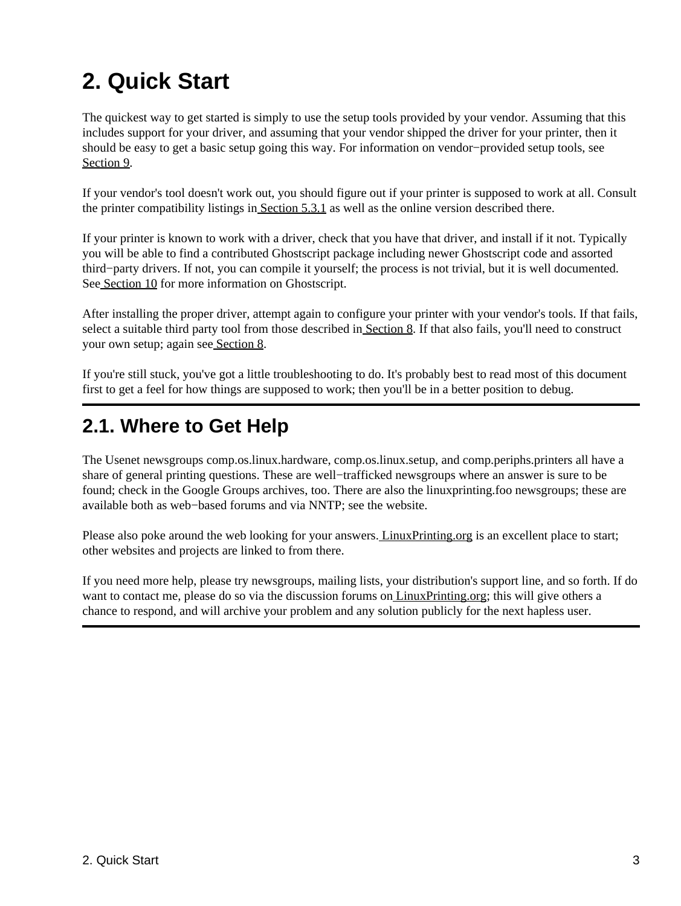# 2. Quick Start

The quickest way to get started is simply to use the setup tools provided by your vendor. Assuming that this includes support for your driver, and assuming that your vendor shipped the driver for your printer, then it should be easy to get a basic setup going this way. For information on vendor−provided setup tools, see Section 9.

If your vendor's tool doesn't work out, you should figure out if your printer is supposed to work at all. Consult the printer compatibility listings in Section 5.3.1 as well as the online version described there.

If your printer is known to work with a driver, check that you have that driver, and install if it not. Typically you will be able to find a contributed Ghostscript package including newer Ghostscript code and assorted third−party drivers. If not, you can compile it yourself; the process is not trivial, but it is well documented. See Section 10 for more information on Ghostscript.

After installing the proper driver, attempt again to configure your printer with your vendor's tools. If that fails, select a suitable third party tool from those described in Section 8. If that also fails, you'll need to construct your own setup; again see Section 8.

If you're still stuck, you've got a little troubleshooting to do. It's probably best to read most of this document first to get a feel for how things are supposed to work; then you'll be in a better position to debug.

## 2.1. Where to Get Help

The Usenet newsgroups comp.os.linux.hardware, comp.os.linux.setup, and comp.periphs.printers all have a share of general printing questions. These are well−trafficked newsgroups where an answer is sure to be found; check in the Google Groups archives, too. There are also the linuxprinting.foo newsgroups; these are available both as web−based forums and via NNTP; see the website.

Please also poke around the web looking for your answers. LinuxPrinting.org is an excellent place to start; other websites and projects are linked to from there.

If you need more help, please try newsgroups, mailing lists, your distribution's support line, and so forth. If do want to contact me, please do so via the discussion forums on LinuxPrinting.org; this will give others a chance to respond, and will archive your problem and any solution publicly for the next hapless user.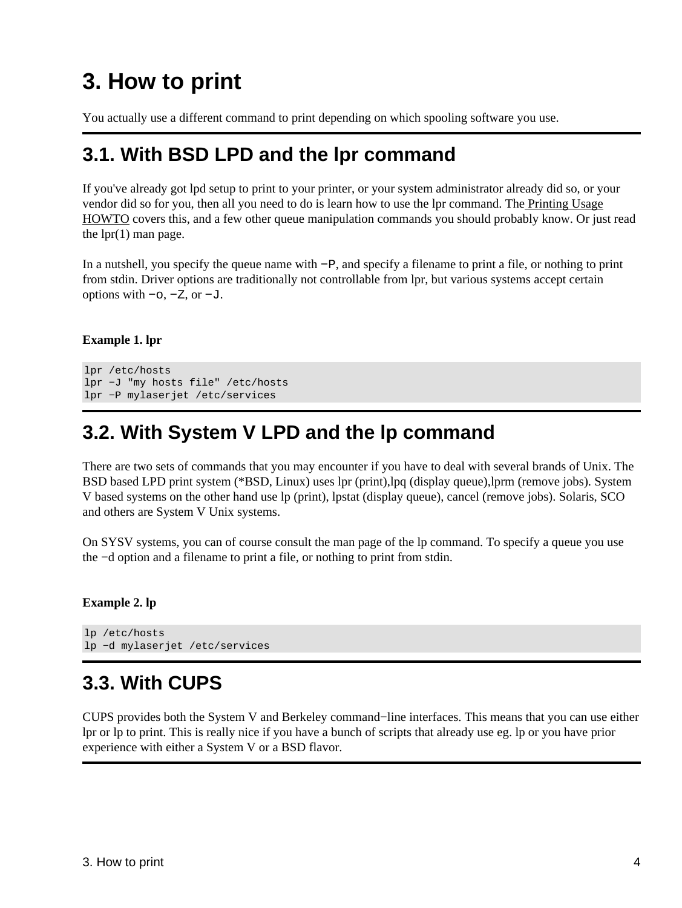# 3. How to print

You actually use a different command to print depending on which spooling software you use.

## 3.1. With BSD LPD and the lpr command

If you've already got lpd setup to print to your printer, or your system administrator already did so, or your vendor did so for you, then all you need to do is learn how to use the lpr command. The Printing Usage HOWTO covers this, and a few other queue manipulation commands you should probably know. Or just read the lpr(1) man page.

In a nutshell, you specify the queue name with `−P`, and specify a filename to print a file, or nothing to print from stdin. Driver options are traditionally not controllable from lpr, but various systems accept certain options with `−o`, `−Z`, or `−J`.

**Example 1. lpr**

```
lpr /etc/hosts
lpr −J "my hosts file" /etc/hosts
lpr −P mylaserjet /etc/services
```

## 3.2. With System V LPD and the lp command

There are two sets of commands that you may encounter if you have to deal with several brands of Unix. The BSD based LPD print system (*BSD, Linux) uses lpr (print),lpq (display queue),lprm (remove jobs). System V based systems on the other hand use lp (print), lpstat (display queue), cancel (remove jobs). Solaris, SCO and others are System V Unix systems.

On SYSV systems, you can of course consult the man page of the lp command. To specify a queue you use the −d option and a filename to print a file, or nothing to print from stdin.

**Example 2. lp**

```
lp /etc/hosts
lp −d mylaserjet /etc/services
```

## 3.3. With CUPS

CUPS provides both the System V and Berkeley command−line interfaces. This means that you can use either lpr or lp to print. This is really nice if you have a bunch of scripts that already use eg. lp or you have prior experience with either a System V or a BSD flavor.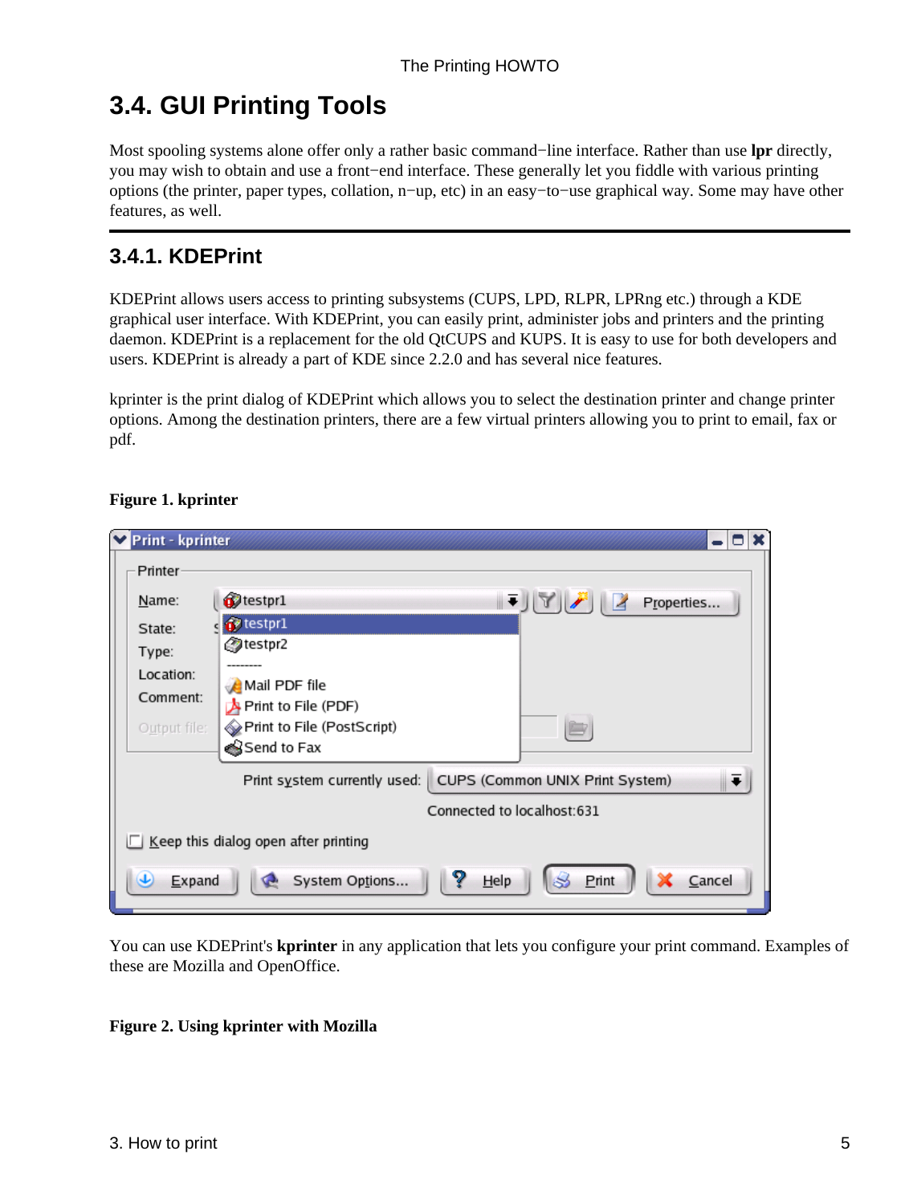## 3.4. GUI Printing Tools

Most spooling systems alone offer only a rather basic command−line interface. Rather than use **lpr** directly, you may wish to obtain and use a front−end interface. These generally let you fiddle with various printing options (the printer, paper types, collation, n−up, etc) in an easy−to−use graphical way. Some may have other features, as well.

### 3.4.1. KDEPrint

KDEPrint allows users access to printing subsystems (CUPS, LPD, RLPR, LPRng etc.) through a KDE graphical user interface. With KDEPrint, you can easily print, administer jobs and printers and the printing daemon. KDEPrint is a replacement for the old QtCUPS and KUPS. It is easy to use for both developers and users. KDEPrint is already a part of KDE since 2.2.0 and has several nice features.

kprinter is the print dialog of KDEPrint which allows you to select the destination printer and change printer options. Among the destination printers, there are a few virtual printers allowing you to print to email, fax or pdf.

**Figure 1. kprinter**

You can use KDEPrint's **kprinter** in any application that lets you configure your print command. Examples of these are Mozilla and OpenOffice.

**Figure 2. Using kprinter with Mozilla**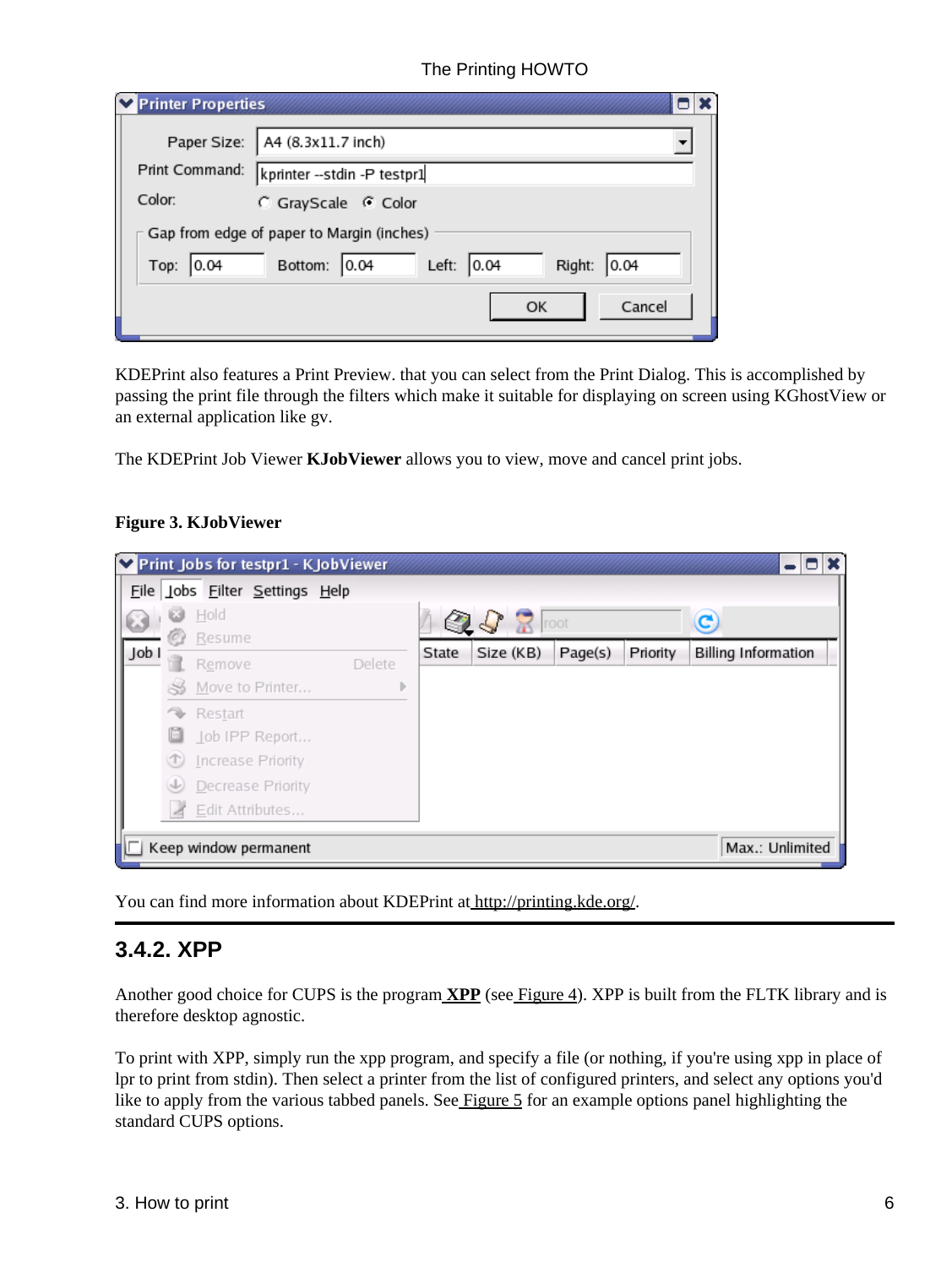KDEPrint also features a Print Preview. that you can select from the Print Dialog. This is accomplished by passing the print file through the filters which make it suitable for displaying on screen using KGhostView or an external application like gv.

The KDEPrint Job Viewer **KJobViewer** allows you to view, move and cancel print jobs.

**Figure 3. KJobViewer**

You can find more information about KDEPrint at http://printing.kde.org/.

## 3.4.2. XPP

Another good choice for CUPS is the program **XPP** (see Figure 4). XPP is built from the FLTK library and is therefore desktop agnostic.

To print with XPP, simply run the xpp program, and specify a file (or nothing, if you're using xpp in place of lpr to print from stdin). Then select a printer from the list of configured printers, and select any options you'd like to apply from the various tabbed panels. See Figure 5 for an example options panel highlighting the standard CUPS options.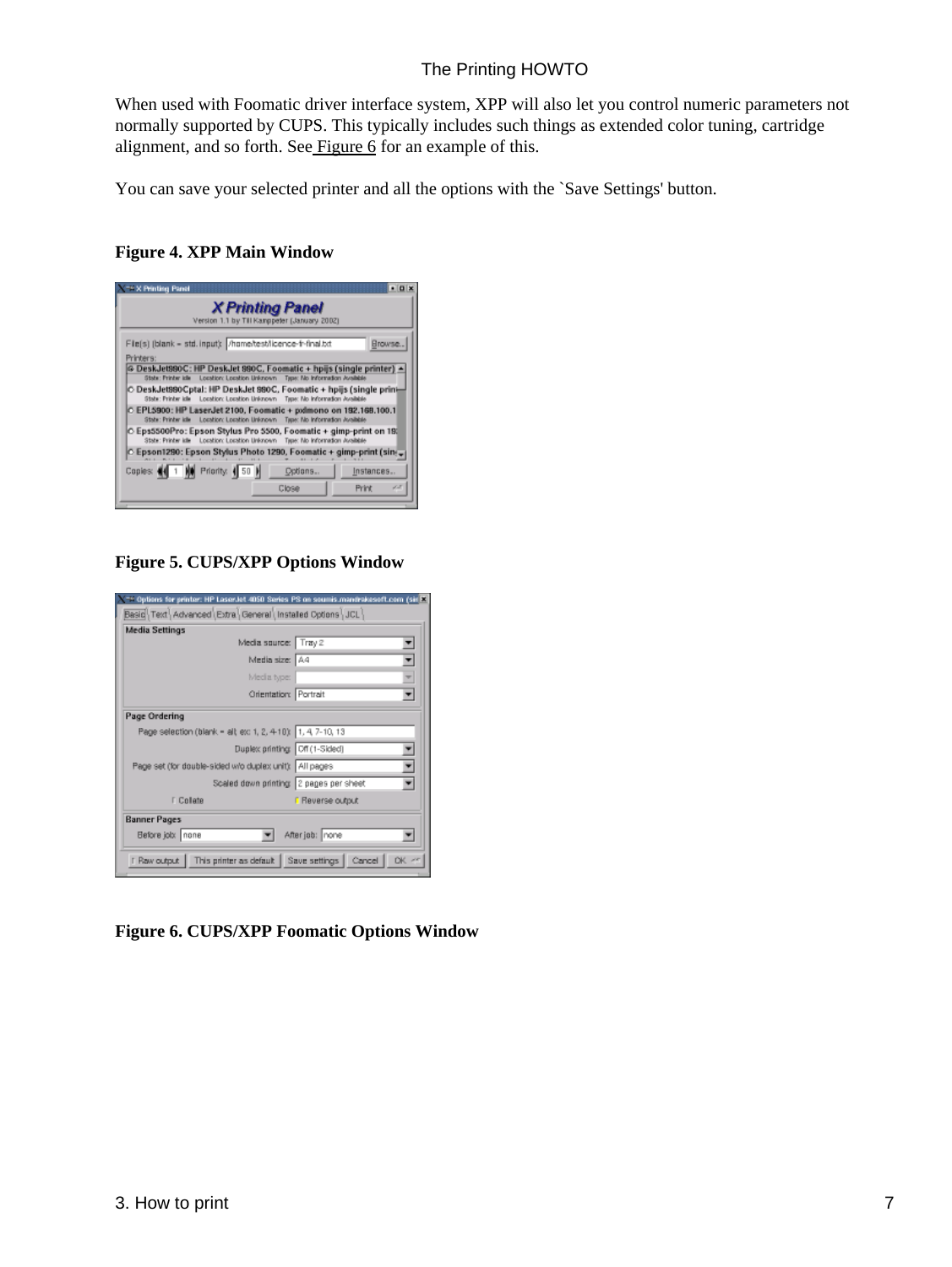When used with Foomatic driver interface system, XPP will also let you control numeric parameters not normally supported by CUPS. This typically includes such things as extended color tuning, cartridge alignment, and so forth. See Figure 6 for an example of this.

You can save your selected printer and all the options with the `Save Settings' button.

**Figure 4. XPP Main Window**

**Figure 5. CUPS/XPP Options Window**

**Figure 6. CUPS/XPP Foomatic Options Window**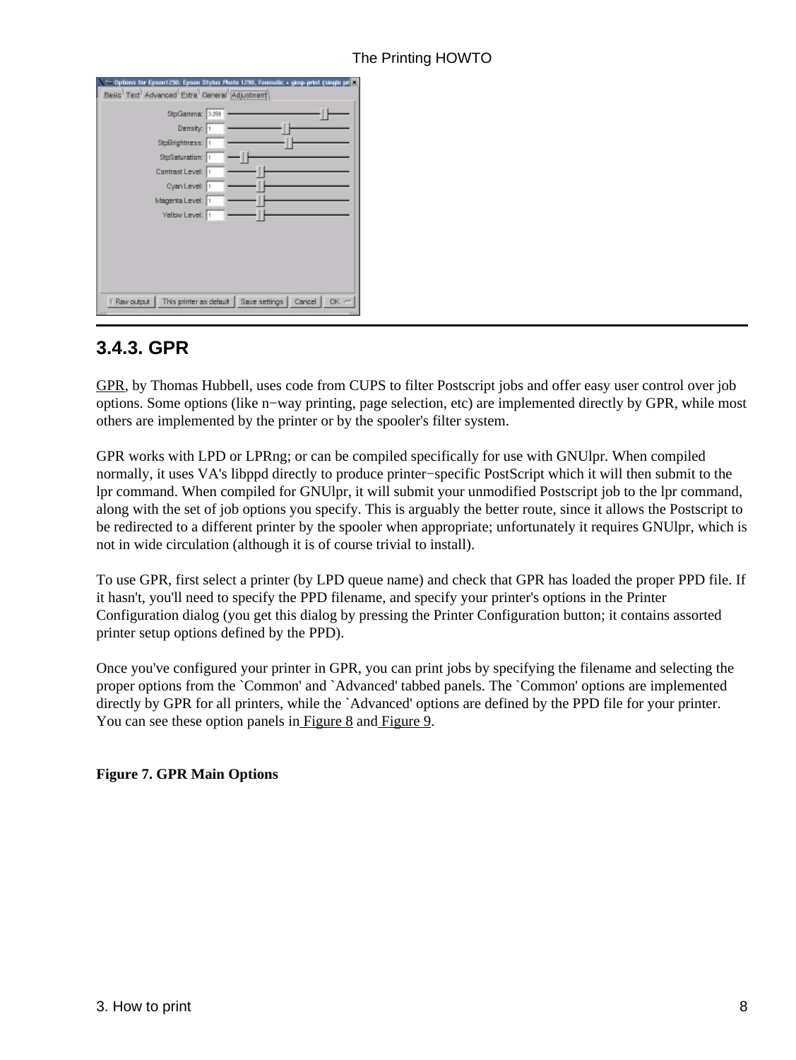### 3.4.3. GPR

GPR, by Thomas Hubbell, uses code from CUPS to filter Postscript jobs and offer easy user control over job options. Some options (like n−way printing, page selection, etc) are implemented directly by GPR, while most others are implemented by the printer or by the spooler's filter system.

GPR works with LPD or LPRng; or can be compiled specifically for use with GNUlpr. When compiled normally, it uses VA's libppd directly to produce printer−specific PostScript which it will then submit to the lpr command. When compiled for GNUlpr, it will submit your unmodified Postscript job to the lpr command, along with the set of job options you specify. This is arguably the better route, since it allows the Postscript to be redirected to a different printer by the spooler when appropriate; unfortunately it requires GNUlpr, which is not in wide circulation (although it is of course trivial to install).

To use GPR, first select a printer (by LPD queue name) and check that GPR has loaded the proper PPD file. If it hasn't, you'll need to specify the PPD filename, and specify your printer's options in the Printer Configuration dialog (you get this dialog by pressing the Printer Configuration button; it contains assorted printer setup options defined by the PPD).

Once you've configured your printer in GPR, you can print jobs by specifying the filename and selecting the proper options from the `Common' and `Advanced' tabbed panels. The `Common' options are implemented directly by GPR for all printers, while the `Advanced' options are defined by the PPD file for your printer. You can see these option panels in Figure 8 and Figure 9.

**Figure 7. GPR Main Options**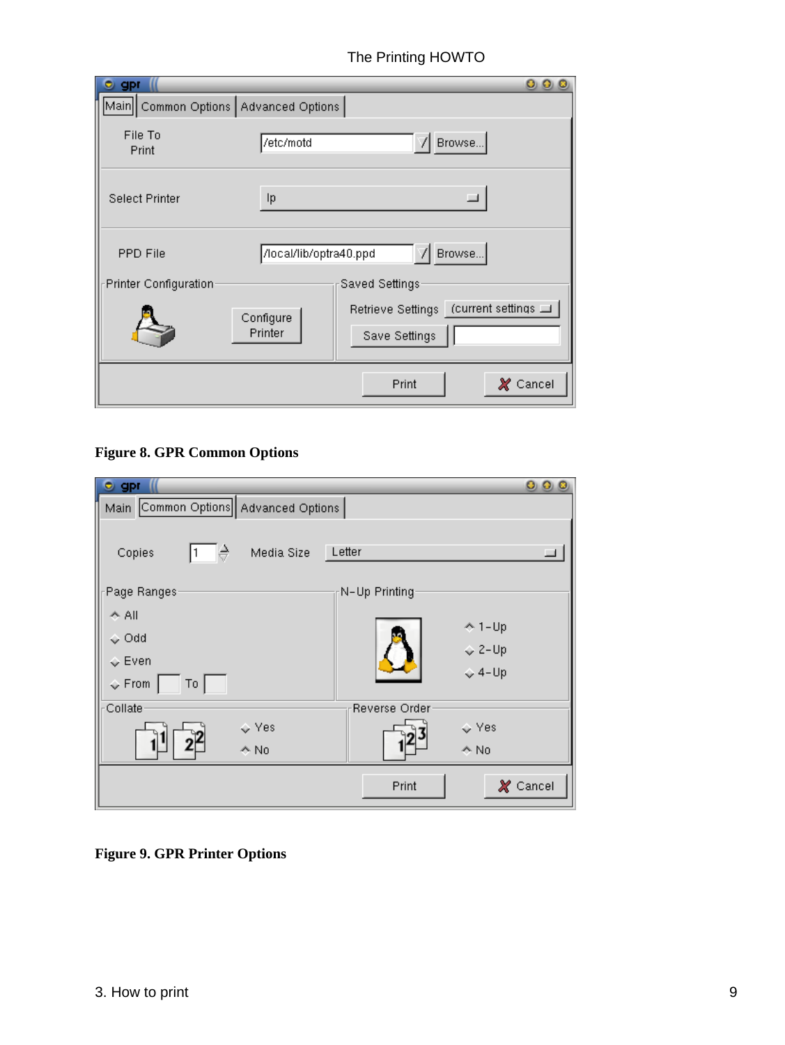Figure 8. GPR Common Options

Figure 9. GPR Printer Options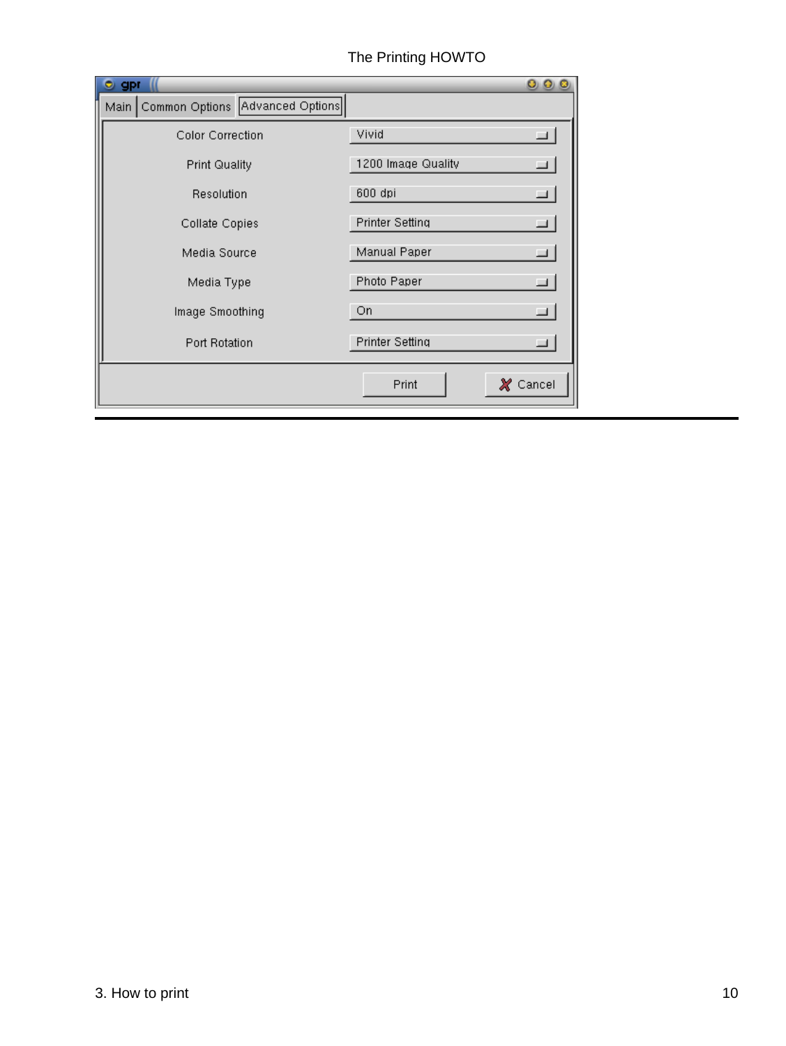gpr

Main | Common Options | Advanced Options

| | |
|---|---|
| Color Correction | Vivid |
| Print Quality | 1200 Image Quality |
| Resolution | 600 dpi |
| Collate Copies | Printer Setting |
| Media Source | Manual Paper |
| Media Type | Photo Paper |
| Image Smoothing | On |
| Port Rotation | Printer Setting |

Print

Cancel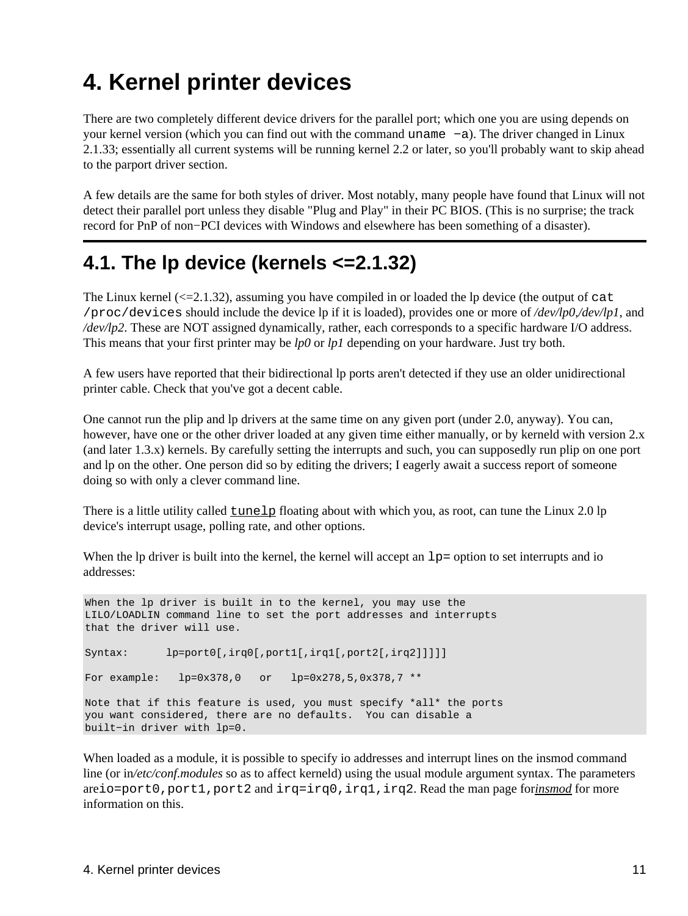# 4. Kernel printer devices

There are two completely different device drivers for the parallel port; which one you are using depends on your kernel version (which you can find out with the command `uname −a`). The driver changed in Linux 2.1.33; essentially all current systems will be running kernel 2.2 or later, so you'll probably want to skip ahead to the parport driver section.

A few details are the same for both styles of driver. Most notably, many people have found that Linux will not detect their parallel port unless they disable "Plug and Play" in their PC BIOS. (This is no surprise; the track record for PnP of non−PCI devices with Windows and elsewhere has been something of a disaster).

## 4.1. The lp device (kernels <=2.1.32)

The Linux kernel (<=2.1.32), assuming you have compiled in or loaded the lp device (the output of `cat /proc/devices` should include the device lp if it is loaded), provides one or more of */dev/lp0*,*/dev/lp1*, and */dev/lp2*. These are NOT assigned dynamically, rather, each corresponds to a specific hardware I/O address. This means that your first printer may be *lp0* or *lp1* depending on your hardware. Just try both.

A few users have reported that their bidirectional lp ports aren't detected if they use an older unidirectional printer cable. Check that you've got a decent cable.

One cannot run the plip and lp drivers at the same time on any given port (under 2.0, anyway). You can, however, have one or the other driver loaded at any given time either manually, or by kerneld with version 2.x (and later 1.3.x) kernels. By carefully setting the interrupts and such, you can supposedly run plip on one port and lp on the other. One person did so by editing the drivers; I eagerly await a success report of someone doing so with only a clever command line.

There is a little utility called `tunelp` floating about with which you, as root, can tune the Linux 2.0 lp device's interrupt usage, polling rate, and other options.

When the lp driver is built into the kernel, the kernel will accept an `lp=` option to set interrupts and io addresses:

```
When the lp driver is built in to the kernel, you may use the
LILO/LOADLIN command line to set the port addresses and interrupts
that the driver will use.

Syntax:      lp=port0[,irq0[,port1[,irq1[,port2[,irq2]]]]]

For example:   lp=0x378,0   or   lp=0x278,5,0x378,7 **

Note that if this feature is used, you must specify *all* the ports
you want considered, there are no defaults.  You can disable a
built−in driver with lp=0.
```

When loaded as a module, it is possible to specify io addresses and interrupt lines on the insmod command line (or in*/etc/conf.modules* so as to affect kerneld) using the usual module argument syntax. The parameters are`io=port0,port1,port2` and `irq=irq0,irq1,irq2`. Read the man page for*insmod* for more information on this.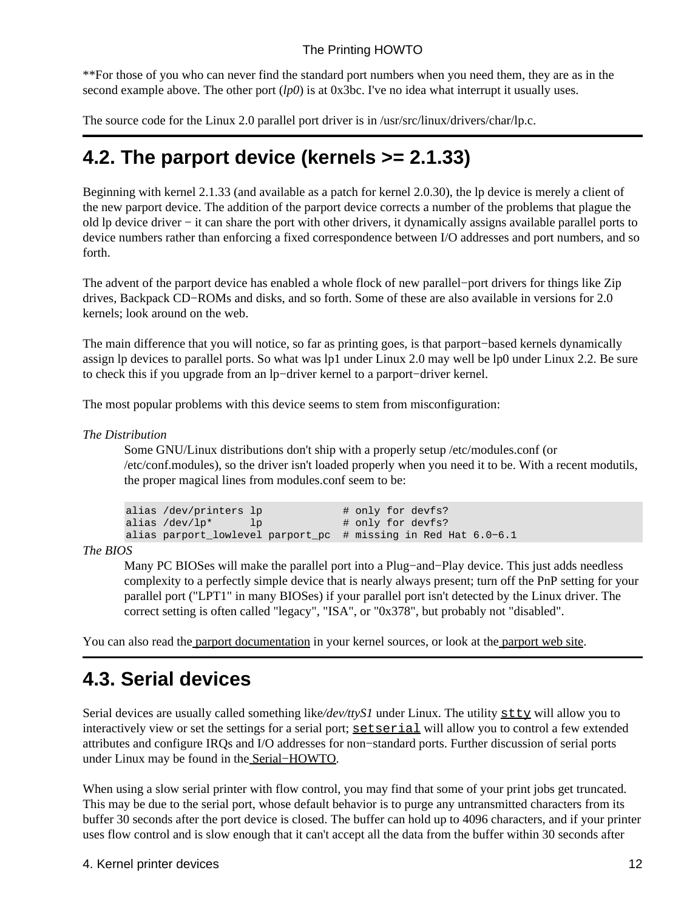**For those of you who can never find the standard port numbers when you need them, they are as in the second example above. The other port (*lp0*) is at 0x3bc. I've no idea what interrupt it usually uses.

The source code for the Linux 2.0 parallel port driver is in /usr/src/linux/drivers/char/lp.c.

## 4.2. The parport device (kernels >= 2.1.33)

Beginning with kernel 2.1.33 (and available as a patch for kernel 2.0.30), the lp device is merely a client of the new parport device. The addition of the parport device corrects a number of the problems that plague the old lp device driver − it can share the port with other drivers, it dynamically assigns available parallel ports to device numbers rather than enforcing a fixed correspondence between I/O addresses and port numbers, and so forth.

The advent of the parport device has enabled a whole flock of new parallel−port drivers for things like Zip drives, Backpack CD−ROMs and disks, and so forth. Some of these are also available in versions for 2.0 kernels; look around on the web.

The main difference that you will notice, so far as printing goes, is that parport−based kernels dynamically assign lp devices to parallel ports. So what was lp1 under Linux 2.0 may well be lp0 under Linux 2.2. Be sure to check this if you upgrade from an lp−driver kernel to a parport−driver kernel.

The most popular problems with this device seems to stem from misconfiguration:

*The Distribution*
: Some GNU/Linux distributions don't ship with a properly setup /etc/modules.conf (or /etc/conf.modules), so the driver isn't loaded properly when you need it to be. With a recent modutils, the proper magical lines from modules.conf seem to be:

```
alias /dev/printers lp             # only for devfs?
alias /dev/lp*      lp             # only for devfs?
alias parport_lowlevel parport_pc  # missing in Red Hat 6.0−6.1
```

*The BIOS*
: Many PC BIOSes will make the parallel port into a Plug−and−Play device. This just adds needless complexity to a perfectly simple device that is nearly always present; turn off the PnP setting for your parallel port ("LPT1" in many BIOSes) if your parallel port isn't detected by the Linux driver. The correct setting is often called "legacy", "ISA", or "0x378", but probably not "disabled".

You can also read the parport documentation in your kernel sources, or look at the parport web site.

## 4.3. Serial devices

Serial devices are usually called something like*/dev/ttyS1* under Linux. The utility `stty` will allow you to interactively view or set the settings for a serial port; `setserial` will allow you to control a few extended attributes and configure IRQs and I/O addresses for non−standard ports. Further discussion of serial ports under Linux may be found in the Serial−HOWTO.

When using a slow serial printer with flow control, you may find that some of your print jobs get truncated. This may be due to the serial port, whose default behavior is to purge any untransmitted characters from its buffer 30 seconds after the port device is closed. The buffer can hold up to 4096 characters, and if your printer uses flow control and is slow enough that it can't accept all the data from the buffer within 30 seconds after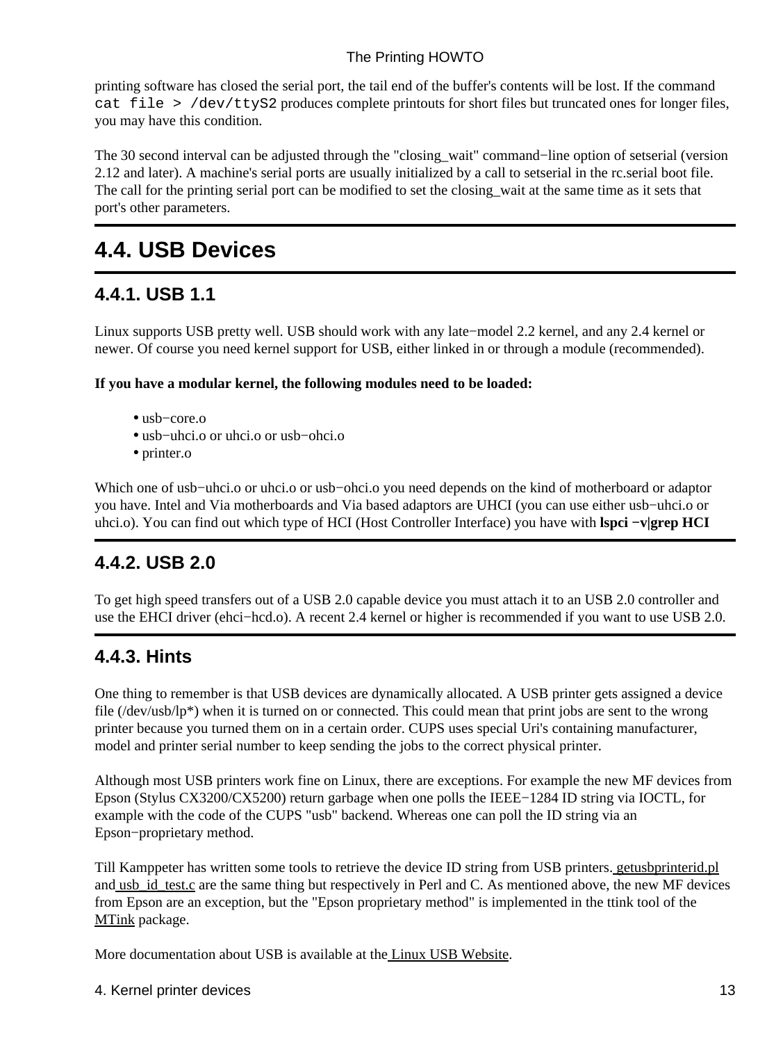printing software has closed the serial port, the tail end of the buffer's contents will be lost. If the command `cat file > /dev/ttyS2` produces complete printouts for short files but truncated ones for longer files, you may have this condition.

The 30 second interval can be adjusted through the "closing_wait" command−line option of setserial (version 2.12 and later). A machine's serial ports are usually initialized by a call to setserial in the rc.serial boot file. The call for the printing serial port can be modified to set the closing_wait at the same time as it sets that port's other parameters.

## 4.4. USB Devices

### 4.4.1. USB 1.1

Linux supports USB pretty well. USB should work with any late−model 2.2 kernel, and any 2.4 kernel or newer. Of course you need kernel support for USB, either linked in or through a module (recommended).

**If you have a modular kernel, the following modules need to be loaded:**

- usb−core.o
- usb−uhci.o or uhci.o or usb−ohci.o
- printer.o

Which one of usb−uhci.o or uhci.o or usb−ohci.o you need depends on the kind of motherboard or adaptor you have. Intel and Via motherboards and Via based adaptors are UHCI (you can use either usb−uhci.o or uhci.o). You can find out which type of HCI (Host Controller Interface) you have with **lspci −v|grep HCI**

### 4.4.2. USB 2.0

To get high speed transfers out of a USB 2.0 capable device you must attach it to an USB 2.0 controller and use the EHCI driver (ehci−hcd.o). A recent 2.4 kernel or higher is recommended if you want to use USB 2.0.

### 4.4.3. Hints

One thing to remember is that USB devices are dynamically allocated. A USB printer gets assigned a device file (/dev/usb/lp*) when it is turned on or connected. This could mean that print jobs are sent to the wrong printer because you turned them on in a certain order. CUPS uses special Uri's containing manufacturer, model and printer serial number to keep sending the jobs to the correct physical printer.

Although most USB printers work fine on Linux, there are exceptions. For example the new MF devices from Epson (Stylus CX3200/CX5200) return garbage when one polls the IEEE−1284 ID string via IOCTL, for example with the code of the CUPS "usb" backend. Whereas one can poll the ID string via an Epson−proprietary method.

Till Kamppeter has written some tools to retrieve the device ID string from USB printers. getusbprinterid.pl and usb_id_test.c are the same thing but respectively in Perl and C. As mentioned above, the new MF devices from Epson are an exception, but the "Epson proprietary method" is implemented in the ttink tool of the MTink package.

More documentation about USB is available at the Linux USB Website.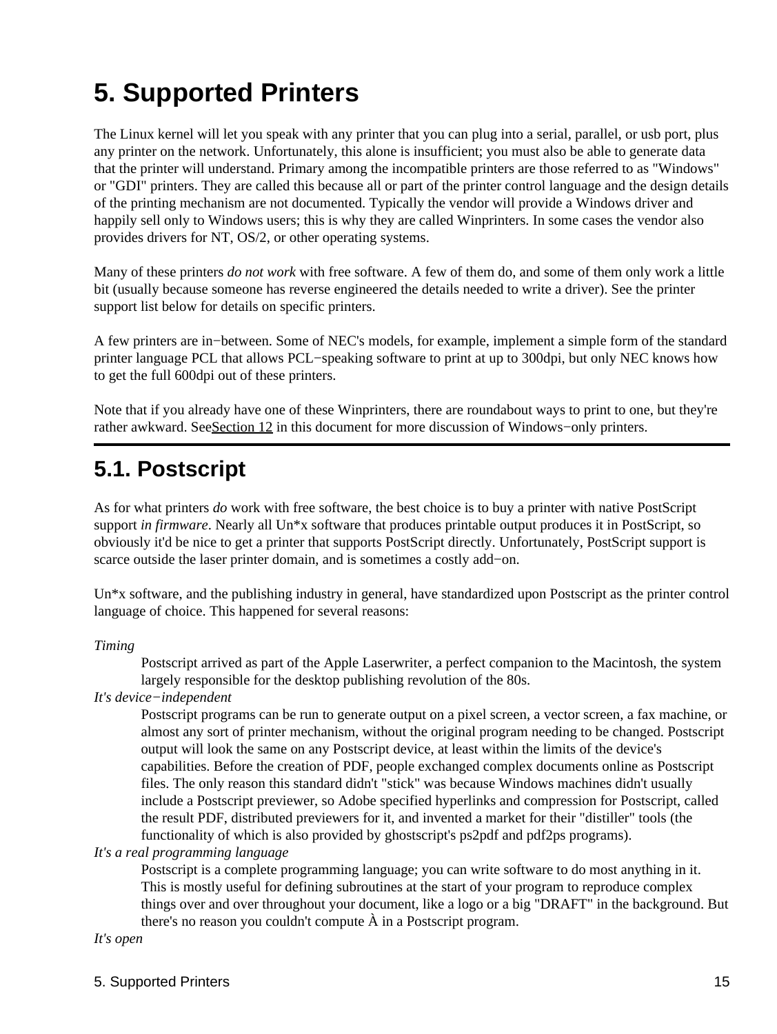# 5. Supported Printers

The Linux kernel will let you speak with any printer that you can plug into a serial, parallel, or usb port, plus any printer on the network. Unfortunately, this alone is insufficient; you must also be able to generate data that the printer will understand. Primary among the incompatible printers are those referred to as "Windows" or "GDI" printers. They are called this because all or part of the printer control language and the design details of the printing mechanism are not documented. Typically the vendor will provide a Windows driver and happily sell only to Windows users; this is why they are called Winprinters. In some cases the vendor also provides drivers for NT, OS/2, or other operating systems.

Many of these printers *do not work* with free software. A few of them do, and some of them only work a little bit (usually because someone has reverse engineered the details needed to write a driver). See the printer support list below for details on specific printers.

A few printers are in−between. Some of NEC's models, for example, implement a simple form of the standard printer language PCL that allows PCL−speaking software to print at up to 300dpi, but only NEC knows how to get the full 600dpi out of these printers.

Note that if you already have one of these Winprinters, there are roundabout ways to print to one, but they're rather awkward. SeeSection 12 in this document for more discussion of Windows−only printers.

## 5.1. Postscript

As for what printers *do* work with free software, the best choice is to buy a printer with native PostScript support *in firmware*. Nearly all Un*x software that produces printable output produces it in PostScript, so obviously it'd be nice to get a printer that supports PostScript directly. Unfortunately, PostScript support is scarce outside the laser printer domain, and is sometimes a costly add−on.

Un*x software, and the publishing industry in general, have standardized upon Postscript as the printer control language of choice. This happened for several reasons:

*Timing*
: Postscript arrived as part of the Apple Laserwriter, a perfect companion to the Macintosh, the system largely responsible for the desktop publishing revolution of the 80s.

*It's device−independent*
: Postscript programs can be run to generate output on a pixel screen, a vector screen, a fax machine, or almost any sort of printer mechanism, without the original program needing to be changed. Postscript output will look the same on any Postscript device, at least within the limits of the device's capabilities. Before the creation of PDF, people exchanged complex documents online as Postscript files. The only reason this standard didn't "stick" was because Windows machines didn't usually include a Postscript previewer, so Adobe specified hyperlinks and compression for Postscript, called the result PDF, distributed previewers for it, and invented a market for their "distiller" tools (the functionality of which is also provided by ghostscript's ps2pdf and pdf2ps programs).

*It's a real programming language*
: Postscript is a complete programming language; you can write software to do most anything in it. This is mostly useful for defining subroutines at the start of your program to reproduce complex things over and over throughout your document, like a logo or a big "DRAFT" in the background. But there's no reason you couldn't compute À in a Postscript program.

*It's open*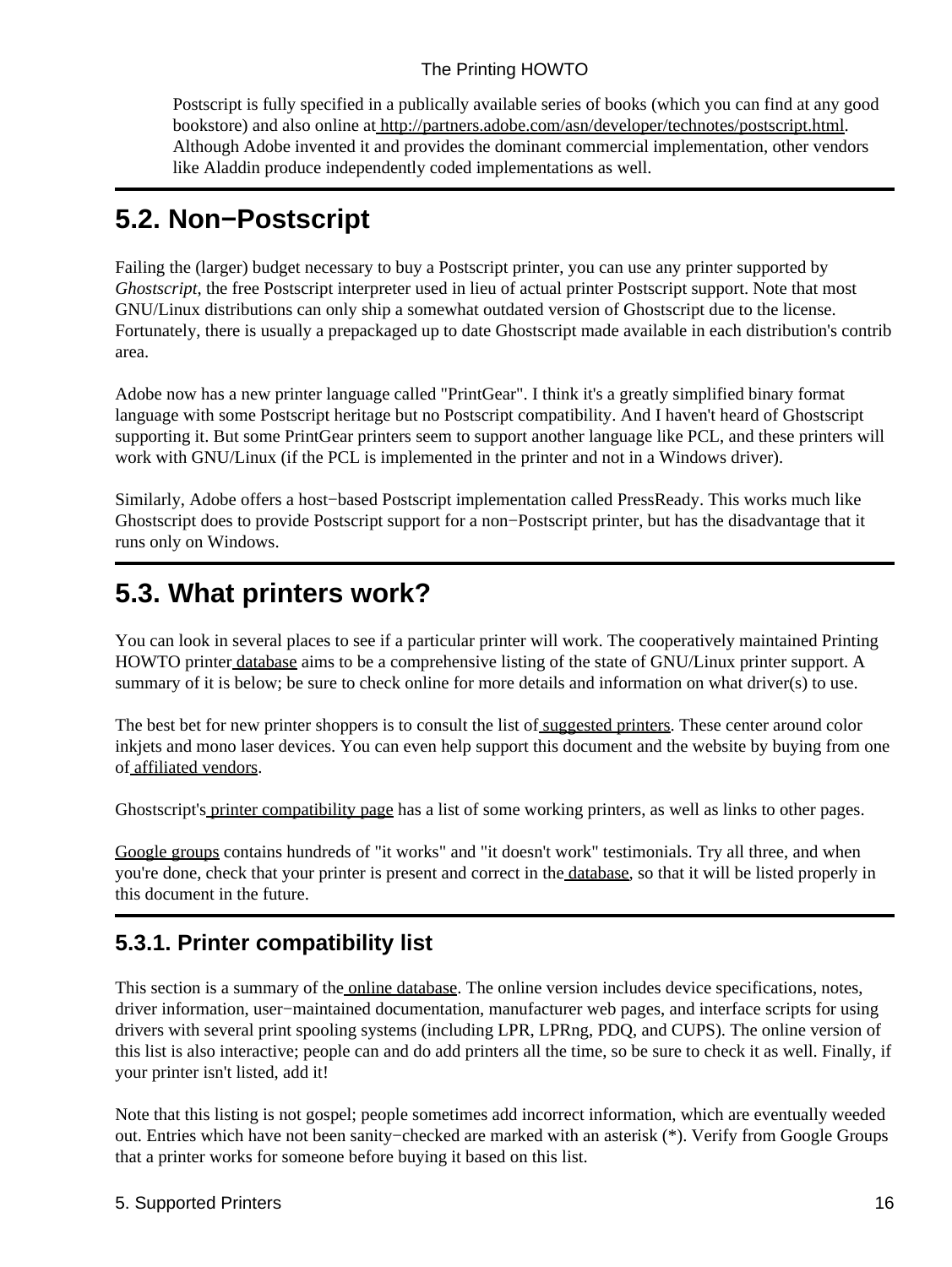Postscript is fully specified in a publically available series of books (which you can find at any good bookstore) and also online at http://partners.adobe.com/asn/developer/technotes/postscript.html. Although Adobe invented it and provides the dominant commercial implementation, other vendors like Aladdin produce independently coded implementations as well.

## 5.2. Non−Postscript

Failing the (larger) budget necessary to buy a Postscript printer, you can use any printer supported by *Ghostscript*, the free Postscript interpreter used in lieu of actual printer Postscript support. Note that most GNU/Linux distributions can only ship a somewhat outdated version of Ghostscript due to the license. Fortunately, there is usually a prepackaged up to date Ghostscript made available in each distribution's contrib area.

Adobe now has a new printer language called "PrintGear". I think it's a greatly simplified binary format language with some Postscript heritage but no Postscript compatibility. And I haven't heard of Ghostscript supporting it. But some PrintGear printers seem to support another language like PCL, and these printers will work with GNU/Linux (if the PCL is implemented in the printer and not in a Windows driver).

Similarly, Adobe offers a host−based Postscript implementation called PressReady. This works much like Ghostscript does to provide Postscript support for a non−Postscript printer, but has the disadvantage that it runs only on Windows.

## 5.3. What printers work?

You can look in several places to see if a particular printer will work. The cooperatively maintained Printing HOWTO printer database aims to be a comprehensive listing of the state of GNU/Linux printer support. A summary of it is below; be sure to check online for more details and information on what driver(s) to use.

The best bet for new printer shoppers is to consult the list of suggested printers. These center around color inkjets and mono laser devices. You can even help support this document and the website by buying from one of affiliated vendors.

Ghostscript's printer compatibility page has a list of some working printers, as well as links to other pages.

Google groups contains hundreds of "it works" and "it doesn't work" testimonials. Try all three, and when you're done, check that your printer is present and correct in the database, so that it will be listed properly in this document in the future.

### 5.3.1. Printer compatibility list

This section is a summary of the online database. The online version includes device specifications, notes, driver information, user−maintained documentation, manufacturer web pages, and interface scripts for using drivers with several print spooling systems (including LPR, LPRng, PDQ, and CUPS). The online version of this list is also interactive; people can and do add printers all the time, so be sure to check it as well. Finally, if your printer isn't listed, add it!

Note that this listing is not gospel; people sometimes add incorrect information, which are eventually weeded out. Entries which have not been sanity−checked are marked with an asterisk (*). Verify from Google Groups that a printer works for someone before buying it based on this list.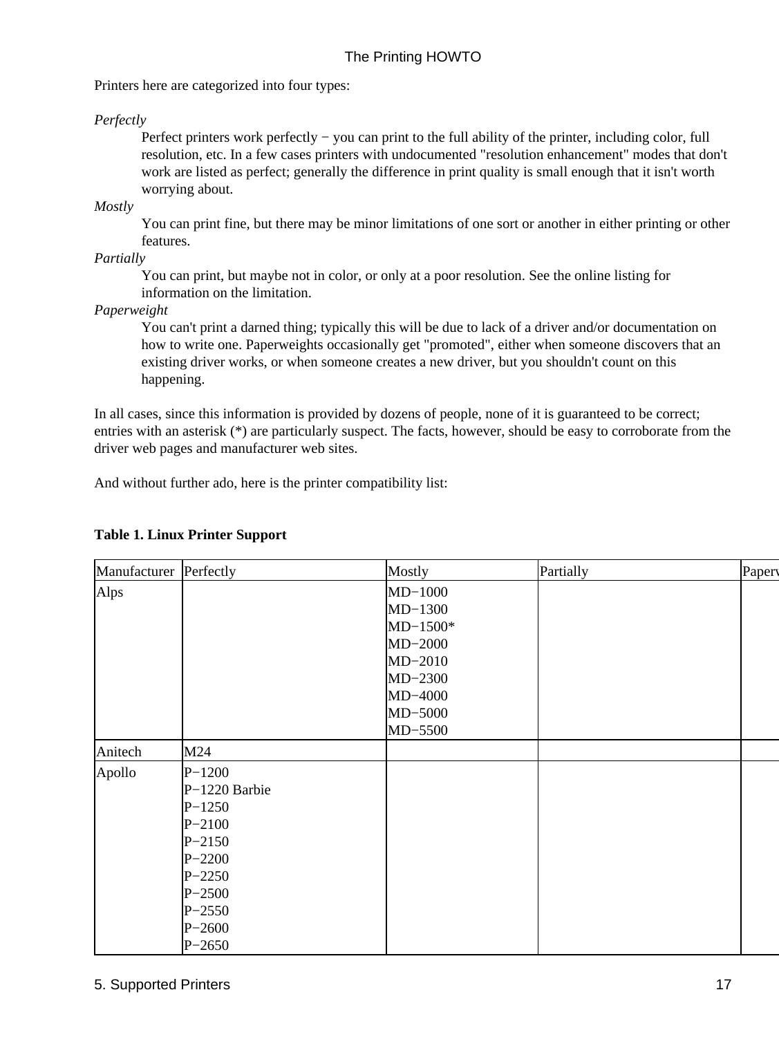Printers here are categorized into four types:

*Perfectly*
: Perfect printers work perfectly − you can print to the full ability of the printer, including color, full resolution, etc. In a few cases printers with undocumented "resolution enhancement" modes that don't work are listed as perfect; generally the difference in print quality is small enough that it isn't worth worrying about.

*Mostly*
: You can print fine, but there may be minor limitations of one sort or another in either printing or other features.

*Partially*
: You can print, but maybe not in color, or only at a poor resolution. See the online listing for information on the limitation.

*Paperweight*
: You can't print a darned thing; typically this will be due to lack of a driver and/or documentation on how to write one. Paperweights occasionally get "promoted", either when someone discovers that an existing driver works, or when someone creates a new driver, but you shouldn't count on this happening.

In all cases, since this information is provided by dozens of people, none of it is guaranteed to be correct; entries with an asterisk (*) are particularly suspect. The facts, however, should be easy to corroborate from the driver web pages and manufacturer web sites.

And without further ado, here is the printer compatibility list:

**Table 1. Linux Printer Support**

| Manufacturer | Perfectly | Mostly | Partially | Paperw |
|---|---|---|---|---|
| Alps | | MD−1000<br>MD−1300<br>MD−1500*<br>MD−2000<br>MD−2010<br>MD−2300<br>MD−4000<br>MD−5000<br>MD−5500 | | |
| Anitech | M24 | | | |
| Apollo | P−1200<br>P−1220 Barbie<br>P−1250<br>P−2100<br>P−2150<br>P−2200<br>P−2250<br>P−2500<br>P−2550<br>P−2600<br>P−2650 | | | |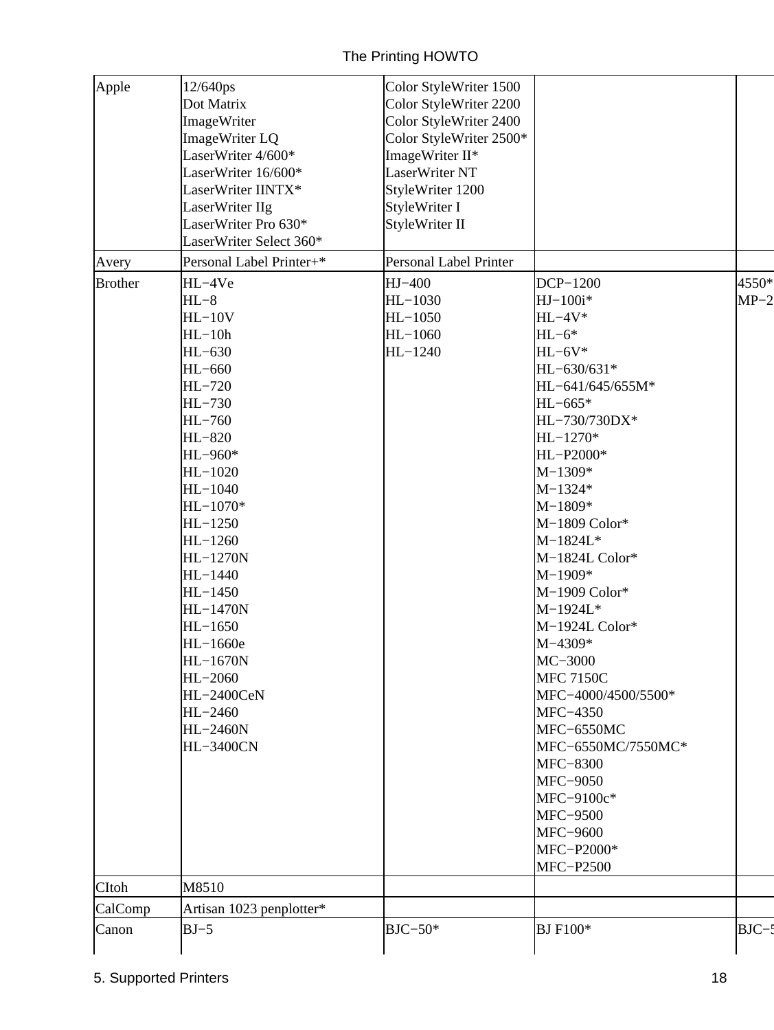| | | | | |
|---|---|---|---|---|
| Apple | 12/640ps<br>Dot Matrix<br>ImageWriter<br>ImageWriter LQ<br>LaserWriter 4/600*<br>LaserWriter 16/600*<br>LaserWriter IINTX*<br>LaserWriter IIg<br>LaserWriter Pro 630*<br>LaserWriter Select 360* | Color StyleWriter 1500<br>Color StyleWriter 2200<br>Color StyleWriter 2400<br>Color StyleWriter 2500*<br>ImageWriter II*<br>LaserWriter NT<br>StyleWriter 1200<br>StyleWriter I<br>StyleWriter II | | |
| Avery | Personal Label Printer+* | Personal Label Printer | | |
| Brother | HL−4Ve<br>HL−8<br>HL−10V<br>HL−10h<br>HL−630<br>HL−660<br>HL−720<br>HL−730<br>HL−760<br>HL−820<br>HL−960*<br>HL−1020<br>HL−1040<br>HL−1070*<br>HL−1250<br>HL−1260<br>HL−1270N<br>HL−1440<br>HL−1450<br>HL−1470N<br>HL−1650<br>HL−1660e<br>HL−1670N<br>HL−2060<br>HL−2400CeN<br>HL−2460<br>HL−2460N<br>HL−3400CN | HJ−400<br>HL−1030<br>HL−1050<br>HL−1060<br>HL−1240 | DCP−1200<br>HJ−100i*<br>HL−4V*<br>HL−6*<br>HL−6V*<br>HL−630/631*<br>HL−641/645/655M*<br>HL−665*<br>HL−730/730DX*<br>HL−1270*<br>HL−P2000*<br>M−1309*<br>M−1324*<br>M−1809*<br>M−1809 Color*<br>M−1824L*<br>M−1824L Color*<br>M−1909*<br>M−1909 Color*<br>M−1924L*<br>M−1924L Color*<br>M−4309*<br>MC−3000<br>MFC 7150C<br>MFC−4000/4500/5500*<br>MFC−4350<br>MFC−6550MC<br>MFC−6550MC/7550MC*<br>MFC−8300<br>MFC−9050<br>MFC−9100c*<br>MFC−9500<br>MFC−9600<br>MFC−P2000*<br>MFC−P2500 | 4550*<br>MP−2 |
| CItoh | M8510 | | | |
| CalComp | Artisan 1023 penplotter* | | | |
| Canon | BJ−5 | BJC−50* | BJ F100* | BJC−5 |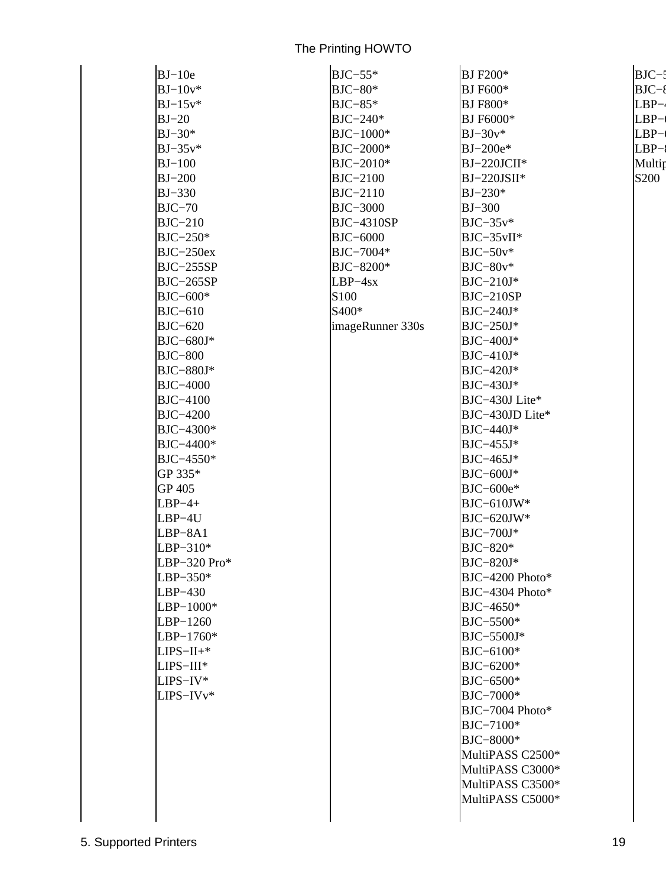| | | | | |
|---|---|---|---|---|
| | BJ−10e<br>BJ−10v*<br>BJ−15v*<br>BJ−20<br>BJ−30*<br>BJ−35v*<br>BJ−100<br>BJ−200<br>BJ−330<br>BJC−70<br>BJC−210<br>BJC−250*<br>BJC−250ex<br>BJC−255SP<br>BJC−265SP<br>BJC−600*<br>BJC−610<br>BJC−620<br>BJC−680J*<br>BJC−800<br>BJC−880J*<br>BJC−4000<br>BJC−4100<br>BJC−4200<br>BJC−4300*<br>BJC−4400*<br>BJC−4550*<br>GP 335*<br>GP 405<br>LBP−4+<br>LBP−4U<br>LBP−8A1<br>LBP−310*<br>LBP−320 Pro*<br>LBP−350*<br>LBP−430<br>LBP−1000*<br>LBP−1260<br>LBP−1760*<br>LIPS−II+*<br>LIPS−III*<br>LIPS−IV*<br>LIPS−IVv* | BJC−55*<br>BJC−80*<br>BJC−85*<br>BJC−240*<br>BJC−1000*<br>BJC−2000*<br>BJC−2010*<br>BJC−2100<br>BJC−2110<br>BJC−3000<br>BJC−4310SP<br>BJC−6000<br>BJC−7004*<br>BJC−8200*<br>LBP−4sx<br>S100<br>S400*<br>imageRunner 330s | BJ F200*<br>BJ F600*<br>BJ F800*<br>BJ F6000*<br>BJ−30v*<br>BJ−200e*<br>BJ−220JCII*<br>BJ−220JSII*<br>BJ−230*<br>BJ−300<br>BJC−35v*<br>BJC−35vII*<br>BJC−50v*<br>BJC−80v*<br>BJC−210J*<br>BJC−210SP<br>BJC−240J*<br>BJC−250J*<br>BJC−400J*<br>BJC−410J*<br>BJC−420J*<br>BJC−430J*<br>BJC−430J Lite*<br>BJC−430JD Lite*<br>BJC−440J*<br>BJC−455J*<br>BJC−465J*<br>BJC−600J*<br>BJC−600e*<br>BJC−610JW*<br>BJC−620JW*<br>BJC−700J*<br>BJC−820*<br>BJC−820J*<br>BJC−4200 Photo*<br>BJC−4304 Photo*<br>BJC−4650*<br>BJC−5500*<br>BJC−5500J*<br>BJC−6100*<br>BJC−6200*<br>BJC−6500*<br>BJC−7000*<br>BJC−7004 Photo*<br>BJC−7100*<br>BJC−8000*<br>MultiPASS C2500*<br>MultiPASS C3000*<br>MultiPASS C3500*<br>MultiPASS C5000* | BJC−5<br>BJC−8<br>LBP−4<br>LBP−6<br>LBP−6<br>LBP−8<br>Multip<br>S200 |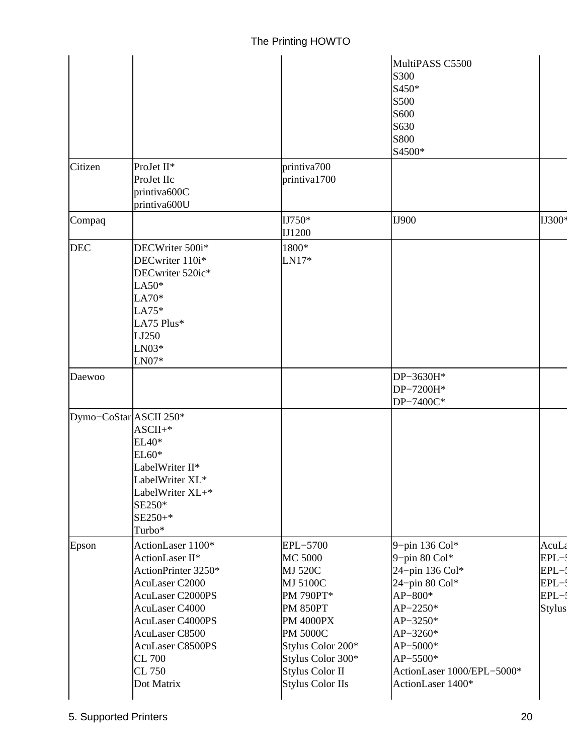| | | | | |
|---|---|---|---|---|
| | | | MultiPASS C5500<br>S300<br>S450*<br>S500<br>S600<br>S630<br>S800<br>S4500* | |
| Citizen | ProJet II*<br>ProJet IIc<br>printiva600C<br>printiva600U | printiva700<br>printiva1700 | | |
| Compaq | | IJ750*<br>IJ1200 | IJ900 | IJ300* |
| DEC | DECWriter 500i*<br>DECwriter 110i*<br>DECwriter 520ic*<br>LA50*<br>LA70*<br>LA75*<br>LA75 Plus*<br>LJ250<br>LN03*<br>LN07* | 1800*<br>LN17* | | |
| Daewoo | | | DP−3630H*<br>DP−7200H*<br>DP−7400C* | |
| Dymo−CoStar | ASCII 250*<br>ASCII+*<br>EL40*<br>EL60*<br>LabelWriter II*<br>LabelWriter XL*<br>LabelWriter XL+*<br>SE250*<br>SE250+*<br>Turbo* | | | |
| Epson | ActionLaser 1100*<br>ActionLaser II*<br>ActionPrinter 3250*<br>AcuLaser C2000<br>AcuLaser C2000PS<br>AcuLaser C4000<br>AcuLaser C4000PS<br>AcuLaser C8500<br>AcuLaser C8500PS<br>CL 700<br>CL 750<br>Dot Matrix | EPL−5700<br>MC 5000<br>MJ 520C<br>MJ 5100C<br>PM 790PT*<br>PM 850PT<br>PM 4000PX<br>PM 5000C<br>Stylus Color 200*<br>Stylus Color 300*<br>Stylus Color II<br>Stylus Color IIs | 9−pin 136 Col*<br>9−pin 80 Col*<br>24−pin 136 Col*<br>24−pin 80 Col*<br>AP−800*<br>AP−2250*<br>AP−3250*<br>AP−3260*<br>AP−5000*<br>AP−5500*<br>ActionLaser 1000/EPL−5000*<br>ActionLaser 1400* | AcuLa<br>EPL−5<br>EPL−5<br>EPL−5<br>EPL−5<br>Stylus |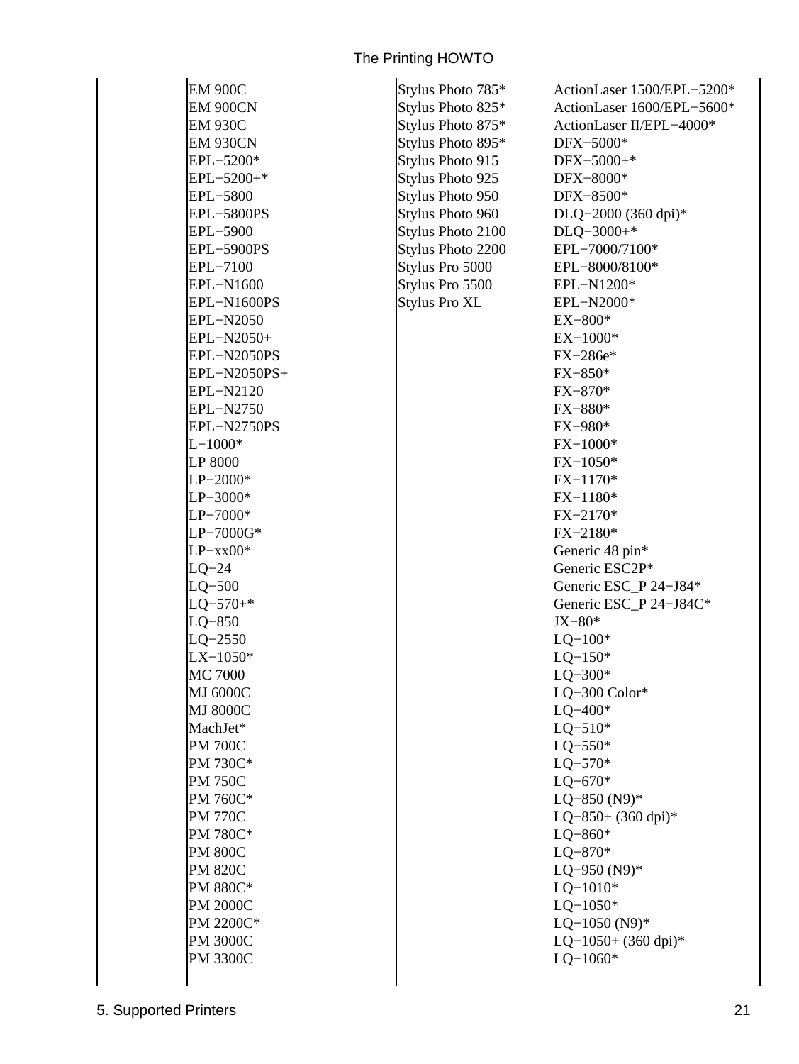| | | | |
|---|---|---|---|
| | EM 900C | Stylus Photo 785* | ActionLaser 1500/EPL−5200* |
| | EM 900CN | Stylus Photo 825* | ActionLaser 1600/EPL−5600* |
| | EM 930C | Stylus Photo 875* | ActionLaser II/EPL−4000* |
| | EM 930CN | Stylus Photo 895* | DFX−5000* |
| | EPL−5200* | Stylus Photo 915 | DFX−5000+* |
| | EPL−5200+* | Stylus Photo 925 | DFX−8000* |
| | EPL−5800 | Stylus Photo 950 | DFX−8500* |
| | EPL−5800PS | Stylus Photo 960 | DLQ−2000 (360 dpi)* |
| | EPL−5900 | Stylus Photo 2100 | DLQ−3000+* |
| | EPL−5900PS | Stylus Photo 2200 | EPL−7000/7100* |
| | EPL−7100 | Stylus Pro 5000 | EPL−8000/8100* |
| | EPL−N1600 | Stylus Pro 5500 | EPL−N1200* |
| | EPL−N1600PS | Stylus Pro XL | EPL−N2000* |
| | EPL−N2050 | | EX−800* |
| | EPL−N2050+ | | EX−1000* |
| | EPL−N2050PS | | FX−286e* |
| | EPL−N2050PS+ | | FX−850* |
| | EPL−N2120 | | FX−870* |
| | EPL−N2750 | | FX−880* |
| | EPL−N2750PS | | FX−980* |
| | L−1000* | | FX−1000* |
| | LP 8000 | | FX−1050* |
| | LP−2000* | | FX−1170* |
| | LP−3000* | | FX−1180* |
| | LP−7000* | | FX−2170* |
| | LP−7000G* | | FX−2180* |
| | LP−xx00* | | Generic 48 pin* |
| | LQ−24 | | Generic ESC2P* |
| | LQ−500 | | Generic ESC_P 24−J84* |
| | LQ−570+* | | Generic ESC_P 24−J84C* |
| | LQ−850 | | JX−80* |
| | LQ−2550 | | LQ−100* |
| | LX−1050* | | LQ−150* |
| | MC 7000 | | LQ−300* |
| | MJ 6000C | | LQ−300 Color* |
| | MJ 8000C | | LQ−400* |
| | MachJet* | | LQ−510* |
| | PM 700C | | LQ−550* |
| | PM 730C* | | LQ−570* |
| | PM 750C | | LQ−670* |
| | PM 760C* | | LQ−850 (N9)* |
| | PM 770C | | LQ−850+ (360 dpi)* |
| | PM 780C* | | LQ−860* |
| | PM 800C | | LQ−870* |
| | PM 820C | | LQ−950 (N9)* |
| | PM 880C* | | LQ−1010* |
| | PM 2000C | | LQ−1050* |
| | PM 2200C* | | LQ−1050 (N9)* |
| | PM 3000C | | LQ−1050+ (360 dpi)* |
| | PM 3300C | | LQ−1060* |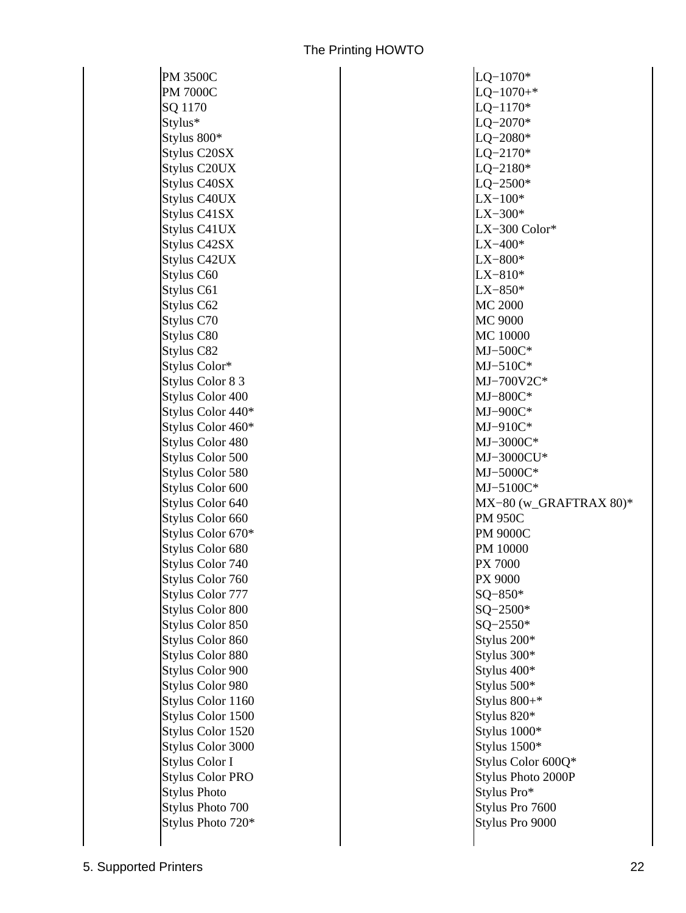| | | | |
|---|---|---|---|
| | PM 3500C | | LQ−1070* |
| | PM 7000C | | LQ−1070+* |
| | SQ 1170 | | LQ−1170* |
| | Stylus* | | LQ−2070* |
| | Stylus 800* | | LQ−2080* |
| | Stylus C20SX | | LQ−2170* |
| | Stylus C20UX | | LQ−2180* |
| | Stylus C40SX | | LQ−2500* |
| | Stylus C40UX | | LX−100* |
| | Stylus C41SX | | LX−300* |
| | Stylus C41UX | | LX−300 Color* |
| | Stylus C42SX | | LX−400* |
| | Stylus C42UX | | LX−800* |
| | Stylus C60 | | LX−810* |
| | Stylus C61 | | LX−850* |
| | Stylus C62 | | MC 2000 |
| | Stylus C70 | | MC 9000 |
| | Stylus C80 | | MC 10000 |
| | Stylus C82 | | MJ−500C* |
| | Stylus Color* | | MJ−510C* |
| | Stylus Color 8 3 | | MJ−700V2C* |
| | Stylus Color 400 | | MJ−800C* |
| | Stylus Color 440* | | MJ−900C* |
| | Stylus Color 460* | | MJ−910C* |
| | Stylus Color 480 | | MJ−3000C* |
| | Stylus Color 500 | | MJ−3000CU* |
| | Stylus Color 580 | | MJ−5000C* |
| | Stylus Color 600 | | MJ−5100C* |
| | Stylus Color 640 | | MX−80 (w_GRAFTRAX 80)* |
| | Stylus Color 660 | | PM 950C |
| | Stylus Color 670* | | PM 9000C |
| | Stylus Color 680 | | PM 10000 |
| | Stylus Color 740 | | PX 7000 |
| | Stylus Color 760 | | PX 9000 |
| | Stylus Color 777 | | SQ−850* |
| | Stylus Color 800 | | SQ−2500* |
| | Stylus Color 850 | | SQ−2550* |
| | Stylus Color 860 | | Stylus 200* |
| | Stylus Color 880 | | Stylus 300* |
| | Stylus Color 900 | | Stylus 400* |
| | Stylus Color 980 | | Stylus 500* |
| | Stylus Color 1160 | | Stylus 800+* |
| | Stylus Color 1500 | | Stylus 820* |
| | Stylus Color 1520 | | Stylus 1000* |
| | Stylus Color 3000 | | Stylus 1500* |
| | Stylus Color I | | Stylus Color 600Q* |
| | Stylus Color PRO | | Stylus Photo 2000P |
| | Stylus Photo | | Stylus Pro* |
| | Stylus Photo 700 | | Stylus Pro 7600 |
| | Stylus Photo 720* | | Stylus Pro 9000 |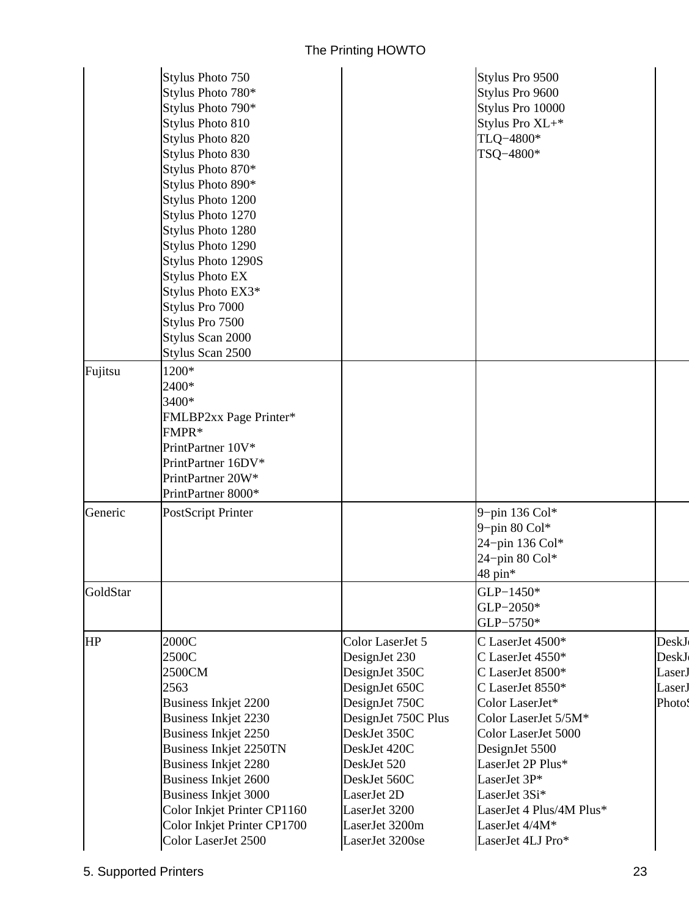| | | | | |
|---|---|---|---|---|
| | Stylus Photo 750<br>Stylus Photo 780*<br>Stylus Photo 790*<br>Stylus Photo 810<br>Stylus Photo 820<br>Stylus Photo 830<br>Stylus Photo 870*<br>Stylus Photo 890*<br>Stylus Photo 1200<br>Stylus Photo 1270<br>Stylus Photo 1280<br>Stylus Photo 1290<br>Stylus Photo 1290S<br>Stylus Photo EX<br>Stylus Photo EX3*<br>Stylus Pro 7000<br>Stylus Pro 7500<br>Stylus Scan 2000<br>Stylus Scan 2500 | | Stylus Pro 9500<br>Stylus Pro 9600<br>Stylus Pro 10000<br>Stylus Pro XL+*<br>TLQ−4800*<br>TSQ−4800* | |
| Fujitsu | 1200*<br>2400*<br>3400*<br>FMLBP2xx Page Printer*<br>FMPR*<br>PrintPartner 10V*<br>PrintPartner 16DV*<br>PrintPartner 20W*<br>PrintPartner 8000* | | | |
| Generic | PostScript Printer | | 9−pin 136 Col*<br>9−pin 80 Col*<br>24−pin 136 Col*<br>24−pin 80 Col*<br>48 pin* | |
| GoldStar | | | GLP−1450*<br>GLP−2050*<br>GLP−5750* | |
| HP | 2000C<br>2500C<br>2500CM<br>2563<br>Business Inkjet 2200<br>Business Inkjet 2230<br>Business Inkjet 2250<br>Business Inkjet 2250TN<br>Business Inkjet 2280<br>Business Inkjet 2600<br>Business Inkjet 3000<br>Color Inkjet Printer CP1160<br>Color Inkjet Printer CP1700<br>Color LaserJet 2500 | Color LaserJet 5<br>DesignJet 230<br>DesignJet 350C<br>DesignJet 650C<br>DesignJet 750C<br>DesignJet 750C Plus<br>DeskJet 350C<br>DeskJet 420C<br>DeskJet 520<br>DeskJet 560C<br>LaserJet 2D<br>LaserJet 3200<br>LaserJet 3200m<br>LaserJet 3200se | C LaserJet 4500*<br>C LaserJet 4550*<br>C LaserJet 8500*<br>C LaserJet 8550*<br>Color LaserJet*<br>Color LaserJet 5/5M*<br>Color LaserJet 5000<br>DesignJet 5500<br>LaserJet 2P Plus*<br>LaserJet 3P*<br>LaserJet 3Si*<br>LaserJet 4 Plus/4M Plus*<br>LaserJet 4/4M*<br>LaserJet 4LJ Pro* | DeskJ<br>DeskJ<br>LaserJ<br>LaserJ<br>PhotoS |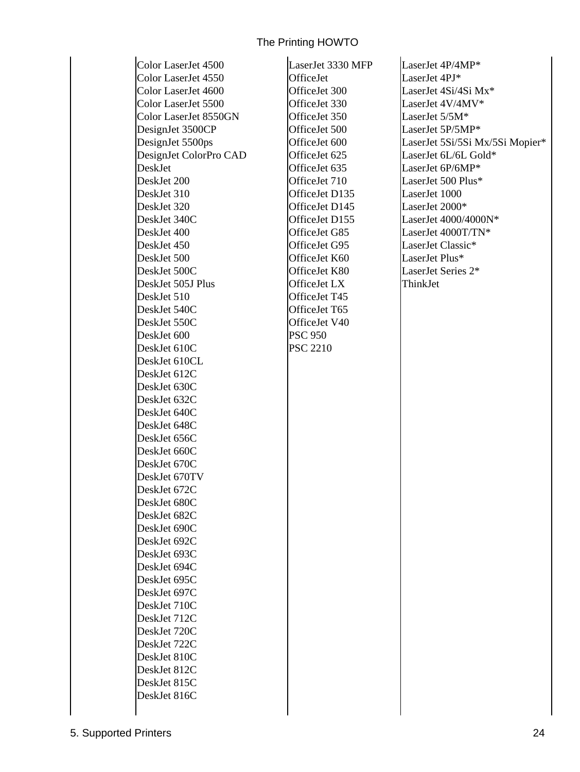| | | | |
|---|---|---|---|
| | Color LaserJet 4500 | LaserJet 3330 MFP | LaserJet 4P/4MP* |
| | Color LaserJet 4550 | OfficeJet | LaserJet 4PJ* |
| | Color LaserJet 4600 | OfficeJet 300 | LaserJet 4Si/4Si Mx* |
| | Color LaserJet 5500 | OfficeJet 330 | LaserJet 4V/4MV* |
| | Color LaserJet 8550GN | OfficeJet 350 | LaserJet 5/5M* |
| | DesignJet 3500CP | OfficeJet 500 | LaserJet 5P/5MP* |
| | DesignJet 5500ps | OfficeJet 600 | LaserJet 5Si/5Si Mx/5Si Mopier* |
| | DesignJet ColorPro CAD | OfficeJet 625 | LaserJet 6L/6L Gold* |
| | DeskJet | OfficeJet 635 | LaserJet 6P/6MP* |
| | DeskJet 200 | OfficeJet 710 | LaserJet 500 Plus* |
| | DeskJet 310 | OfficeJet D135 | LaserJet 1000 |
| | DeskJet 320 | OfficeJet D145 | LaserJet 2000* |
| | DeskJet 340C | OfficeJet D155 | LaserJet 4000/4000N* |
| | DeskJet 400 | OfficeJet G85 | LaserJet 4000T/TN* |
| | DeskJet 450 | OfficeJet G95 | LaserJet Classic* |
| | DeskJet 500 | OfficeJet K60 | LaserJet Plus* |
| | DeskJet 500C | OfficeJet K80 | LaserJet Series 2* |
| | DeskJet 505J Plus | OfficeJet LX | ThinkJet |
| | DeskJet 510 | OfficeJet T45 | |
| | DeskJet 540C | OfficeJet T65 | |
| | DeskJet 550C | OfficeJet V40 | |
| | DeskJet 600 | PSC 950 | |
| | DeskJet 610C | PSC 2210 | |
| | DeskJet 610CL | | |
| | DeskJet 612C | | |
| | DeskJet 630C | | |
| | DeskJet 632C | | |
| | DeskJet 640C | | |
| | DeskJet 648C | | |
| | DeskJet 656C | | |
| | DeskJet 660C | | |
| | DeskJet 670C | | |
| | DeskJet 670TV | | |
| | DeskJet 672C | | |
| | DeskJet 680C | | |
| | DeskJet 682C | | |
| | DeskJet 690C | | |
| | DeskJet 692C | | |
| | DeskJet 693C | | |
| | DeskJet 694C | | |
| | DeskJet 695C | | |
| | DeskJet 697C | | |
| | DeskJet 710C | | |
| | DeskJet 712C | | |
| | DeskJet 720C | | |
| | DeskJet 722C | | |
| | DeskJet 810C | | |
| | DeskJet 812C | | |
| | DeskJet 815C | | |
| | DeskJet 816C | | |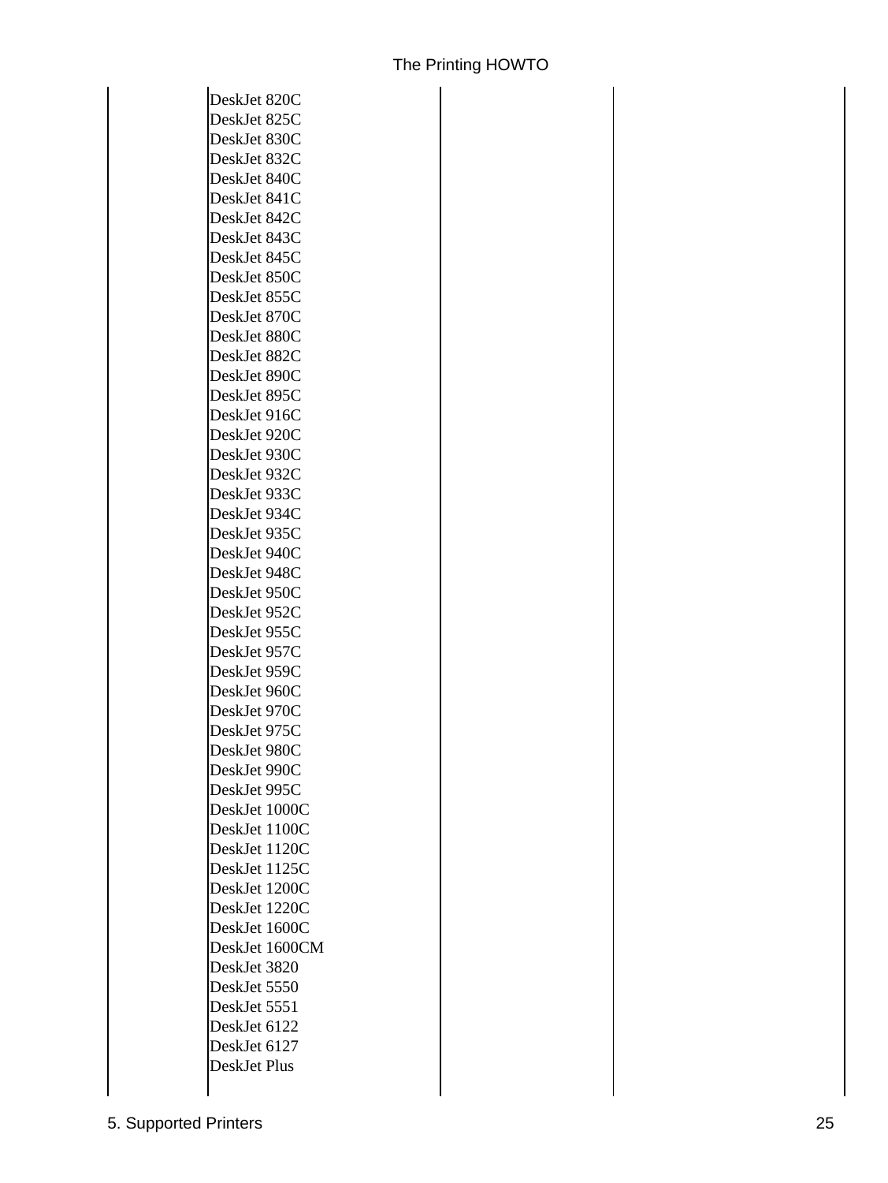| | | | |
|---|---|---|---|
| | DeskJet 820C<br>DeskJet 825C<br>DeskJet 830C<br>DeskJet 832C<br>DeskJet 840C<br>DeskJet 841C<br>DeskJet 842C<br>DeskJet 843C<br>DeskJet 845C<br>DeskJet 850C<br>DeskJet 855C<br>DeskJet 870C<br>DeskJet 880C<br>DeskJet 882C<br>DeskJet 890C<br>DeskJet 895C<br>DeskJet 916C<br>DeskJet 920C<br>DeskJet 930C<br>DeskJet 932C<br>DeskJet 933C<br>DeskJet 934C<br>DeskJet 935C<br>DeskJet 940C<br>DeskJet 948C<br>DeskJet 950C<br>DeskJet 952C<br>DeskJet 955C<br>DeskJet 957C<br>DeskJet 959C<br>DeskJet 960C<br>DeskJet 970C<br>DeskJet 975C<br>DeskJet 980C<br>DeskJet 990C<br>DeskJet 995C<br>DeskJet 1000C<br>DeskJet 1100C<br>DeskJet 1120C<br>DeskJet 1125C<br>DeskJet 1200C<br>DeskJet 1220C<br>DeskJet 1600C<br>DeskJet 1600CM<br>DeskJet 3820<br>DeskJet 5550<br>DeskJet 5551<br>DeskJet 6122<br>DeskJet 6127<br>DeskJet Plus | | |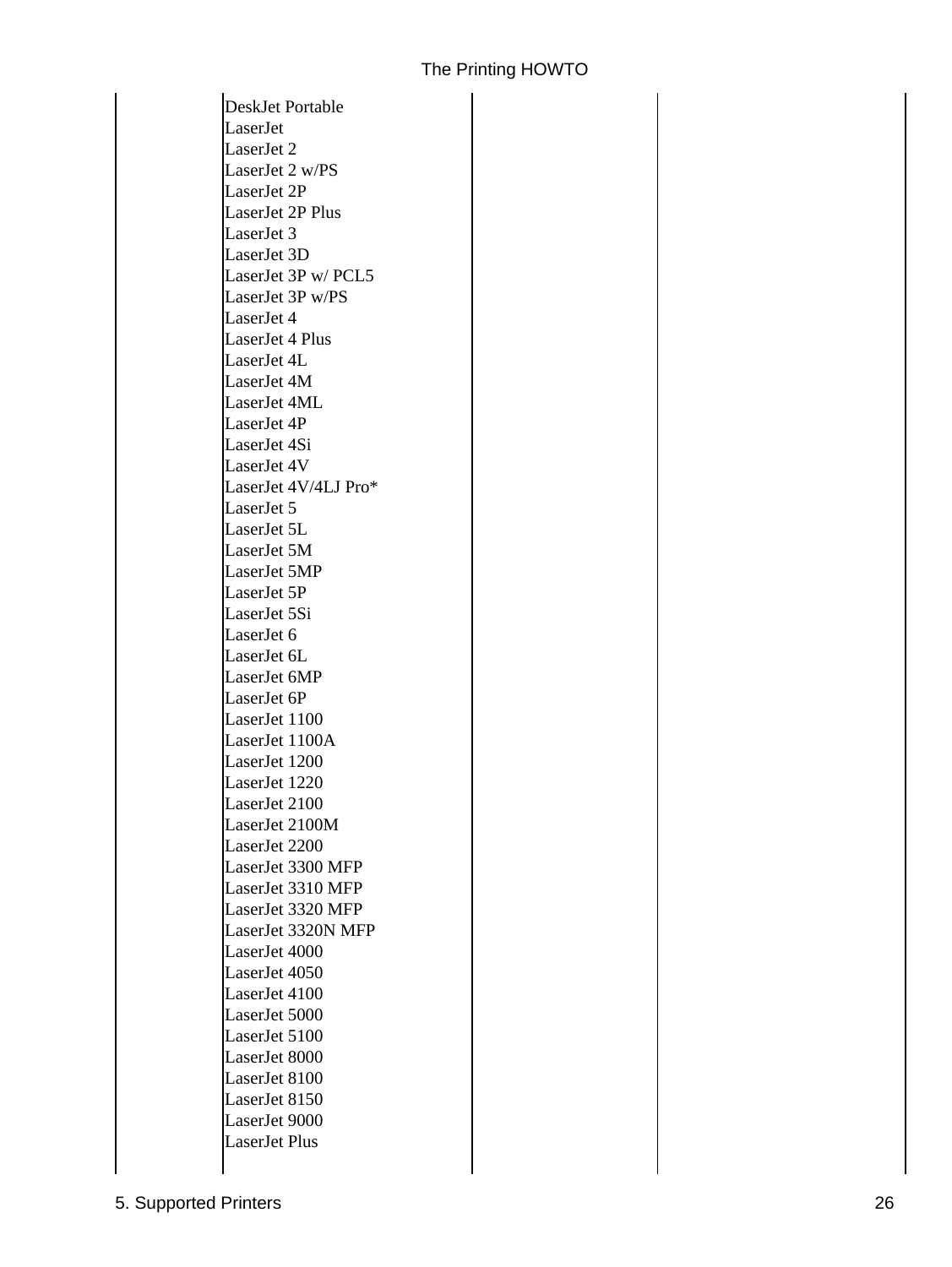| | | | |
|---|---|---|---|
| | DeskJet Portable<br>LaserJet<br>LaserJet 2<br>LaserJet 2 w/PS<br>LaserJet 2P<br>LaserJet 2P Plus<br>LaserJet 3<br>LaserJet 3D<br>LaserJet 3P w/ PCL5<br>LaserJet 3P w/PS<br>LaserJet 4<br>LaserJet 4 Plus<br>LaserJet 4L<br>LaserJet 4M<br>LaserJet 4ML<br>LaserJet 4P<br>LaserJet 4Si<br>LaserJet 4V<br>LaserJet 4V/4LJ Pro*<br>LaserJet 5<br>LaserJet 5L<br>LaserJet 5M<br>LaserJet 5MP<br>LaserJet 5P<br>LaserJet 5Si<br>LaserJet 6<br>LaserJet 6L<br>LaserJet 6MP<br>LaserJet 6P<br>LaserJet 1100<br>LaserJet 1100A<br>LaserJet 1200<br>LaserJet 1220<br>LaserJet 2100<br>LaserJet 2100M<br>LaserJet 2200<br>LaserJet 3300 MFP<br>LaserJet 3310 MFP<br>LaserJet 3320 MFP<br>LaserJet 3320N MFP<br>LaserJet 4000<br>LaserJet 4050<br>LaserJet 4100<br>LaserJet 5000<br>LaserJet 5100<br>LaserJet 8000<br>LaserJet 8100<br>LaserJet 8150<br>LaserJet 9000<br>LaserJet Plus | | |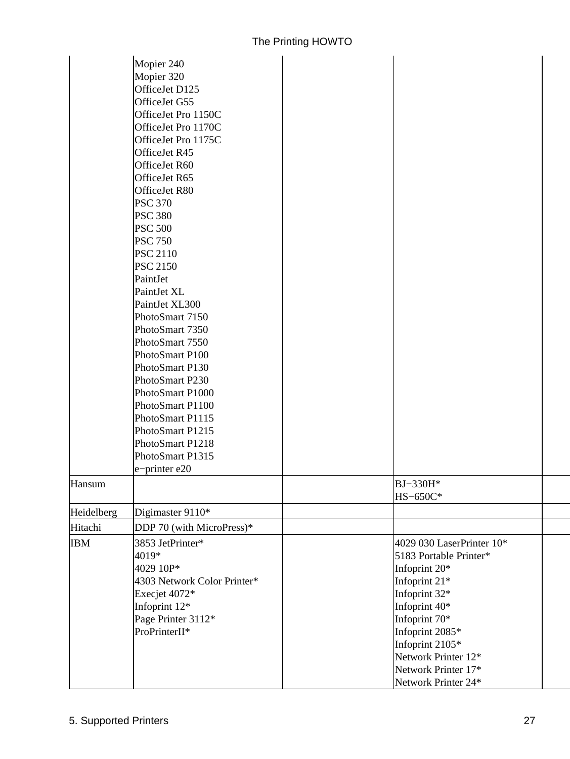| | | | | |
|---|---|---|---|---|
| | Mopier 240<br>Mopier 320<br>OfficeJet D125<br>OfficeJet G55<br>OfficeJet Pro 1150C<br>OfficeJet Pro 1170C<br>OfficeJet Pro 1175C<br>OfficeJet R45<br>OfficeJet R60<br>OfficeJet R65<br>OfficeJet R80<br>PSC 370<br>PSC 380<br>PSC 500<br>PSC 750<br>PSC 2110<br>PSC 2150<br>PaintJet<br>PaintJet XL<br>PaintJet XL300<br>PhotoSmart 7150<br>PhotoSmart 7350<br>PhotoSmart 7550<br>PhotoSmart P100<br>PhotoSmart P130<br>PhotoSmart P230<br>PhotoSmart P1000<br>PhotoSmart P1100<br>PhotoSmart P1115<br>PhotoSmart P1215<br>PhotoSmart P1218<br>PhotoSmart P1315<br>e−printer e20 | | | |
| Hansum | | | BJ−330H*<br>HS−650C* | |
| Heidelberg | Digimaster 9110* | | | |
| Hitachi | DDP 70 (with MicroPress)* | | | |
| IBM | 3853 JetPrinter*<br>4019*<br>4029 10P*<br>4303 Network Color Printer*<br>Execjet 4072*<br>Infoprint 12*<br>Page Printer 3112*<br>ProPrinterII* | | 4029 030 LaserPrinter 10*<br>5183 Portable Printer*<br>Infoprint 20*<br>Infoprint 21*<br>Infoprint 32*<br>Infoprint 40*<br>Infoprint 70*<br>Infoprint 2085*<br>Infoprint 2105*<br>Network Printer 12*<br>Network Printer 17*<br>Network Printer 24* | |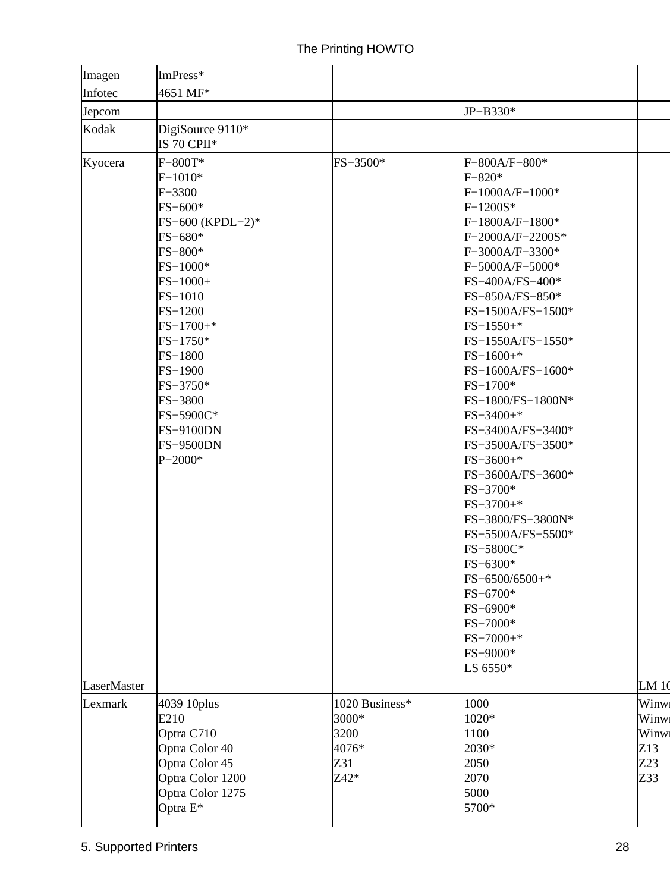| | | | | |
|---|---|---|---|---|
| Imagen | ImPress* | | | |
| Infotec | 4651 MF* | | | |
| Jepcom | | | JP−B330* | |
| Kodak | DigiSource 9110*<br>IS 70 CPII* | | | |
| Kyocera | F−800T*<br>F−1010*<br>F−3300<br>FS−600*<br>FS−600 (KPDL−2)*<br>FS−680*<br>FS−800*<br>FS−1000*<br>FS−1000+<br>FS−1010<br>FS−1200<br>FS−1700+*<br>FS−1750*<br>FS−1800<br>FS−1900<br>FS−3750*<br>FS−3800<br>FS−5900C*<br>FS−9100DN<br>FS−9500DN<br>P−2000* | FS−3500* | F−800A/F−800*<br>F−820*<br>F−1000A/F−1000*<br>F−1200S*<br>F−1800A/F−1800*<br>F−2000A/F−2200S*<br>F−3000A/F−3300*<br>F−5000A/F−5000*<br>FS−400A/FS−400*<br>FS−850A/FS−850*<br>FS−1500A/FS−1500*<br>FS−1550+*<br>FS−1550A/FS−1550*<br>FS−1600+*<br>FS−1600A/FS−1600*<br>FS−1700*<br>FS−1800/FS−1800N*<br>FS−3400+*<br>FS−3400A/FS−3400*<br>FS−3500A/FS−3500*<br>FS−3600+*<br>FS−3600A/FS−3600*<br>FS−3700*<br>FS−3700+*<br>FS−3800/FS−3800N*<br>FS−5500A/FS−5500*<br>FS−5800C*<br>FS−6300*<br>FS−6500/6500+*<br>FS−6700*<br>FS−6900*<br>FS−7000*<br>FS−7000+*<br>FS−9000*<br>LS 6550* | |
| LaserMaster | | | | LM 10 |
| Lexmark | 4039 10plus<br>E210<br>Optra C710<br>Optra Color 40<br>Optra Color 45<br>Optra Color 1200<br>Optra Color 1275<br>Optra E* | 1020 Business*<br>3000*<br>3200<br>4076*<br>Z31<br>Z42* | 1000<br>1020*<br>1100<br>2030*<br>2050<br>2070<br>5000<br>5700* | Winwr<br>Winwr<br>Winwr<br>Z13<br>Z23<br>Z33 |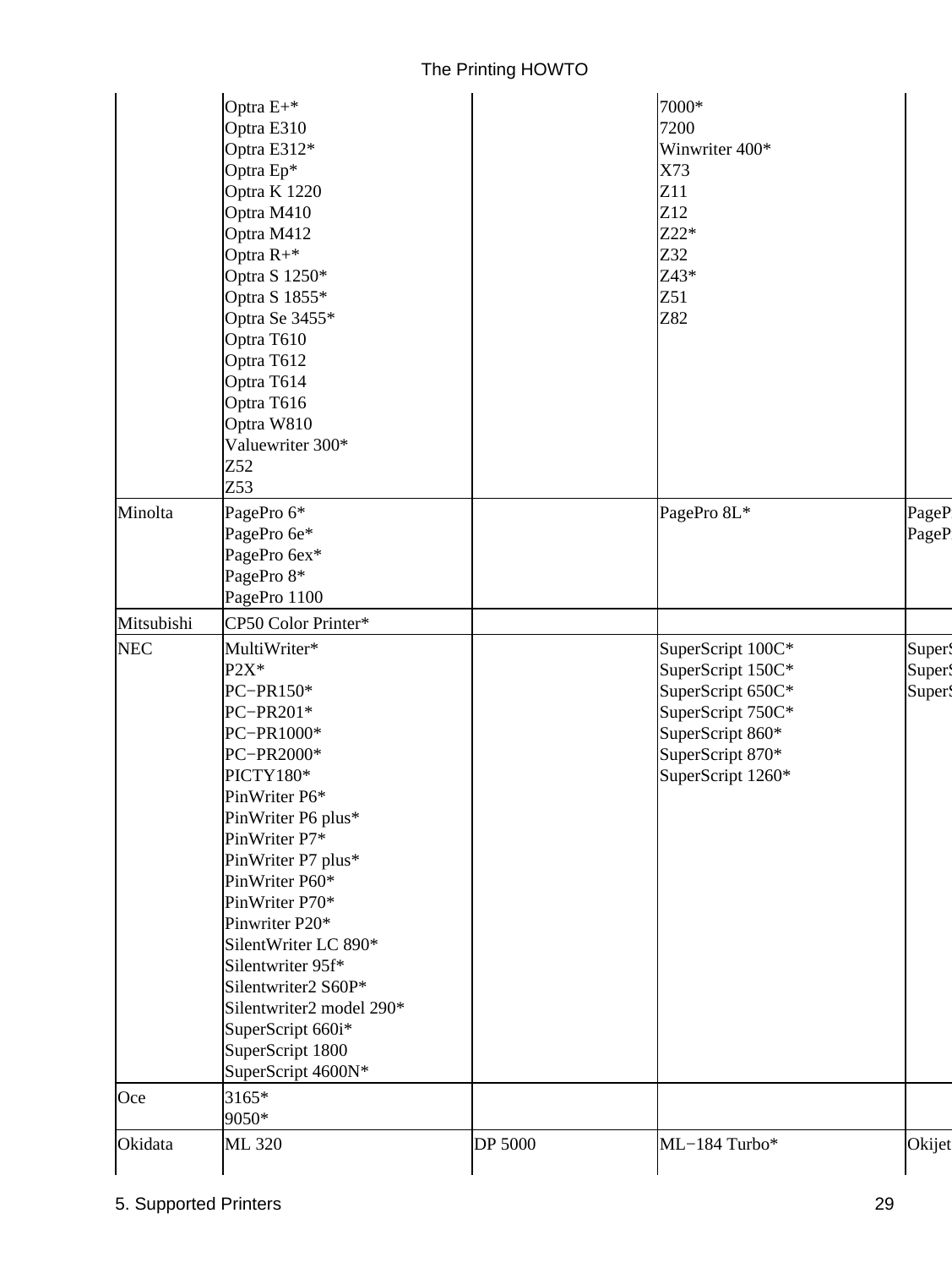|  |  |  |  |  |
|---|---|---|---|---|
|  | Optra E+*<br>Optra E310<br>Optra E312*<br>Optra Ep*<br>Optra K 1220<br>Optra M410<br>Optra M412<br>Optra R+*<br>Optra S 1250*<br>Optra S 1855*<br>Optra Se 3455*<br>Optra T610<br>Optra T612<br>Optra T614<br>Optra T616<br>Optra W810<br>Valuewriter 300*<br>Z52<br>Z53 |  | 7000*<br>7200<br>Winwriter 400*<br>X73<br>Z11<br>Z12<br>Z22*<br>Z32<br>Z43*<br>Z51<br>Z82 |  |
| Minolta | PagePro 6*<br>PagePro 6e*<br>PagePro 6ex*<br>PagePro 8*<br>PagePro 1100 |  | PagePro 8L* | PageP<br>PageP |
| Mitsubishi | CP50 Color Printer* |  |  |  |
| NEC | MultiWriter*<br>P2X*<br>PC−PR150*<br>PC−PR201*<br>PC−PR1000*<br>PC−PR2000*<br>PICTY180*<br>PinWriter P6*<br>PinWriter P6 plus*<br>PinWriter P7*<br>PinWriter P7 plus*<br>PinWriter P60*<br>PinWriter P70*<br>Pinwriter P20*<br>SilentWriter LC 890*<br>Silentwriter 95f*<br>Silentwriter2 S60P*<br>Silentwriter2 model 290*<br>SuperScript 660i*<br>SuperScript 1800<br>SuperScript 4600N* |  | SuperScript 100C*<br>SuperScript 150C*<br>SuperScript 650C*<br>SuperScript 750C*<br>SuperScript 860*<br>SuperScript 870*<br>SuperScript 1260* | SuperS<br>SuperS<br>SuperS |
| Oce | 3165*<br>9050* |  |  |  |
| Okidata | ML 320 | DP 5000 | ML−184 Turbo* | Okijet |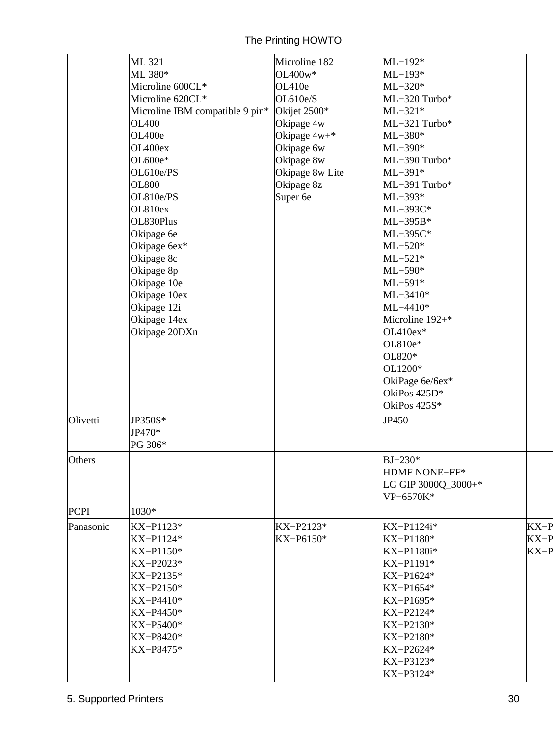| | | | | |
|---|---|---|---|---|
| | ML 321<br>ML 380*<br>Microline 600CL*<br>Microline 620CL*<br>Microline IBM compatible 9 pin*<br>OL400<br>OL400e<br>OL400ex<br>OL600e*<br>OL610e/PS<br>OL800<br>OL810e/PS<br>OL810ex<br>OL830Plus<br>Okipage 6e<br>Okipage 6ex*<br>Okipage 8c<br>Okipage 8p<br>Okipage 10e<br>Okipage 10ex<br>Okipage 12i<br>Okipage 14ex<br>Okipage 20DXn | Microline 182<br>OL400w*<br>OL410e<br>OL610e/S<br>Okijet 2500*<br>Okipage 4w<br>Okipage 4w+*<br>Okipage 6w<br>Okipage 8w<br>Okipage 8w Lite<br>Okipage 8z<br>Super 6e | ML−192*<br>ML−193*<br>ML−320*<br>ML−320 Turbo*<br>ML−321*<br>ML−321 Turbo*<br>ML−380*<br>ML−390*<br>ML−390 Turbo*<br>ML−391*<br>ML−391 Turbo*<br>ML−393*<br>ML−393C*<br>ML−395B*<br>ML−395C*<br>ML−520*<br>ML−521*<br>ML−590*<br>ML−591*<br>ML−3410*<br>ML−4410*<br>Microline 192+*<br>OL410ex*<br>OL810e*<br>OL820*<br>OL1200*<br>OkiPage 6e/6ex*<br>OkiPos 425D*<br>OkiPos 425S* | |
| Olivetti | JP350S*<br>JP470*<br>PG 306* | | JP450 | |
| Others | | | BJ−230*<br>HDMF NONE−FF*<br>LG GIP 3000Q_3000+*<br>VP−6570K* | |
| PCPI | 1030* | | | |
| Panasonic | KX−P1123*<br>KX−P1124*<br>KX−P1150*<br>KX−P2023*<br>KX−P2135*<br>KX−P2150*<br>KX−P4410*<br>KX−P4450*<br>KX−P5400*<br>KX−P8420*<br>KX−P8475* | KX−P2123*<br>KX−P6150* | KX−P1124i*<br>KX−P1180*<br>KX−P1180i*<br>KX−P1191*<br>KX−P1624*<br>KX−P1654*<br>KX−P1695*<br>KX−P2124*<br>KX−P2130*<br>KX−P2180*<br>KX−P2624*<br>KX−P3123*<br>KX−P3124* | KX−P<br>KX−P<br>KX−P |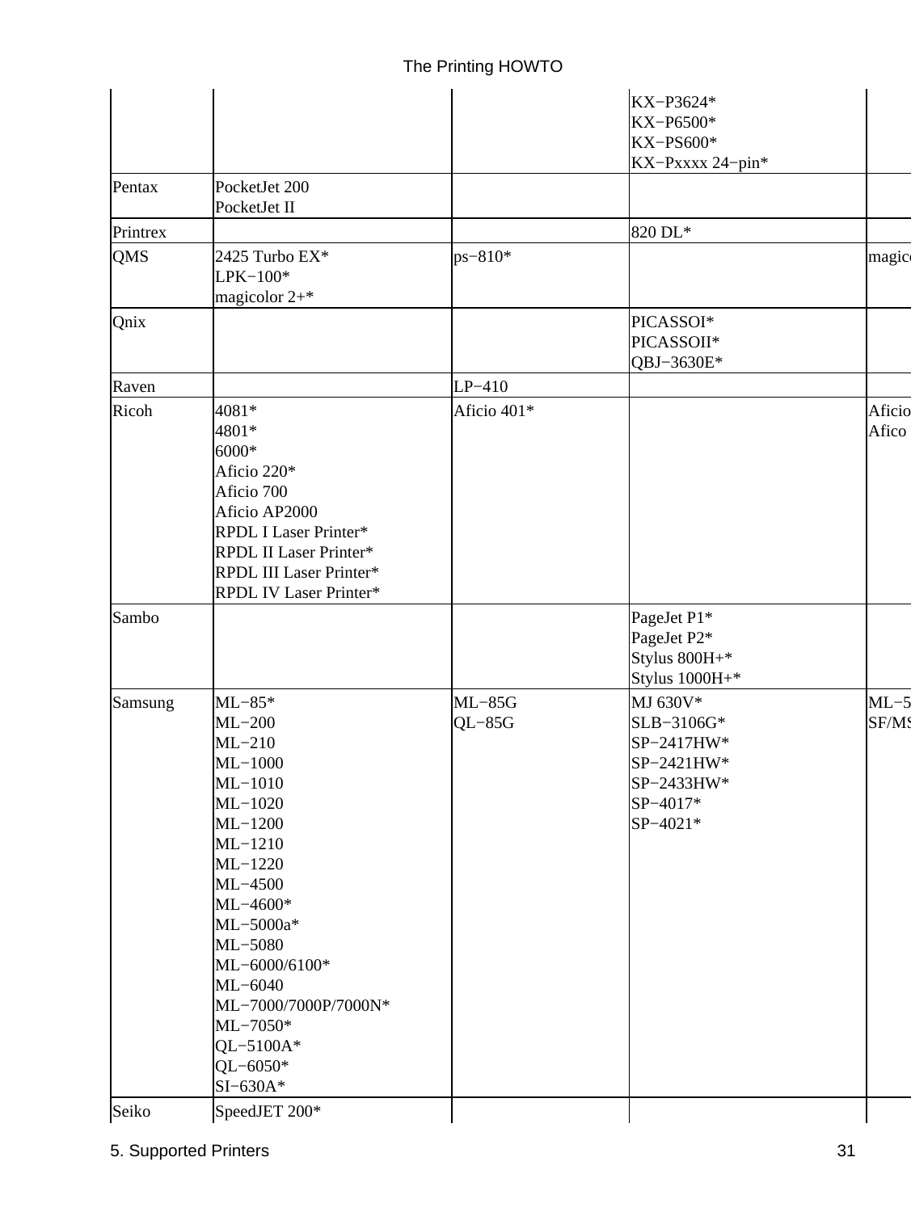| | | | | |
|---|---|---|---|---|
| | | | KX−P3624*<br>KX−P6500*<br>KX−PS600*<br>KX−Pxxxx 24−pin* | |
| Pentax | PocketJet 200<br>PocketJet II | | | |
| Printrex | | | 820 DL* | |
| QMS | 2425 Turbo EX*<br>LPK−100*<br>magicolor 2+* | ps−810* | | magic |
| Qnix | | | PICASSOI*<br>PICASSOII*<br>QBJ−3630E* | |
| Raven | | LP−410 | | |
| Ricoh | 4081*<br>4801*<br>6000*<br>Aficio 220*<br>Aficio 700<br>Aficio AP2000<br>RPDL I Laser Printer*<br>RPDL II Laser Printer*<br>RPDL III Laser Printer*<br>RPDL IV Laser Printer* | Aficio 401* | | Aficio<br>Afico |
| Sambo | | | PageJet P1*<br>PageJet P2*<br>Stylus 800H+*<br>Stylus 1000H+* | |
| Samsung | ML−85*<br>ML−200<br>ML−210<br>ML−1000<br>ML−1010<br>ML−1020<br>ML−1200<br>ML−1210<br>ML−1220<br>ML−4500<br>ML−4600*<br>ML−5000a*<br>ML−5080<br>ML−6000/6100*<br>ML−6040<br>ML−7000/7000P/7000N*<br>ML−7050*<br>QL−5100A*<br>QL−6050*<br>SI−630A* | ML−85G<br>QL−85G | MJ 630V*<br>SLB−3106G*<br>SP−2417HW*<br>SP−2421HW*<br>SP−2433HW*<br>SP−4017*<br>SP−4021* | ML−5<br>SF/MS |
| Seiko | SpeedJET 200* | | | |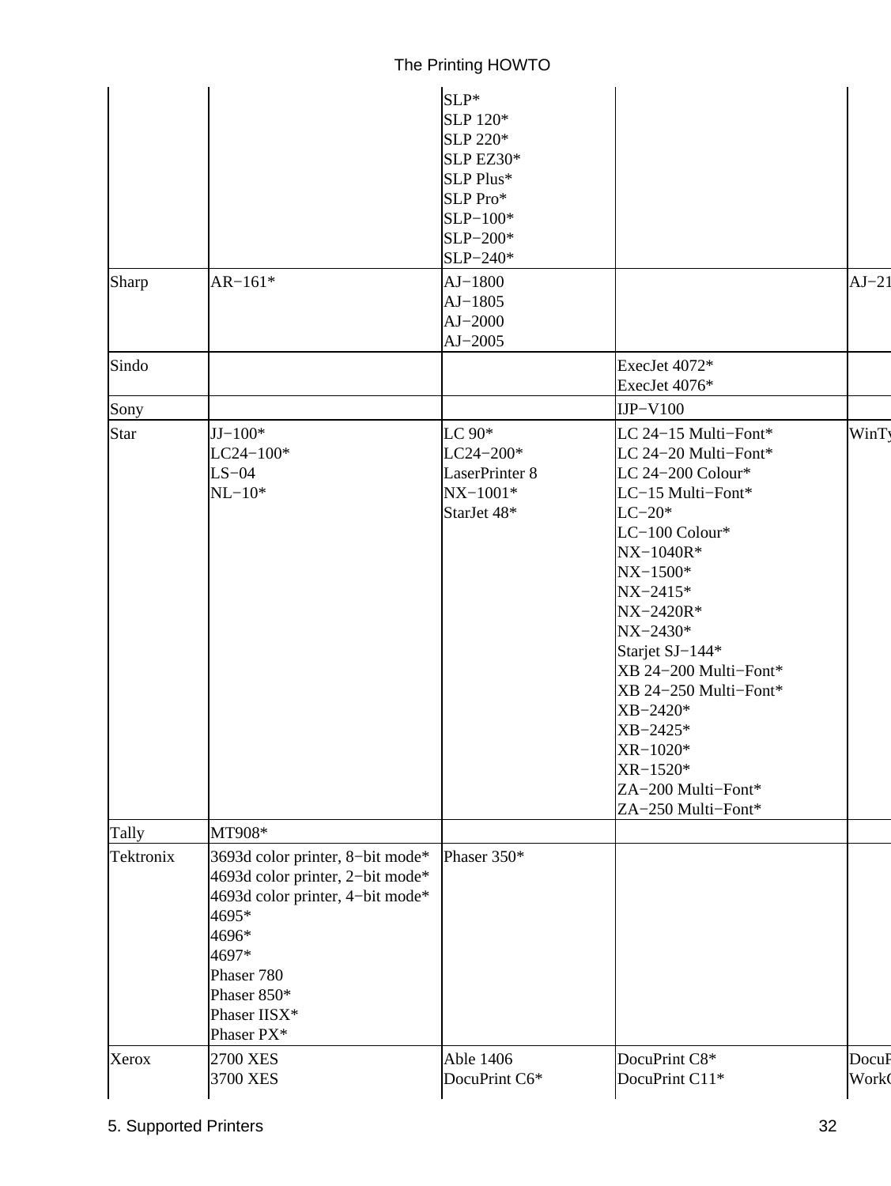| | | | | |
|---|---|---|---|---|
| | | SLP*<br>SLP 120*<br>SLP 220*<br>SLP EZ30*<br>SLP Plus*<br>SLP Pro*<br>SLP−100*<br>SLP−200*<br>SLP−240* | | |
| Sharp | AR−161* | AJ−1800<br>AJ−1805<br>AJ−2000<br>AJ−2005 | | AJ−21 |
| Sindo | | | ExecJet 4072*<br>ExecJet 4076* | |
| Sony | | | IJP−V100 | |
| Star | JJ−100*<br>LC24−100*<br>LS−04<br>NL−10* | LC 90*<br>LC24−200*<br>LaserPrinter 8<br>NX−1001*<br>StarJet 48* | LC 24−15 Multi−Font*<br>LC 24−20 Multi−Font*<br>LC 24−200 Colour*<br>LC−15 Multi−Font*<br>LC−20*<br>LC−100 Colour*<br>NX−1040R*<br>NX−1500*<br>NX−2415*<br>NX−2420R*<br>NX−2430*<br>Starjet SJ−144*<br>XB 24−200 Multi−Font*<br>XB 24−250 Multi−Font*<br>XB−2420*<br>XB−2425*<br>XR−1020*<br>XR−1520*<br>ZA−200 Multi−Font*<br>ZA−250 Multi−Font* | WinTy |
| Tally | MT908* | | | |
| Tektronix | 3693d color printer, 8−bit mode*<br>4693d color printer, 2−bit mode*<br>4693d color printer, 4−bit mode*<br>4695*<br>4696*<br>4697*<br>Phaser 780<br>Phaser 850*<br>Phaser IISX*<br>Phaser PX* | Phaser 350* | | |
| Xerox | 2700 XES<br>3700 XES | Able 1406<br>DocuPrint C6* | DocuPrint C8*<br>DocuPrint C11* | DocuP<br>WorkC |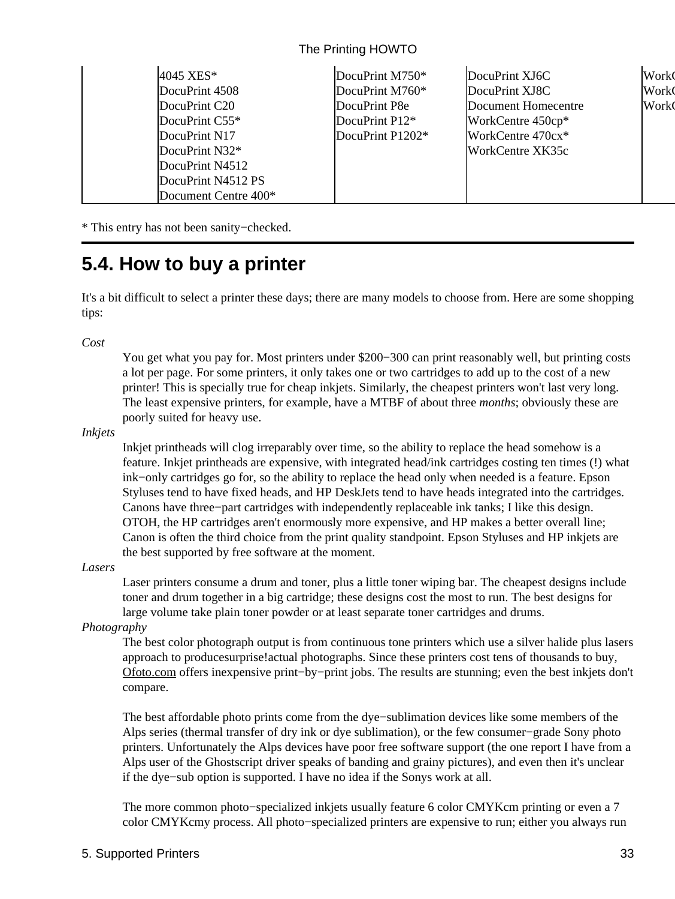| | | | | |
|---|---|---|---|---|
| | 4045 XES*<br>DocuPrint 4508<br>DocuPrint C20<br>DocuPrint C55*<br>DocuPrint N17<br>DocuPrint N32*<br>DocuPrint N4512<br>DocuPrint N4512 PS<br>Document Centre 400* | DocuPrint M750*<br>DocuPrint M760*<br>DocuPrint P8e<br>DocuPrint P12*<br>DocuPrint P1202* | DocuPrint XJ6C<br>DocuPrint XJ8C<br>Document Homecentre<br>WorkCentre 450cp*<br>WorkCentre 470cx*<br>WorkCentre XK35c | Work(<br>Work(<br>Work( |

* This entry has not been sanity−checked.

## 5.4. How to buy a printer

It's a bit difficult to select a printer these days; there are many models to choose from. Here are some shopping tips:

*Cost*
: You get what you pay for. Most printers under $200−300 can print reasonably well, but printing costs a lot per page. For some printers, it only takes one or two cartridges to add up to the cost of a new printer! This is specially true for cheap inkjets. Similarly, the cheapest printers won't last very long. The least expensive printers, for example, have a MTBF of about three *months*; obviously these are poorly suited for heavy use.

*Inkjets*
: Inkjet printheads will clog irreparably over time, so the ability to replace the head somehow is a feature. Inkjet printheads are expensive, with integrated head/ink cartridges costing ten times (!) what ink−only cartridges go for, so the ability to replace the head only when needed is a feature. Epson Styluses tend to have fixed heads, and HP DeskJets tend to have heads integrated into the cartridges. Canons have three−part cartridges with independently replaceable ink tanks; I like this design. OTOH, the HP cartridges aren't enormously more expensive, and HP makes a better overall line; Canon is often the third choice from the print quality standpoint. Epson Styluses and HP inkjets are the best supported by free software at the moment.

*Lasers*
: Laser printers consume a drum and toner, plus a little toner wiping bar. The cheapest designs include toner and drum together in a big cartridge; these designs cost the most to run. The best designs for large volume take plain toner powder or at least separate toner cartridges and drums.

*Photography*
: The best color photograph output is from continuous tone printers which use a silver halide plus lasers approach to producesurprise!actual photographs. Since these printers cost tens of thousands to buy, Ofoto.com offers inexpensive print−by−print jobs. The results are stunning; even the best inkjets don't compare.

  The best affordable photo prints come from the dye−sublimation devices like some members of the Alps series (thermal transfer of dry ink or dye sublimation), or the few consumer−grade Sony photo printers. Unfortunately the Alps devices have poor free software support (the one report I have from a Alps user of the Ghostscript driver speaks of banding and grainy pictures), and even then it's unclear if the dye−sub option is supported. I have no idea if the Sonys work at all.

  The more common photo−specialized inkjets usually feature 6 color CMYKcm printing or even a 7 color CMYKcmy process. All photo−specialized printers are expensive to run; either you always run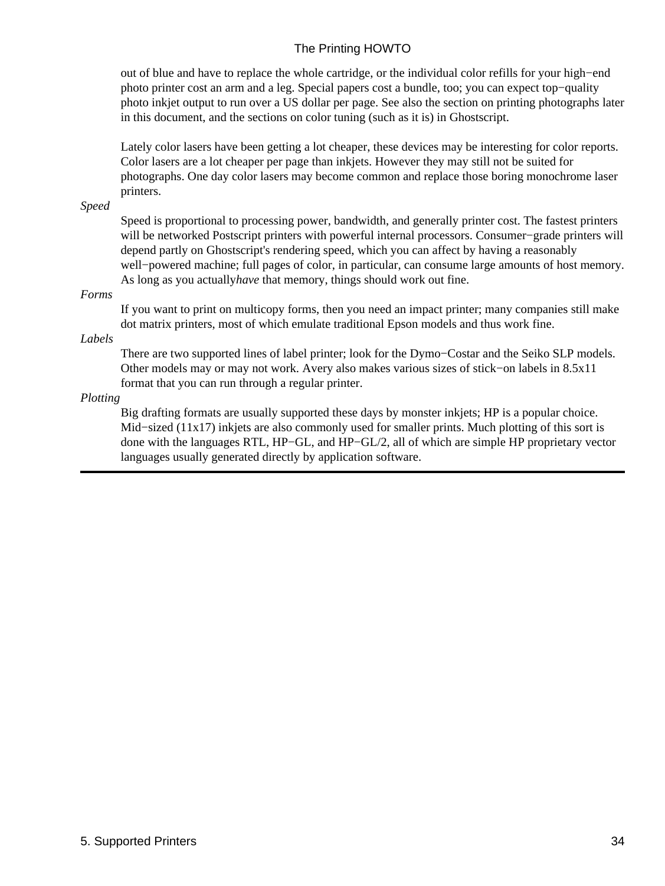out of blue and have to replace the whole cartridge, or the individual color refills for your high−end photo printer cost an arm and a leg. Special papers cost a bundle, too; you can expect top−quality photo inkjet output to run over a US dollar per page. See also the section on printing photographs later in this document, and the sections on color tuning (such as it is) in Ghostscript.

Lately color lasers have been getting a lot cheaper, these devices may be interesting for color reports. Color lasers are a lot cheaper per page than inkjets. However they may still not be suited for photographs. One day color lasers may become common and replace those boring monochrome laser printers.

*Speed*
: Speed is proportional to processing power, bandwidth, and generally printer cost. The fastest printers will be networked Postscript printers with powerful internal processors. Consumer−grade printers will depend partly on Ghostscript's rendering speed, which you can affect by having a reasonably well−powered machine; full pages of color, in particular, can consume large amounts of host memory. As long as you actually *have* that memory, things should work out fine.

*Forms*
: If you want to print on multicopy forms, then you need an impact printer; many companies still make dot matrix printers, most of which emulate traditional Epson models and thus work fine.

*Labels*
: There are two supported lines of label printer; look for the Dymo−Costar and the Seiko SLP models. Other models may or may not work. Avery also makes various sizes of stick−on labels in 8.5x11 format that you can run through a regular printer.

*Plotting*
: Big drafting formats are usually supported these days by monster inkjets; HP is a popular choice. Mid−sized (11x17) inkjets are also commonly used for smaller prints. Much plotting of this sort is done with the languages RTL, HP−GL, and HP−GL/2, all of which are simple HP proprietary vector languages usually generated directly by application software.

---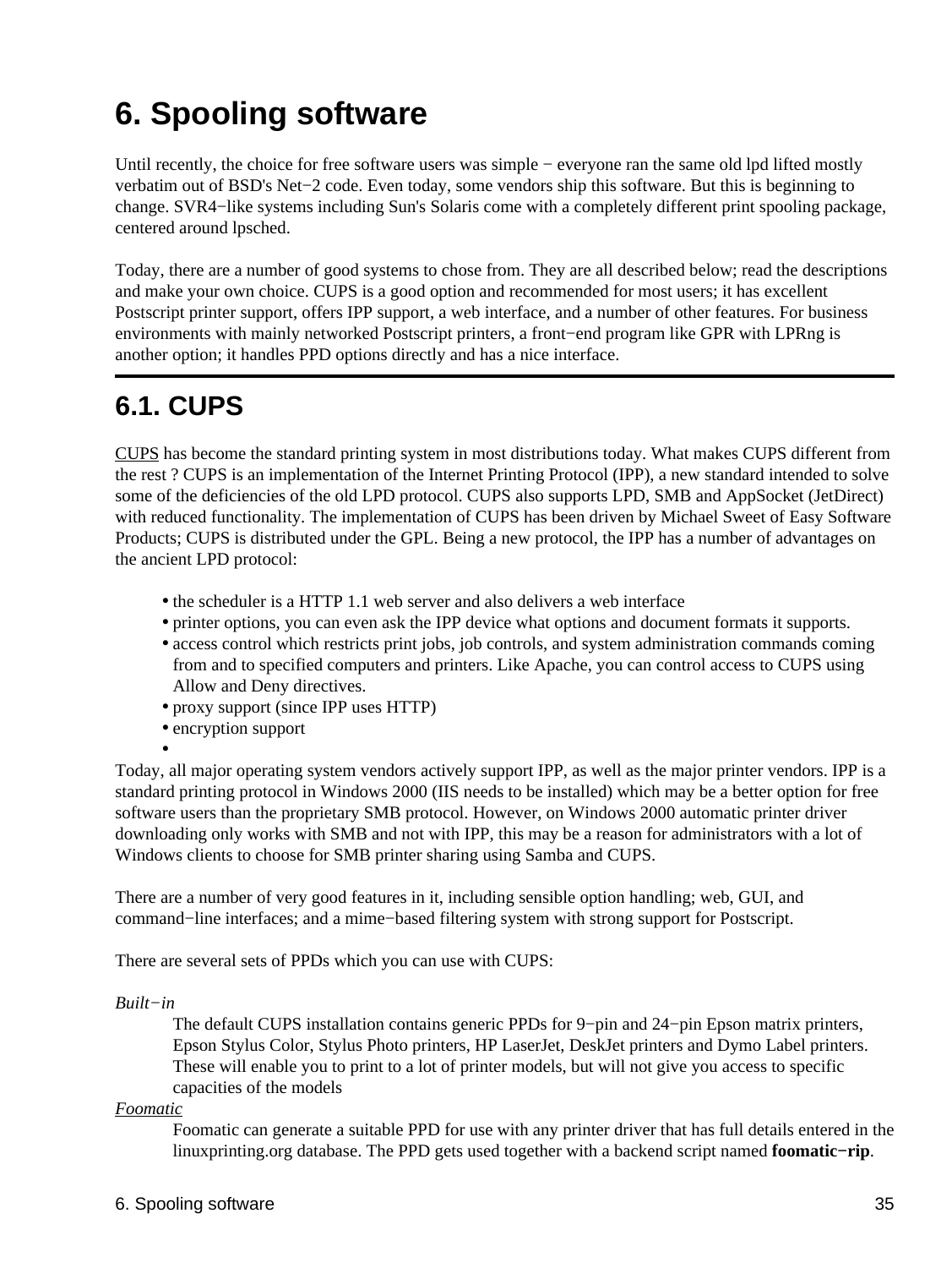# 6. Spooling software

Until recently, the choice for free software users was simple − everyone ran the same old lpd lifted mostly verbatim out of BSD's Net−2 code. Even today, some vendors ship this software. But this is beginning to change. SVR4−like systems including Sun's Solaris come with a completely different print spooling package, centered around lpsched.

Today, there are a number of good systems to chose from. They are all described below; read the descriptions and make your own choice. CUPS is a good option and recommended for most users; it has excellent Postscript printer support, offers IPP support, a web interface, and a number of other features. For business environments with mainly networked Postscript printers, a front−end program like GPR with LPRng is another option; it handles PPD options directly and has a nice interface.

## 6.1. CUPS

CUPS has become the standard printing system in most distributions today. What makes CUPS different from the rest ? CUPS is an implementation of the Internet Printing Protocol (IPP), a new standard intended to solve some of the deficiencies of the old LPD protocol. CUPS also supports LPD, SMB and AppSocket (JetDirect) with reduced functionality. The implementation of CUPS has been driven by Michael Sweet of Easy Software Products; CUPS is distributed under the GPL. Being a new protocol, the IPP has a number of advantages on the ancient LPD protocol:

- the scheduler is a HTTP 1.1 web server and also delivers a web interface
- printer options, you can even ask the IPP device what options and document formats it supports.
- access control which restricts print jobs, job controls, and system administration commands coming from and to specified computers and printers. Like Apache, you can control access to CUPS using Allow and Deny directives.
- proxy support (since IPP uses HTTP)
- encryption support
- 

Today, all major operating system vendors actively support IPP, as well as the major printer vendors. IPP is a standard printing protocol in Windows 2000 (IIS needs to be installed) which may be a better option for free software users than the proprietary SMB protocol. However, on Windows 2000 automatic printer driver downloading only works with SMB and not with IPP, this may be a reason for administrators with a lot of Windows clients to choose for SMB printer sharing using Samba and CUPS.

There are a number of very good features in it, including sensible option handling; web, GUI, and command−line interfaces; and a mime−based filtering system with strong support for Postscript.

There are several sets of PPDs which you can use with CUPS:

*Built−in*
: The default CUPS installation contains generic PPDs for 9−pin and 24−pin Epson matrix printers, Epson Stylus Color, Stylus Photo printers, HP LaserJet, DeskJet printers and Dymo Label printers. These will enable you to print to a lot of printer models, but will not give you access to specific capacities of the models

*Foomatic*
: Foomatic can generate a suitable PPD for use with any printer driver that has full details entered in the linuxprinting.org database. The PPD gets used together with a backend script named **foomatic−rip**.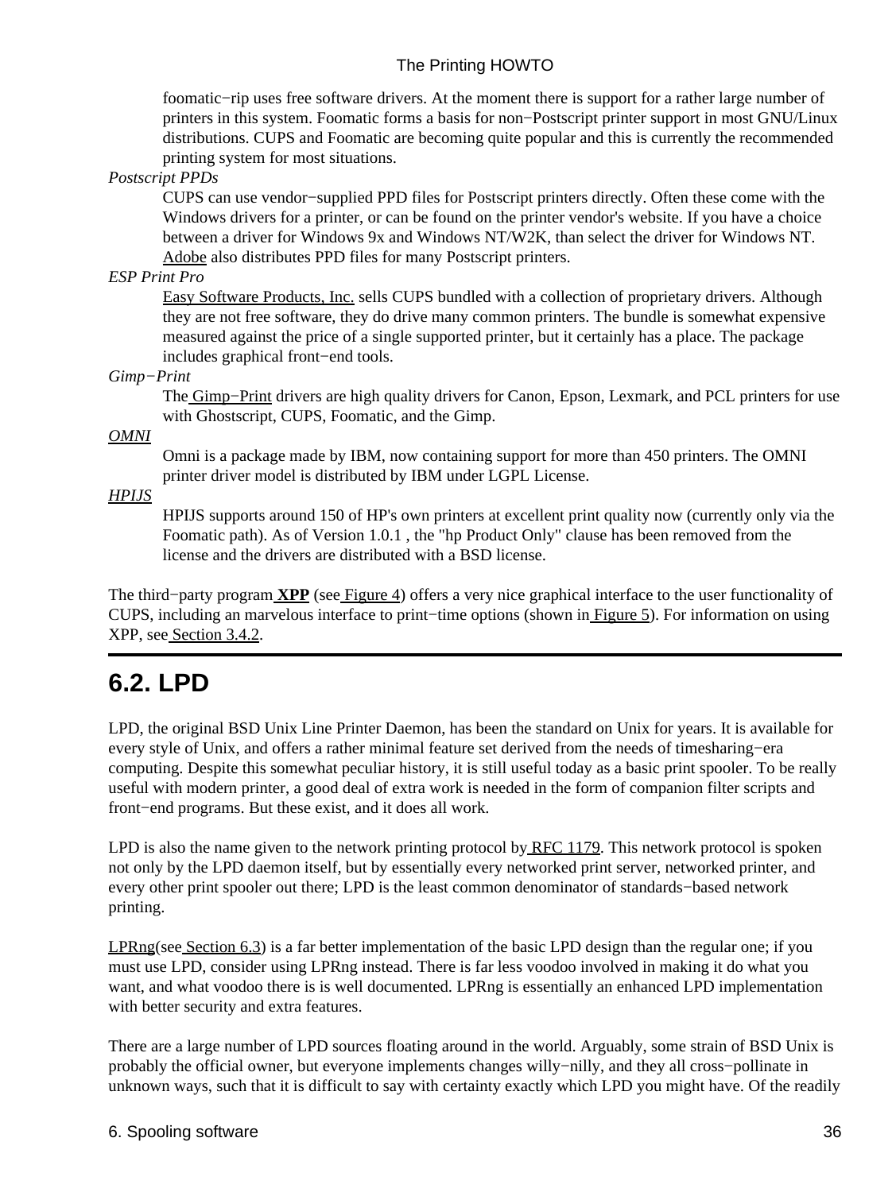foomatic−rip uses free software drivers. At the moment there is support for a rather large number of printers in this system. Foomatic forms a basis for non−Postscript printer support in most GNU/Linux distributions. CUPS and Foomatic are becoming quite popular and this is currently the recommended printing system for most situations.

*Postscript PPDs*
: CUPS can use vendor−supplied PPD files for Postscript printers directly. Often these come with the Windows drivers for a printer, or can be found on the printer vendor's website. If you have a choice between a driver for Windows 9x and Windows NT/W2K, than select the driver for Windows NT. Adobe also distributes PPD files for many Postscript printers.

*ESP Print Pro*
: Easy Software Products, Inc. sells CUPS bundled with a collection of proprietary drivers. Although they are not free software, they do drive many common printers. The bundle is somewhat expensive measured against the price of a single supported printer, but it certainly has a place. The package includes graphical front−end tools.

*Gimp−Print*
: The Gimp−Print drivers are high quality drivers for Canon, Epson, Lexmark, and PCL printers for use with Ghostscript, CUPS, Foomatic, and the Gimp.

*OMNI*
: Omni is a package made by IBM, now containing support for more than 450 printers. The OMNI printer driver model is distributed by IBM under LGPL License.

*HPIJS*
: HPIJS supports around 150 of HP's own printers at excellent print quality now (currently only via the Foomatic path). As of Version 1.0.1 , the "hp Product Only" clause has been removed from the license and the drivers are distributed with a BSD license.

The third−party program **XPP** (see Figure 4) offers a very nice graphical interface to the user functionality of CUPS, including an marvelous interface to print−time options (shown in Figure 5). For information on using XPP, see Section 3.4.2.

## 6.2. LPD

LPD, the original BSD Unix Line Printer Daemon, has been the standard on Unix for years. It is available for every style of Unix, and offers a rather minimal feature set derived from the needs of timesharing−era computing. Despite this somewhat peculiar history, it is still useful today as a basic print spooler. To be really useful with modern printer, a good deal of extra work is needed in the form of companion filter scripts and front−end programs. But these exist, and it does all work.

LPD is also the name given to the network printing protocol by RFC 1179. This network protocol is spoken not only by the LPD daemon itself, but by essentially every networked print server, networked printer, and every other print spooler out there; LPD is the least common denominator of standards−based network printing.

LPRng(see Section 6.3) is a far better implementation of the basic LPD design than the regular one; if you must use LPD, consider using LPRng instead. There is far less voodoo involved in making it do what you want, and what voodoo there is is well documented. LPRng is essentially an enhanced LPD implementation with better security and extra features.

There are a large number of LPD sources floating around in the world. Arguably, some strain of BSD Unix is probably the official owner, but everyone implements changes willy−nilly, and they all cross−pollinate in unknown ways, such that it is difficult to say with certainty exactly which LPD you might have. Of the readily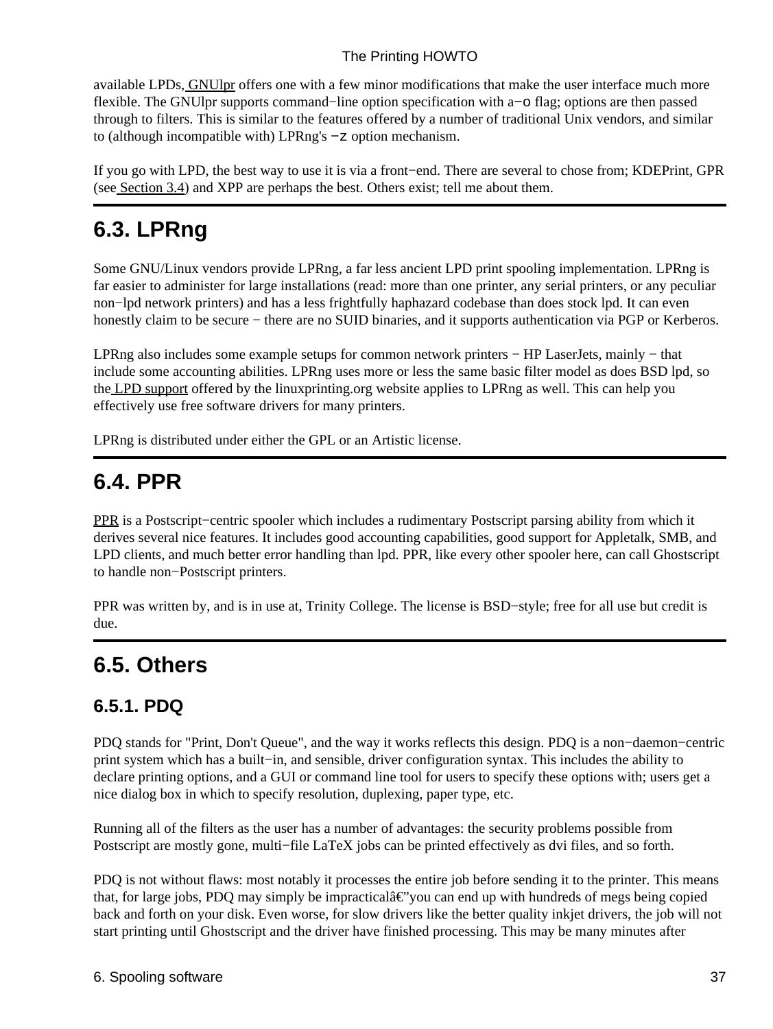available LPDs, GNUlpr offers one with a few minor modifications that make the user interface much more flexible. The GNUlpr supports command−line option specification with a −o flag; options are then passed through to filters. This is similar to the features offered by a number of traditional Unix vendors, and similar to (although incompatible with) LPRng's −z option mechanism.

If you go with LPD, the best way to use it is via a front−end. There are several to chose from; KDEPrint, GPR (see Section 3.4) and XPP are perhaps the best. Others exist; tell me about them.

## 6.3. LPRng

Some GNU/Linux vendors provide LPRng, a far less ancient LPD print spooling implementation. LPRng is far easier to administer for large installations (read: more than one printer, any serial printers, or any peculiar non−lpd network printers) and has a less frightfully haphazard codebase than does stock lpd. It can even honestly claim to be secure − there are no SUID binaries, and it supports authentication via PGP or Kerberos.

LPRng also includes some example setups for common network printers − HP LaserJets, mainly − that include some accounting abilities. LPRng uses more or less the same basic filter model as does BSD lpd, so the LPD support offered by the linuxprinting.org website applies to LPRng as well. This can help you effectively use free software drivers for many printers.

LPRng is distributed under either the GPL or an Artistic license.

## 6.4. PPR

PPR is a Postscript−centric spooler which includes a rudimentary Postscript parsing ability from which it derives several nice features. It includes good accounting capabilities, good support for Appletalk, SMB, and LPD clients, and much better error handling than lpd. PPR, like every other spooler here, can call Ghostscript to handle non−Postscript printers.

PPR was written by, and is in use at, Trinity College. The license is BSD−style; free for all use but credit is due.

## 6.5. Others

### 6.5.1. PDQ

PDQ stands for "Print, Don't Queue", and the way it works reflects this design. PDQ is a non−daemon−centric print system which has a built−in, and sensible, driver configuration syntax. This includes the ability to declare printing options, and a GUI or command line tool for users to specify these options with; users get a nice dialog box in which to specify resolution, duplexing, paper type, etc.

Running all of the filters as the user has a number of advantages: the security problems possible from Postscript are mostly gone, multi−file LaTeX jobs can be printed effectively as dvi files, and so forth.

PDQ is not without flaws: most notably it processes the entire job before sending it to the printer. This means that, for large jobs, PDQ may simply be impracticalâ€"you can end up with hundreds of megs being copied back and forth on your disk. Even worse, for slow drivers like the better quality inkjet drivers, the job will not start printing until Ghostscript and the driver have finished processing. This may be many minutes after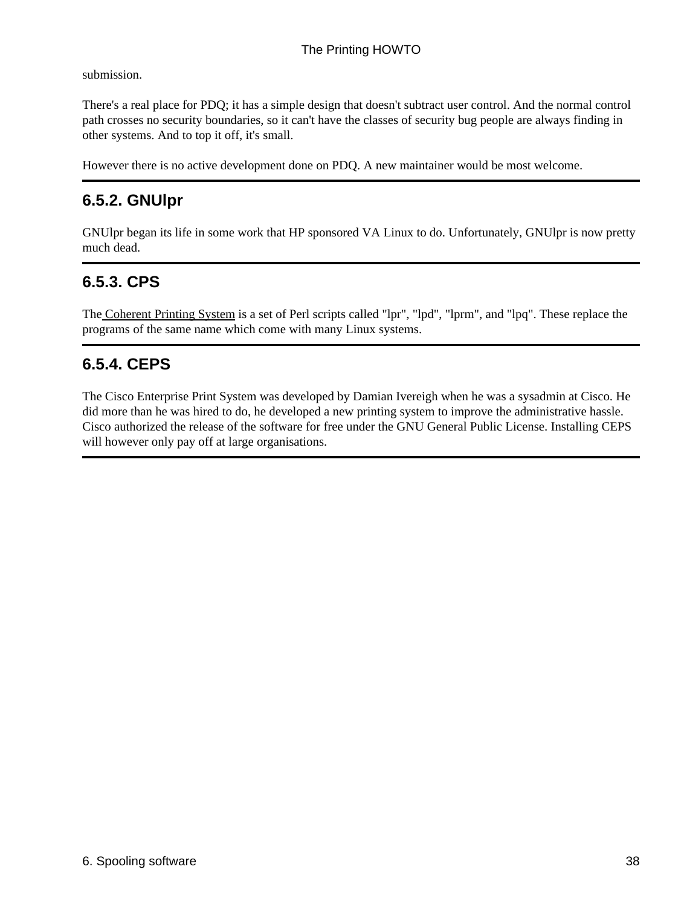submission.

There's a real place for PDQ; it has a simple design that doesn't subtract user control. And the normal control path crosses no security boundaries, so it can't have the classes of security bug people are always finding in other systems. And to top it off, it's small.

However there is no active development done on PDQ. A new maintainer would be most welcome.

### 6.5.2. GNUlpr

GNUlpr began its life in some work that HP sponsored VA Linux to do. Unfortunately, GNUlpr is now pretty much dead.

### 6.5.3. CPS

The Coherent Printing System is a set of Perl scripts called "lpr", "lpd", "lprm", and "lpq". These replace the programs of the same name which come with many Linux systems.

### 6.5.4. CEPS

The Cisco Enterprise Print System was developed by Damian Ivereigh when he was a sysadmin at Cisco. He did more than he was hired to do, he developed a new printing system to improve the administrative hassle. Cisco authorized the release of the software for free under the GNU General Public License. Installing CEPS will however only pay off at large organisations.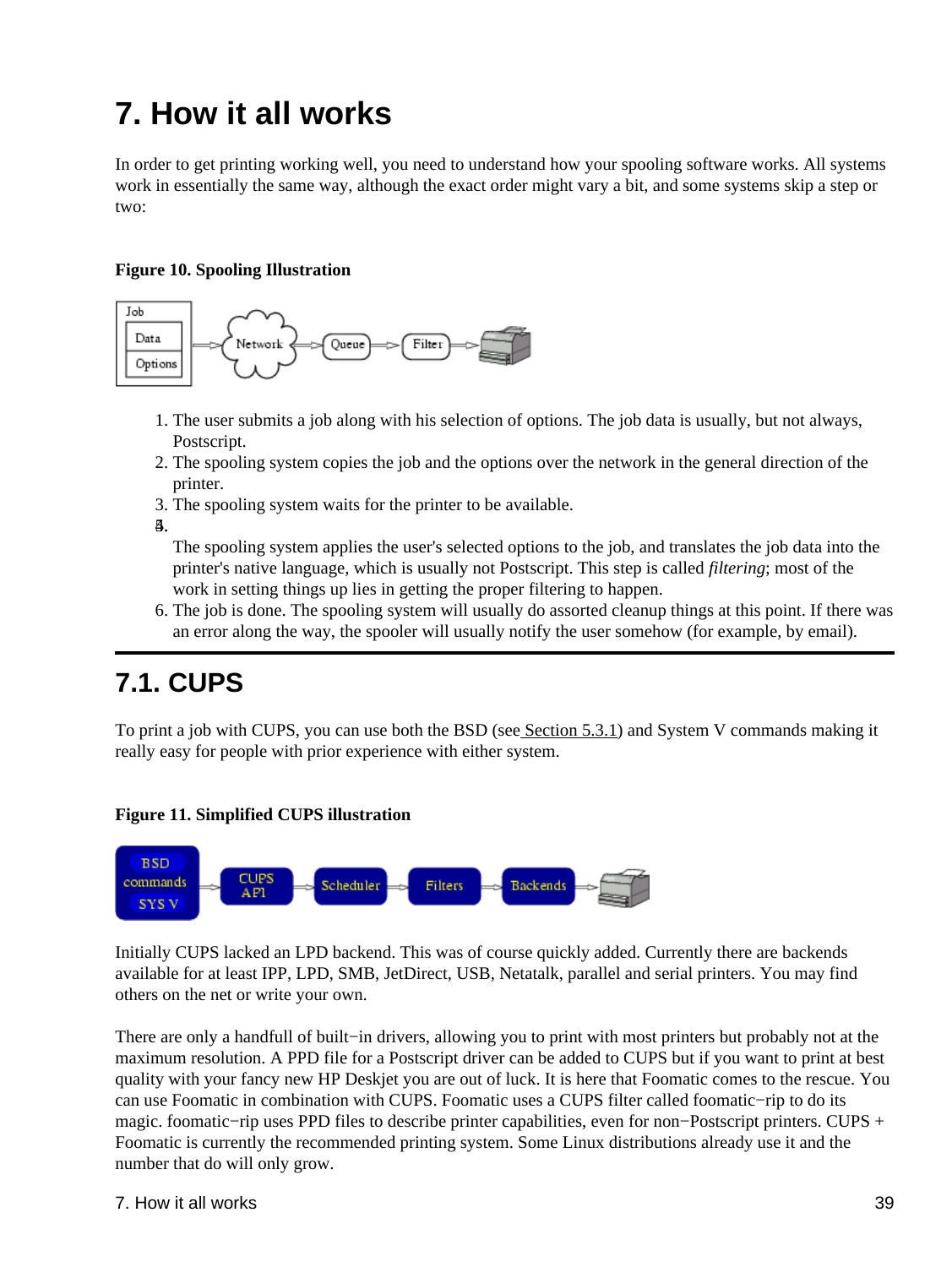# 7. How it all works

In order to get printing working well, you need to understand how your spooling software works. All systems work in essentially the same way, although the exact order might vary a bit, and some systems skip a step or two:

**Figure 10. Spooling Illustration**

Job
Data
Options
Network
Queue
Filter

1. The user submits a job along with his selection of options. The job data is usually, but not always, Postscript.
2. The spooling system copies the job and the options over the network in the general direction of the printer.
3. The spooling system waits for the printer to be available.
4. 
5. The spooling system applies the user's selected options to the job, and translates the job data into the printer's native language, which is usually not Postscript. This step is called *filtering*; most of the work in setting things up lies in getting the proper filtering to happen.
6. The job is done. The spooling system will usually do assorted cleanup things at this point. If there was an error along the way, the spooler will usually notify the user somehow (for example, by email).

## 7.1. CUPS

To print a job with CUPS, you can use both the BSD (see Section 5.3.1) and System V commands making it really easy for people with prior experience with either system.

**Figure 11. Simplified CUPS illustration**

BSD
commands
SYS V
CUPS
API
Scheduler
Filters
Backends

Initially CUPS lacked an LPD backend. This was of course quickly added. Currently there are backends available for at least IPP, LPD, SMB, JetDirect, USB, Netatalk, parallel and serial printers. You may find others on the net or write your own.

There are only a handfull of built−in drivers, allowing you to print with most printers but probably not at the maximum resolution. A PPD file for a Postscript driver can be added to CUPS but if you want to print at best quality with your fancy new HP Deskjet you are out of luck. It is here that Foomatic comes to the rescue. You can use Foomatic in combination with CUPS. Foomatic uses a CUPS filter called foomatic−rip to do its magic. foomatic−rip uses PPD files to describe printer capabilities, even for non−Postscript printers. CUPS + Foomatic is currently the recommended printing system. Some Linux distributions already use it and the number that do will only grow.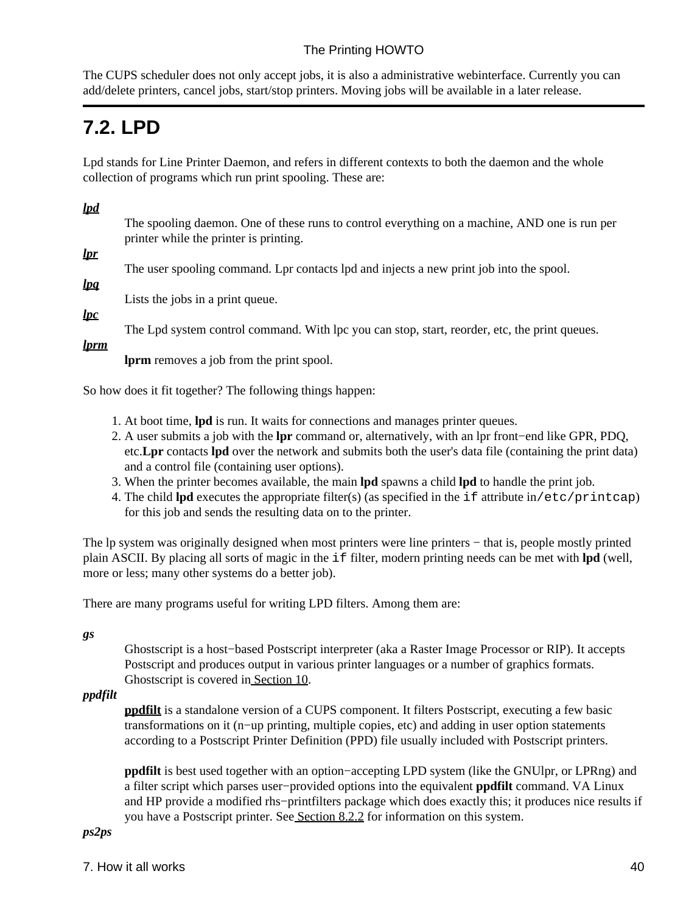The CUPS scheduler does not only accept jobs, it is also a administrative webinterface. Currently you can add/delete printers, cancel jobs, start/stop printers. Moving jobs will be available in a later release.

## 7.2. LPD

Lpd stands for Line Printer Daemon, and refers in different contexts to both the daemon and the whole collection of programs which run print spooling. These are:

***lpd***
: The spooling daemon. One of these runs to control everything on a machine, AND one is run per printer while the printer is printing.

***lpr***
: The user spooling command. Lpr contacts lpd and injects a new print job into the spool.

***lpq***
: Lists the jobs in a print queue.

***lpc***
: The Lpd system control command. With lpc you can stop, start, reorder, etc, the print queues.

***lprm***
: **lprm** removes a job from the print spool.

So how does it fit together? The following things happen:

1. At boot time, **lpd** is run. It waits for connections and manages printer queues.
2. A user submits a job with the **lpr** command or, alternatively, with an lpr front−end like GPR, PDQ, etc.**Lpr** contacts **lpd** over the network and submits both the user's data file (containing the print data) and a control file (containing user options).
3. When the printer becomes available, the main **lpd** spawns a child **lpd** to handle the print job.
4. The child **lpd** executes the appropriate filter(s) (as specified in the `if` attribute in`/etc/printcap`) for this job and sends the resulting data on to the printer.

The lp system was originally designed when most printers were line printers − that is, people mostly printed plain ASCII. By placing all sorts of magic in the `if` filter, modern printing needs can be met with **lpd** (well, more or less; many other systems do a better job).

There are many programs useful for writing LPD filters. Among them are:

***gs***
: Ghostscript is a host−based Postscript interpreter (aka a Raster Image Processor or RIP). It accepts Postscript and produces output in various printer languages or a number of graphics formats. Ghostscript is covered in Section 10.

***ppdfilt***
: **ppdfilt** is a standalone version of a CUPS component. It filters Postscript, executing a few basic transformations on it (n−up printing, multiple copies, etc) and adding in user option statements according to a Postscript Printer Definition (PPD) file usually included with Postscript printers.

  **ppdfilt** is best used together with an option−accepting LPD system (like the GNUlpr, or LPRng) and a filter script which parses user−provided options into the equivalent **ppdfilt** command. VA Linux and HP provide a modified rhs−printfilters package which does exactly this; it produces nice results if you have a Postscript printer. See Section 8.2.2 for information on this system.

***ps2ps***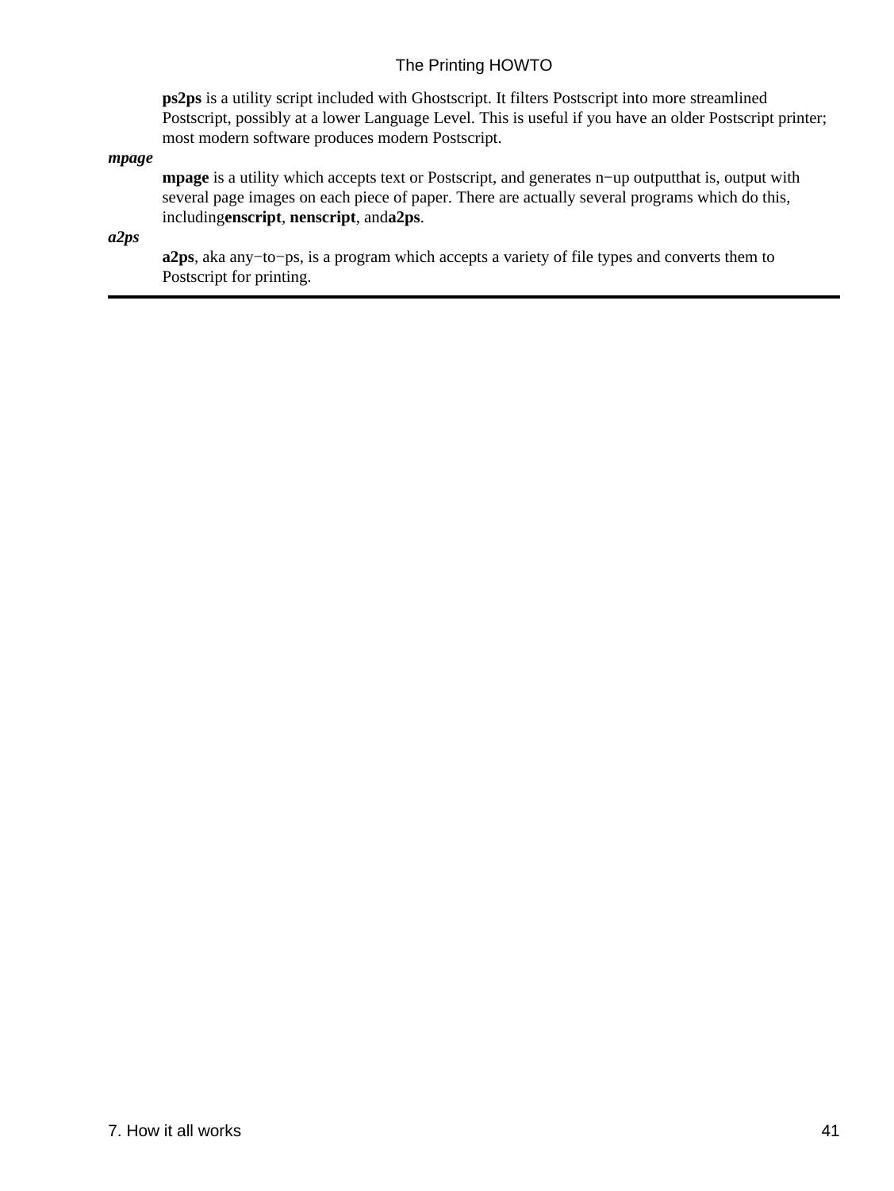**ps2ps** is a utility script included with Ghostscript. It filters Postscript into more streamlined Postscript, possibly at a lower Language Level. This is useful if you have an older Postscript printer; most modern software produces modern Postscript.

***mpage***

**mpage** is a utility which accepts text or Postscript, and generates n−up outputthat is, output with several page images on each piece of paper. There are actually several programs which do this, including**enscript**, **nenscript**, and**a2ps**.

***a2ps***

**a2ps**, aka any−to−ps, is a program which accepts a variety of file types and converts them to Postscript for printing.

---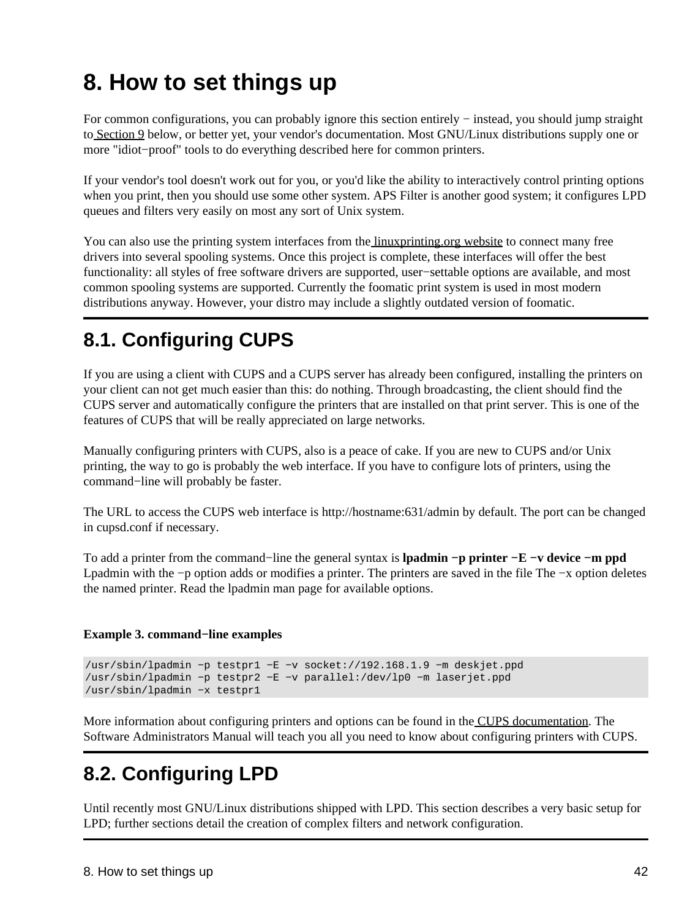# 8. How to set things up

For common configurations, you can probably ignore this section entirely − instead, you should jump straight to Section 9 below, or better yet, your vendor's documentation. Most GNU/Linux distributions supply one or more "idiot−proof" tools to do everything described here for common printers.

If your vendor's tool doesn't work out for you, or you'd like the ability to interactively control printing options when you print, then you should use some other system. APS Filter is another good system; it configures LPD queues and filters very easily on most any sort of Unix system.

You can also use the printing system interfaces from the linuxprinting.org website to connect many free drivers into several spooling systems. Once this project is complete, these interfaces will offer the best functionality: all styles of free software drivers are supported, user−settable options are available, and most common spooling systems are supported. Currently the foomatic print system is used in most modern distributions anyway. However, your distro may include a slightly outdated version of foomatic.

## 8.1. Configuring CUPS

If you are using a client with CUPS and a CUPS server has already been configured, installing the printers on your client can not get much easier than this: do nothing. Through broadcasting, the client should find the CUPS server and automatically configure the printers that are installed on that print server. This is one of the features of CUPS that will be really appreciated on large networks.

Manually configuring printers with CUPS, also is a peace of cake. If you are new to CUPS and/or Unix printing, the way to go is probably the web interface. If you have to configure lots of printers, using the command−line will probably be faster.

The URL to access the CUPS web interface is http://hostname:631/admin by default. The port can be changed in cupsd.conf if necessary.

To add a printer from the command−line the general syntax is **lpadmin −p printer −E −v device −m ppd** Lpadmin with the −p option adds or modifies a printer. The printers are saved in the file The −x option deletes the named printer. Read the lpadmin man page for available options.

**Example 3. command−line examples**

```
/usr/sbin/lpadmin −p testpr1 −E −v socket://192.168.1.9 −m deskjet.ppd
/usr/sbin/lpadmin −p testpr2 −E −v parallel:/dev/lp0 −m laserjet.ppd
/usr/sbin/lpadmin −x testpr1
```

More information about configuring printers and options can be found in the CUPS documentation. The Software Administrators Manual will teach you all you need to know about configuring printers with CUPS.

## 8.2. Configuring LPD

Until recently most GNU/Linux distributions shipped with LPD. This section describes a very basic setup for LPD; further sections detail the creation of complex filters and network configuration.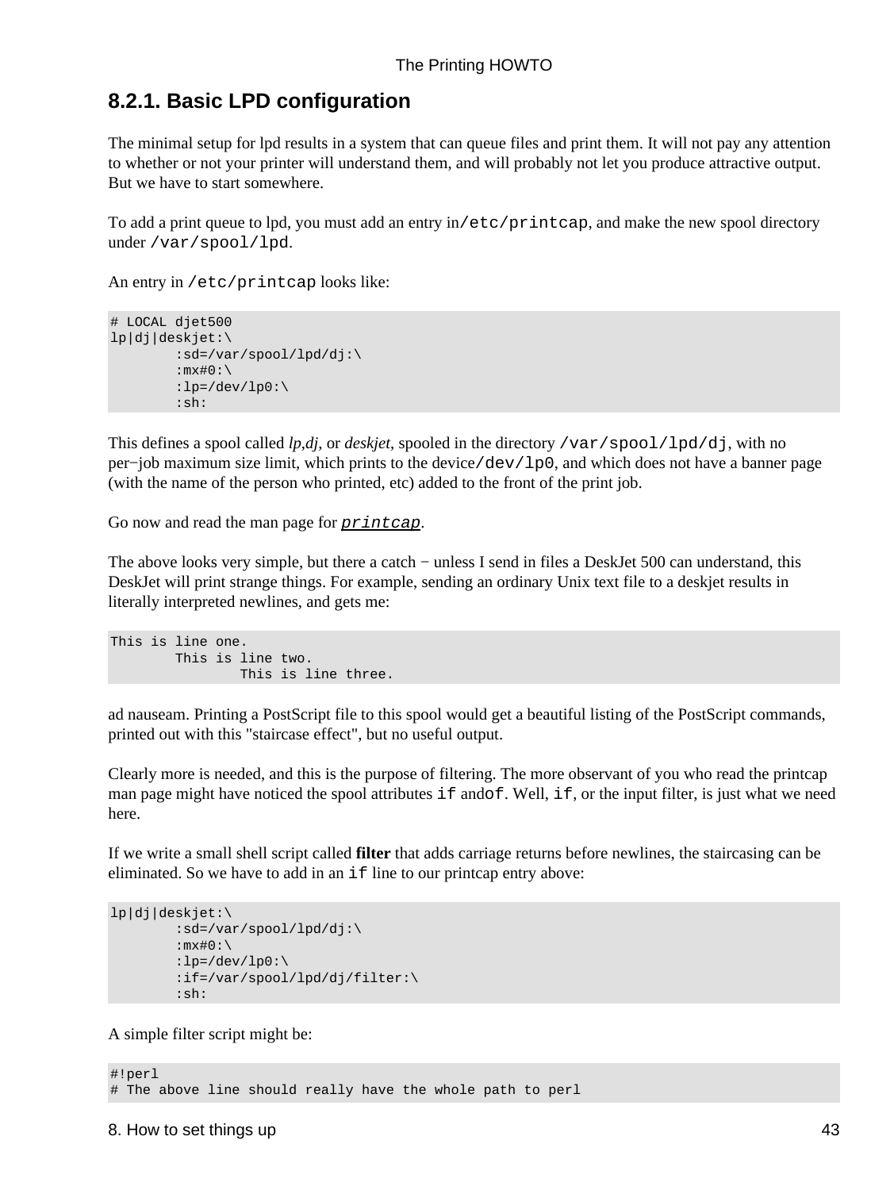### 8.2.1. Basic LPD configuration

The minimal setup for lpd results in a system that can queue files and print them. It will not pay any attention to whether or not your printer will understand them, and will probably not let you produce attractive output. But we have to start somewhere.

To add a print queue to lpd, you must add an entry in `/etc/printcap`, and make the new spool directory under `/var/spool/lpd`.

An entry in `/etc/printcap` looks like:

```
# LOCAL djet500
lp|dj|deskjet:\
        :sd=/var/spool/lpd/dj:\
        :mx#0:\
        :lp=/dev/lp0:\
        :sh:
```

This defines a spool called *lp*,*dj*, or *deskjet*, spooled in the directory `/var/spool/lpd/dj`, with no per−job maximum size limit, which prints to the device `/dev/lp0`, and which does not have a banner page (with the name of the person who printed, etc) added to the front of the print job.

Go now and read the man page for `printcap`.

The above looks very simple, but there a catch − unless I send in files a DeskJet 500 can understand, this DeskJet will print strange things. For example, sending an ordinary Unix text file to a deskjet results in literally interpreted newlines, and gets me:

```
This is line one.
        This is line two.
                This is line three.
```

ad nauseam. Printing a PostScript file to this spool would get a beautiful listing of the PostScript commands, printed out with this "staircase effect", but no useful output.

Clearly more is needed, and this is the purpose of filtering. The more observant of you who read the printcap man page might have noticed the spool attributes `if` and `of`. Well, `if`, or the input filter, is just what we need here.

If we write a small shell script called **filter** that adds carriage returns before newlines, the staircasing can be eliminated. So we have to add in an `if` line to our printcap entry above:

```
lp|dj|deskjet:\
        :sd=/var/spool/lpd/dj:\
        :mx#0:\
        :lp=/dev/lp0:\
        :if=/var/spool/lpd/dj/filter:\
        :sh:
```

A simple filter script might be:

```
#!perl
# The above line should really have the whole path to perl
```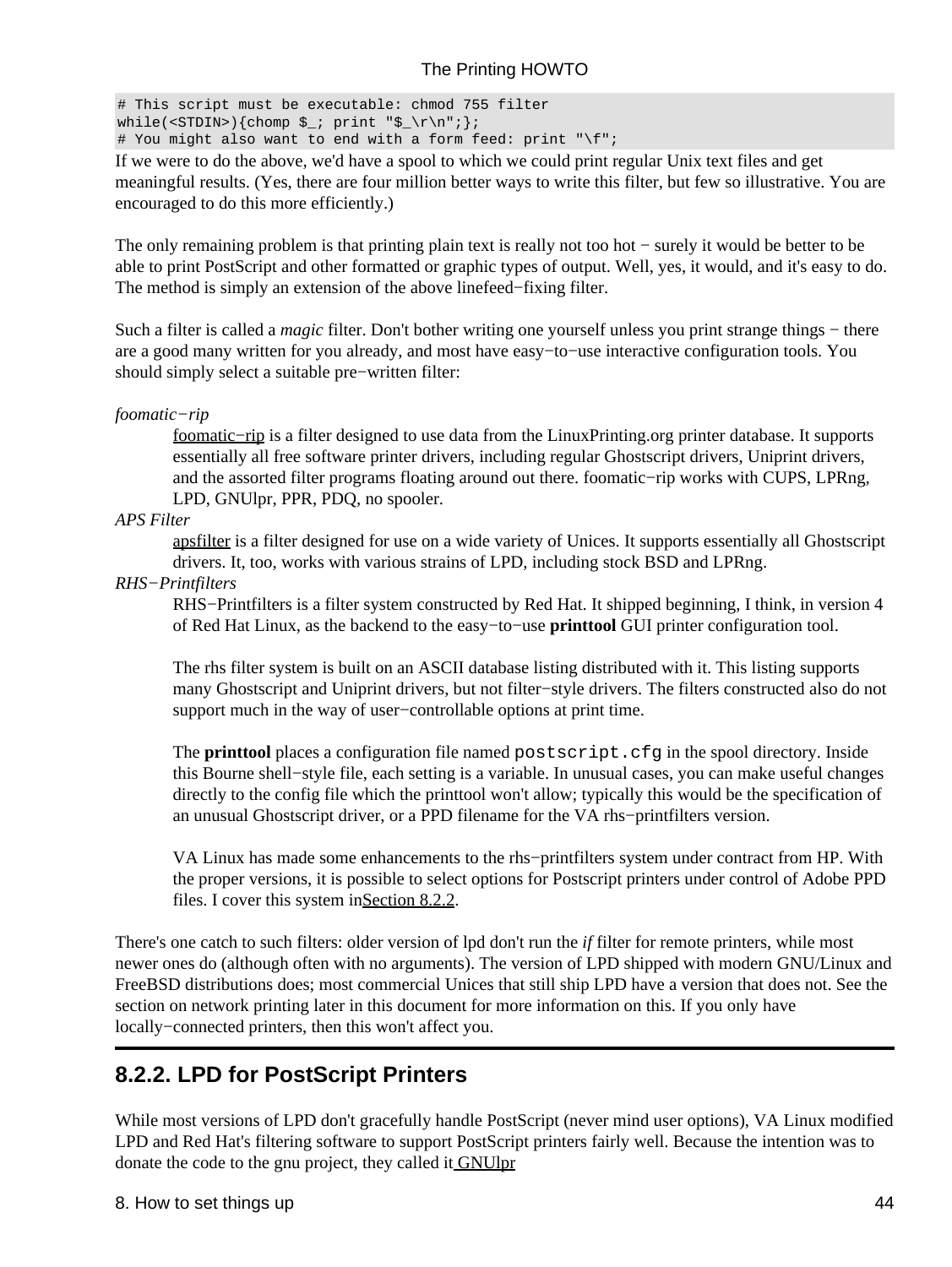```
# This script must be executable: chmod 755 filter
while(<STDIN>){chomp $_; print "$_\r\n";};
# You might also want to end with a form feed: print "\f";
```

If we were to do the above, we'd have a spool to which we could print regular Unix text files and get meaningful results. (Yes, there are four million better ways to write this filter, but few so illustrative. You are encouraged to do this more efficiently.)

The only remaining problem is that printing plain text is really not too hot − surely it would be better to be able to print PostScript and other formatted or graphic types of output. Well, yes, it would, and it's easy to do. The method is simply an extension of the above linefeed−fixing filter.

Such a filter is called a *magic* filter. Don't bother writing one yourself unless you print strange things − there are a good many written for you already, and most have easy−to−use interactive configuration tools. You should simply select a suitable pre−written filter:

*foomatic−rip*
: foomatic−rip is a filter designed to use data from the LinuxPrinting.org printer database. It supports essentially all free software printer drivers, including regular Ghostscript drivers, Uniprint drivers, and the assorted filter programs floating around out there. foomatic−rip works with CUPS, LPRng, LPD, GNUlpr, PPR, PDQ, no spooler.

*APS Filter*
: apsfilter is a filter designed for use on a wide variety of Unices. It supports essentially all Ghostscript drivers. It, too, works with various strains of LPD, including stock BSD and LPRng.

*RHS−Printfilters*
: RHS−Printfilters is a filter system constructed by Red Hat. It shipped beginning, I think, in version 4 of Red Hat Linux, as the backend to the easy−to−use **printtool** GUI printer configuration tool.

  The rhs filter system is built on an ASCII database listing distributed with it. This listing supports many Ghostscript and Uniprint drivers, but not filter−style drivers. The filters constructed also do not support much in the way of user−controllable options at print time.

  The **printtool** places a configuration file named `postscript.cfg` in the spool directory. Inside this Bourne shell−style file, each setting is a variable. In unusual cases, you can make useful changes directly to the config file which the printtool won't allow; typically this would be the specification of an unusual Ghostscript driver, or a PPD filename for the VA rhs−printfilters version.

  VA Linux has made some enhancements to the rhs−printfilters system under contract from HP. With the proper versions, it is possible to select options for Postscript printers under control of Adobe PPD files. I cover this system in Section 8.2.2.

There's one catch to such filters: older version of lpd don't run the *if* filter for remote printers, while most newer ones do (although often with no arguments). The version of LPD shipped with modern GNU/Linux and FreeBSD distributions does; most commercial Unices that still ship LPD have a version that does not. See the section on network printing later in this document for more information on this. If you only have locally−connected printers, then this won't affect you.

## 8.2.2. LPD for PostScript Printers

While most versions of LPD don't gracefully handle PostScript (never mind user options), VA Linux modified LPD and Red Hat's filtering software to support PostScript printers fairly well. Because the intention was to donate the code to the gnu project, they called it GNUlpr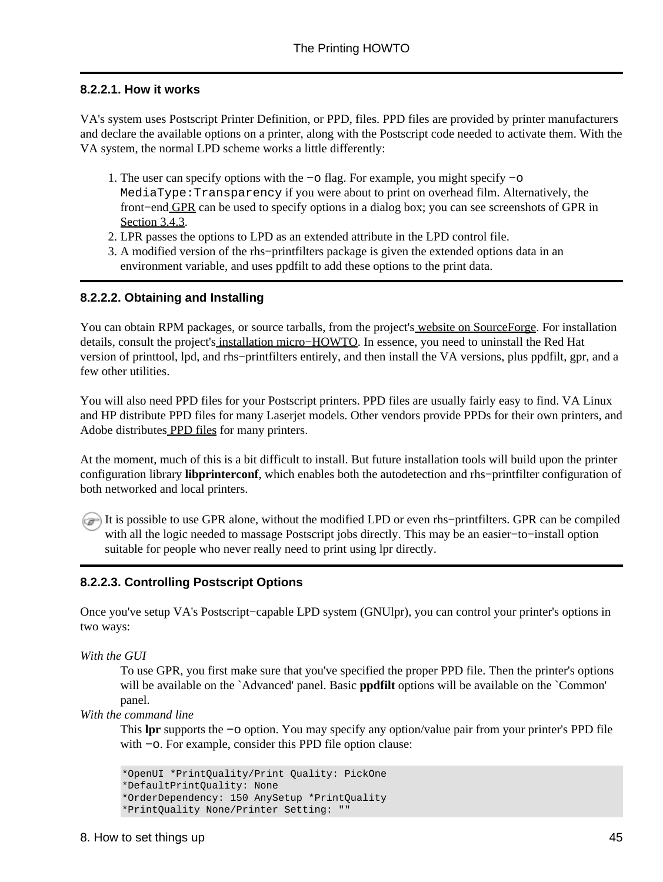#### 8.2.2.1. How it works

VA's system uses Postscript Printer Definition, or PPD, files. PPD files are provided by printer manufacturers and declare the available options on a printer, along with the Postscript code needed to activate them. With the VA system, the normal LPD scheme works a little differently:

1. The user can specify options with the `−o` flag. For example, you might specify `−o MediaType:Transparency` if you were about to print on overhead film. Alternatively, the front−end GPR can be used to specify options in a dialog box; you can see screenshots of GPR in Section 3.4.3.
2. LPR passes the options to LPD as an extended attribute in the LPD control file.
3. A modified version of the rhs−printfilters package is given the extended options data in an environment variable, and uses ppdfilt to add these options to the print data.

#### 8.2.2.2. Obtaining and Installing

You can obtain RPM packages, or source tarballs, from the project's website on SourceForge. For installation details, consult the project's installation micro−HOWTO. In essence, you need to uninstall the Red Hat version of printtool, lpd, and rhs−printfilters entirely, and then install the VA versions, plus ppdfilt, gpr, and a few other utilities.

You will also need PPD files for your Postscript printers. PPD files are usually fairly easy to find. VA Linux and HP distribute PPD files for many Laserjet models. Other vendors provide PPDs for their own printers, and Adobe distributes PPD files for many printers.

At the moment, much of this is a bit difficult to install. But future installation tools will build upon the printer configuration library **libprinterconf**, which enables both the autodetection and rhs−printfilter configuration of both networked and local printers.

It is possible to use GPR alone, without the modified LPD or even rhs−printfilters. GPR can be compiled with all the logic needed to massage Postscript jobs directly. This may be an easier−to−install option suitable for people who never really need to print using lpr directly.

#### 8.2.2.3. Controlling Postscript Options

Once you've setup VA's Postscript−capable LPD system (GNUlpr), you can control your printer's options in two ways:

*With the GUI*
: To use GPR, you first make sure that you've specified the proper PPD file. Then the printer's options will be available on the `Advanced' panel. Basic **ppdfilt** options will be available on the `Common' panel.

*With the command line*
: This **lpr** supports the `−o` option. You may specify any option/value pair from your printer's PPD file with `−o`. For example, consider this PPD file option clause:

```
*OpenUI *PrintQuality/Print Quality: PickOne
*DefaultPrintQuality: None
*OrderDependency: 150 AnySetup *PrintQuality
*PrintQuality None/Printer Setting: ""
```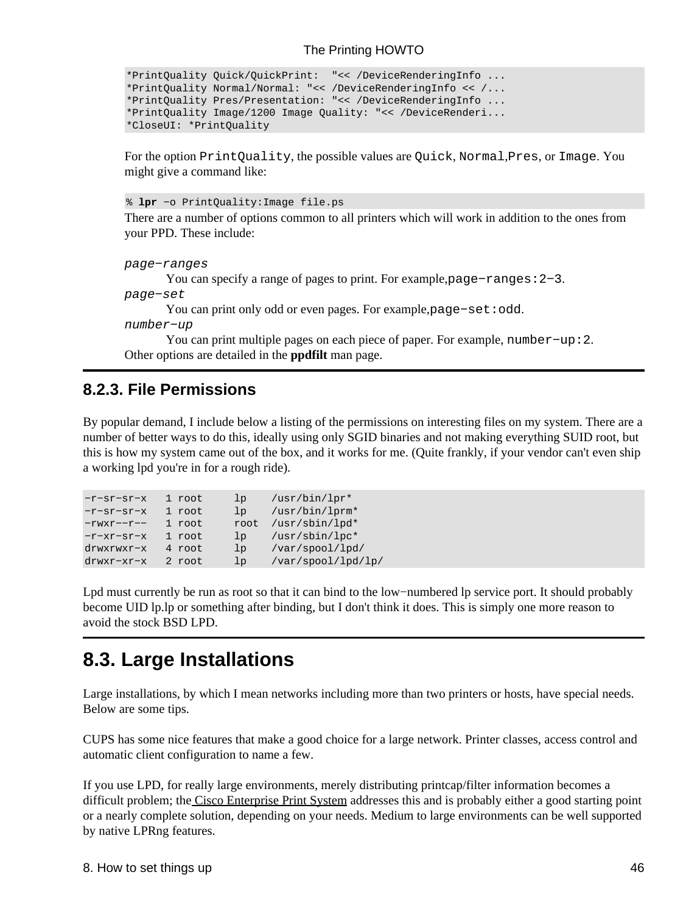```
*PrintQuality Quick/QuickPrint:  "<< /DeviceRenderingInfo ...
*PrintQuality Normal/Normal: "<< /DeviceRenderingInfo << /...
*PrintQuality Pres/Presentation: "<< /DeviceRenderingInfo ...
*PrintQuality Image/1200 Image Quality: "<< /DeviceRenderi...
*CloseUI: *PrintQuality
```

For the option `PrintQuality`, the possible values are `Quick`, `Normal`,`Pres`, or `Image`. You might give a command like:

```
% lpr −o PrintQuality:Image file.ps
```

There are a number of options common to all printers which will work in addition to the ones from your PPD. These include:

*page−ranges*
: You can specify a range of pages to print. For example,`page−ranges:2−3`.

*page−set*
: You can print only odd or even pages. For example,`page−set:odd`.

*number−up*
: You can print multiple pages on each piece of paper. For example, `number−up:2`.

Other options are detailed in the **ppdfilt** man page.

### 8.2.3. File Permissions

By popular demand, I include below a listing of the permissions on interesting files on my system. There are a number of better ways to do this, ideally using only SGID binaries and not making everything SUID root, but this is how my system came out of the box, and it works for me. (Quite frankly, if your vendor can't even ship a working lpd you're in for a rough ride).

```
−r−sr−sr−x   1 root     lp    /usr/bin/lpr*
−r−sr−sr−x   1 root     lp    /usr/bin/lprm*
−rwxr−−r−−   1 root     root  /usr/sbin/lpd*
−r−xr−sr−x   1 root     lp    /usr/sbin/lpc*
drwxrwxr−x   4 root     lp    /var/spool/lpd/
drwxr−xr−x   2 root     lp    /var/spool/lpd/lp/
```

Lpd must currently be run as root so that it can bind to the low−numbered lp service port. It should probably become UID lp.lp or something after binding, but I don't think it does. This is simply one more reason to avoid the stock BSD LPD.

## 8.3. Large Installations

Large installations, by which I mean networks including more than two printers or hosts, have special needs. Below are some tips.

CUPS has some nice features that make a good choice for a large network. Printer classes, access control and automatic client configuration to name a few.

If you use LPD, for really large environments, merely distributing printcap/filter information becomes a difficult problem; the Cisco Enterprise Print System addresses this and is probably either a good starting point or a nearly complete solution, depending on your needs. Medium to large environments can be well supported by native LPRng features.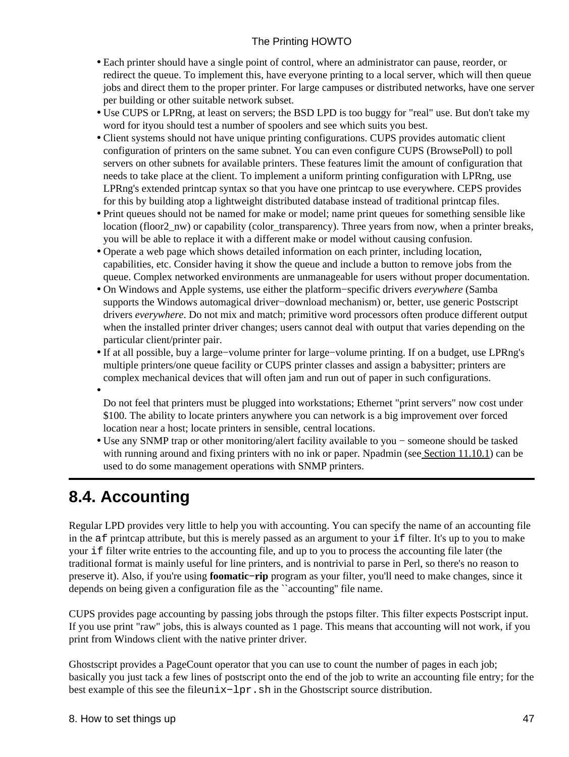- Each printer should have a single point of control, where an administrator can pause, reorder, or redirect the queue. To implement this, have everyone printing to a local server, which will then queue jobs and direct them to the proper printer. For large campuses or distributed networks, have one server per building or other suitable network subset.
- Use CUPS or LPRng, at least on servers; the BSD LPD is too buggy for "real" use. But don't take my word for ityou should test a number of spoolers and see which suits you best.
- Client systems should not have unique printing configurations. CUPS provides automatic client configuration of printers on the same subnet. You can even configure CUPS (BrowsePoll) to poll servers on other subnets for available printers. These features limit the amount of configuration that needs to take place at the client. To implement a uniform printing configuration with LPRng, use LPRng's extended printcap syntax so that you have one printcap to use everywhere. CEPS provides for this by building atop a lightweight distributed database instead of traditional printcap files.
- Print queues should not be named for make or model; name print queues for something sensible like location (floor2_nw) or capability (color_transparency). Three years from now, when a printer breaks, you will be able to replace it with a different make or model without causing confusion.
- Operate a web page which shows detailed information on each printer, including location, capabilities, etc. Consider having it show the queue and include a button to remove jobs from the queue. Complex networked environments are unmanageable for users without proper documentation.
- On Windows and Apple systems, use either the platform−specific drivers *everywhere* (Samba supports the Windows automagical driver−download mechanism) or, better, use generic Postscript drivers *everywhere*. Do not mix and match; primitive word processors often produce different output when the installed printer driver changes; users cannot deal with output that varies depending on the particular client/printer pair.
- If at all possible, buy a large−volume printer for large−volume printing. If on a budget, use LPRng's multiple printers/one queue facility or CUPS printer classes and assign a babysitter; printers are complex mechanical devices that will often jam and run out of paper in such configurations.
- Do not feel that printers must be plugged into workstations; Ethernet "print servers" now cost under $100. The ability to locate printers anywhere you can network is a big improvement over forced location near a host; locate printers in sensible, central locations.
- Use any SNMP trap or other monitoring/alert facility available to you − someone should be tasked with running around and fixing printers with no ink or paper. Npadmin (see Section 11.10.1) can be used to do some management operations with SNMP printers.

## 8.4. Accounting

Regular LPD provides very little to help you with accounting. You can specify the name of an accounting file in the `af` printcap attribute, but this is merely passed as an argument to your `if` filter. It's up to you to make your `if` filter write entries to the accounting file, and up to you to process the accounting file later (the traditional format is mainly useful for line printers, and is nontrivial to parse in Perl, so there's no reason to preserve it). Also, if you're using **foomatic−rip** program as your filter, you'll need to make changes, since it depends on being given a configuration file as the ``accounting'' file name.

CUPS provides page accounting by passing jobs through the pstops filter. This filter expects Postscript input. If you use print "raw" jobs, this is always counted as 1 page. This means that accounting will not work, if you print from Windows client with the native printer driver.

Ghostscript provides a PageCount operator that you can use to count the number of pages in each job; basically you just tack a few lines of postscript onto the end of the job to write an accounting file entry; for the best example of this see the file`unix−lpr.sh` in the Ghostscript source distribution.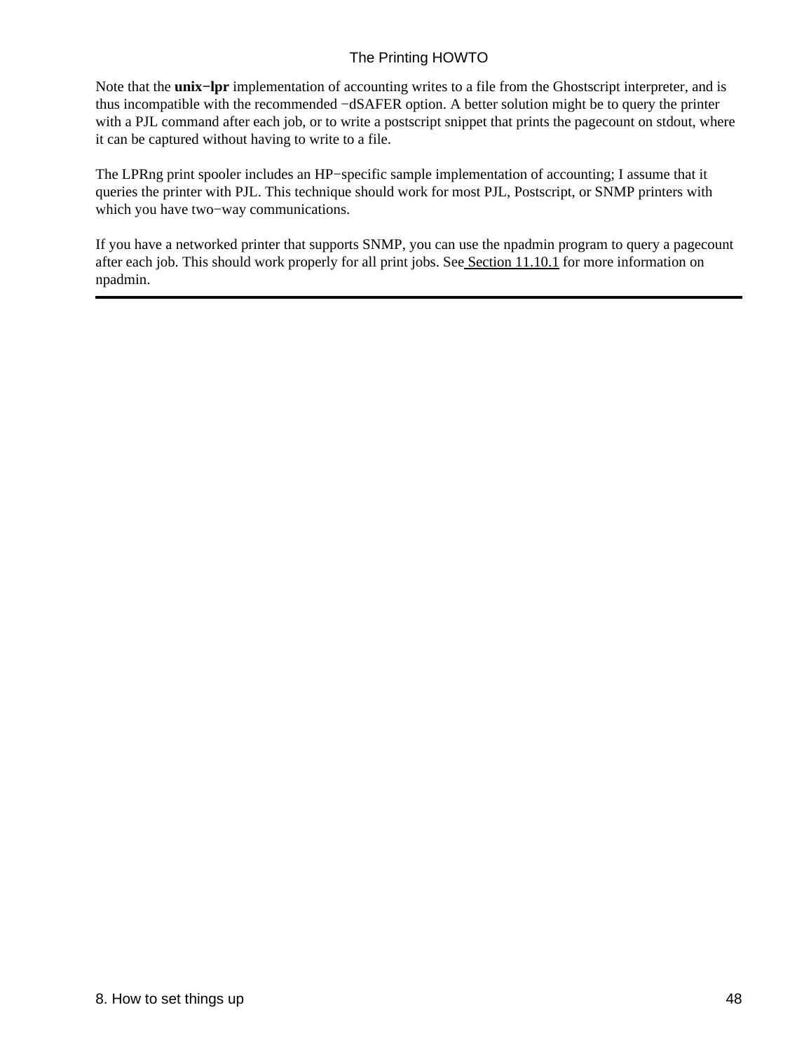Note that the **unix−lpr** implementation of accounting writes to a file from the Ghostscript interpreter, and is thus incompatible with the recommended −dSAFER option. A better solution might be to query the printer with a PJL command after each job, or to write a postscript snippet that prints the pagecount on stdout, where it can be captured without having to write to a file.

The LPRng print spooler includes an HP−specific sample implementation of accounting; I assume that it queries the printer with PJL. This technique should work for most PJL, Postscript, or SNMP printers with which you have two−way communications.

If you have a networked printer that supports SNMP, you can use the npadmin program to query a pagecount after each job. This should work properly for all print jobs. See Section 11.10.1 for more information on npadmin.

---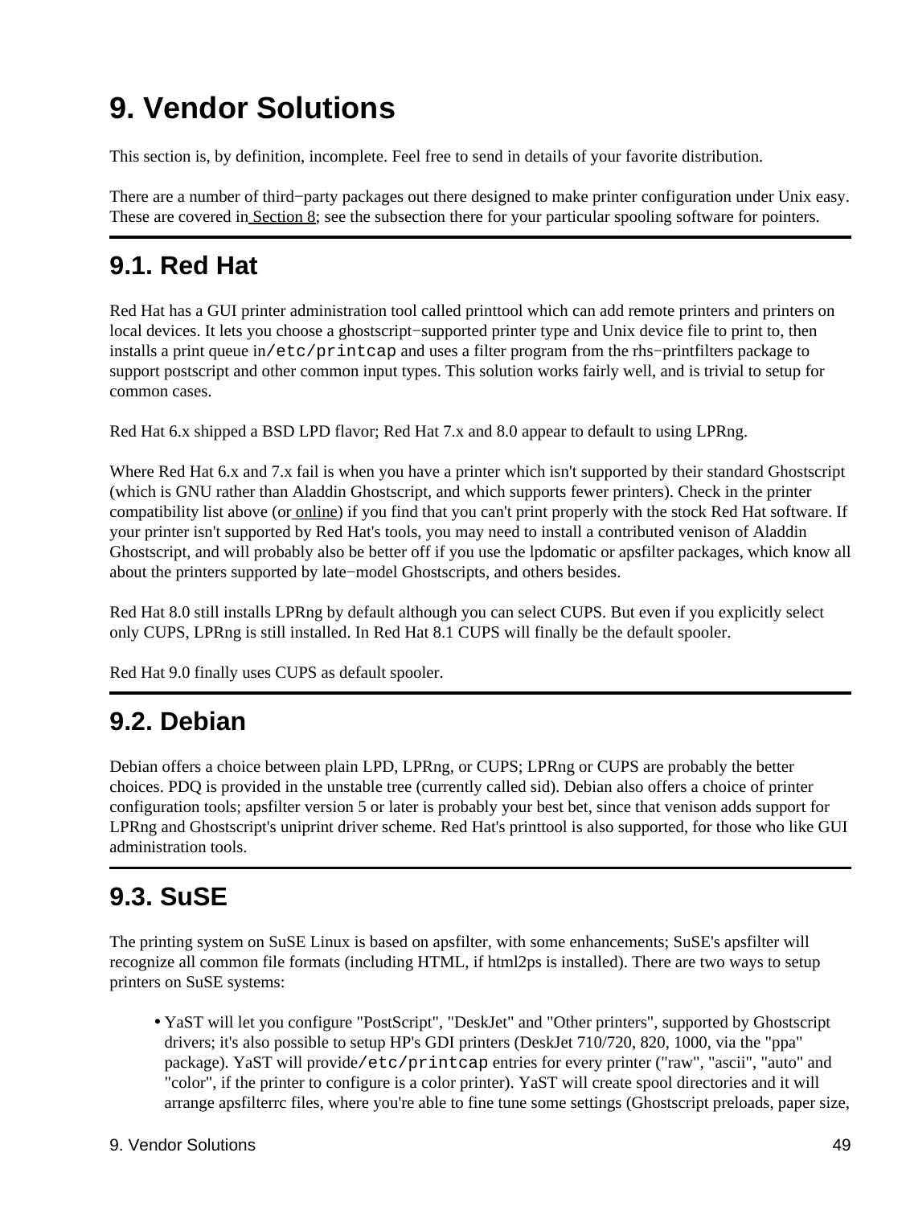# 9. Vendor Solutions

This section is, by definition, incomplete. Feel free to send in details of your favorite distribution.

There are a number of third−party packages out there designed to make printer configuration under Unix easy. These are covered in Section 8; see the subsection there for your particular spooling software for pointers.

## 9.1. Red Hat

Red Hat has a GUI printer administration tool called printtool which can add remote printers and printers on local devices. It lets you choose a ghostscript−supported printer type and Unix device file to print to, then installs a print queue in `/etc/printcap` and uses a filter program from the rhs−printfilters package to support postscript and other common input types. This solution works fairly well, and is trivial to setup for common cases.

Red Hat 6.x shipped a BSD LPD flavor; Red Hat 7.x and 8.0 appear to default to using LPRng.

Where Red Hat 6.x and 7.x fail is when you have a printer which isn't supported by their standard Ghostscript (which is GNU rather than Aladdin Ghostscript, and which supports fewer printers). Check in the printer compatibility list above (or online) if you find that you can't print properly with the stock Red Hat software. If your printer isn't supported by Red Hat's tools, you may need to install a contributed venison of Aladdin Ghostscript, and will probably also be better off if you use the lpdomatic or apsfilter packages, which know all about the printers supported by late−model Ghostscripts, and others besides.

Red Hat 8.0 still installs LPRng by default although you can select CUPS. But even if you explicitly select only CUPS, LPRng is still installed. In Red Hat 8.1 CUPS will finally be the default spooler.

Red Hat 9.0 finally uses CUPS as default spooler.

## 9.2. Debian

Debian offers a choice between plain LPD, LPRng, or CUPS; LPRng or CUPS are probably the better choices. PDQ is provided in the unstable tree (currently called sid). Debian also offers a choice of printer configuration tools; apsfilter version 5 or later is probably your best bet, since that venison adds support for LPRng and Ghostscript's uniprint driver scheme. Red Hat's printtool is also supported, for those who like GUI administration tools.

## 9.3. SuSE

The printing system on SuSE Linux is based on apsfilter, with some enhancements; SuSE's apsfilter will recognize all common file formats (including HTML, if html2ps is installed). There are two ways to setup printers on SuSE systems:

- YaST will let you configure "PostScript", "DeskJet" and "Other printers", supported by Ghostscript drivers; it's also possible to setup HP's GDI printers (DeskJet 710/720, 820, 1000, via the "ppa" package). YaST will provide `/etc/printcap` entries for every printer ("raw", "ascii", "auto" and "color", if the printer to configure is a color printer). YaST will create spool directories and it will arrange apsfilterrc files, where you're able to fine tune some settings (Ghostscript preloads, paper size,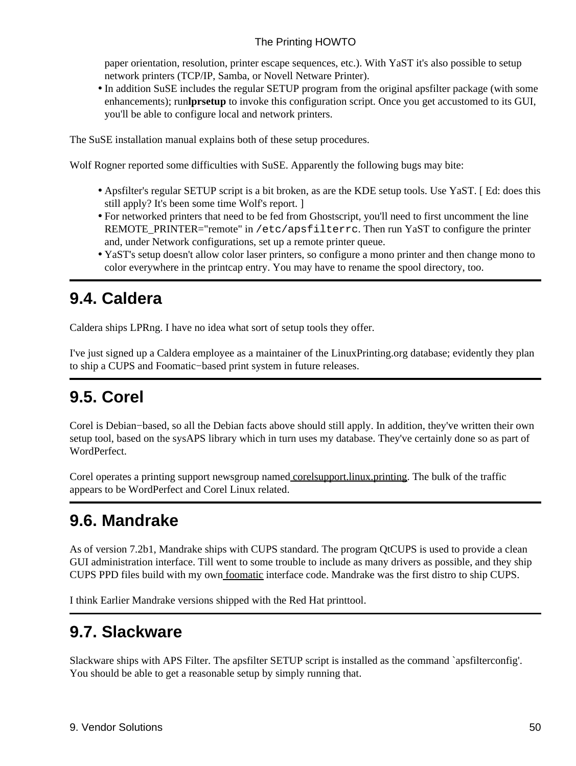paper orientation, resolution, printer escape sequences, etc.). With YaST it's also possible to setup network printers (TCP/IP, Samba, or Novell Netware Printer).
- In addition SuSE includes the regular SETUP program from the original apsfilter package (with some enhancements); run **lprsetup** to invoke this configuration script. Once you get accustomed to its GUI, you'll be able to configure local and network printers.

The SuSE installation manual explains both of these setup procedures.

Wolf Rogner reported some difficulties with SuSE. Apparently the following bugs may bite:

- Apsfilter's regular SETUP script is a bit broken, as are the KDE setup tools. Use YaST. [ Ed: does this still apply? It's been some time Wolf's report. ]
- For networked printers that need to be fed from Ghostscript, you'll need to first uncomment the line REMOTE_PRINTER="remote" in `/etc/apsfilterrc`. Then run YaST to configure the printer and, under Network configurations, set up a remote printer queue.
- YaST's setup doesn't allow color laser printers, so configure a mono printer and then change mono to color everywhere in the printcap entry. You may have to rename the spool directory, too.

## 9.4. Caldera

Caldera ships LPRng. I have no idea what sort of setup tools they offer.

I've just signed up a Caldera employee as a maintainer of the LinuxPrinting.org database; evidently they plan to ship a CUPS and Foomatic−based print system in future releases.

## 9.5. Corel

Corel is Debian−based, so all the Debian facts above should still apply. In addition, they've written their own setup tool, based on the sysAPS library which in turn uses my database. They've certainly done so as part of WordPerfect.

Corel operates a printing support newsgroup named corelsupport.linux.printing. The bulk of the traffic appears to be WordPerfect and Corel Linux related.

## 9.6. Mandrake

As of version 7.2b1, Mandrake ships with CUPS standard. The program QtCUPS is used to provide a clean GUI administration interface. Till went to some trouble to include as many drivers as possible, and they ship CUPS PPD files build with my own foomatic interface code. Mandrake was the first distro to ship CUPS.

I think Earlier Mandrake versions shipped with the Red Hat printtool.

## 9.7. Slackware

Slackware ships with APS Filter. The apsfilter SETUP script is installed as the command `apsfilterconfig'. You should be able to get a reasonable setup by simply running that.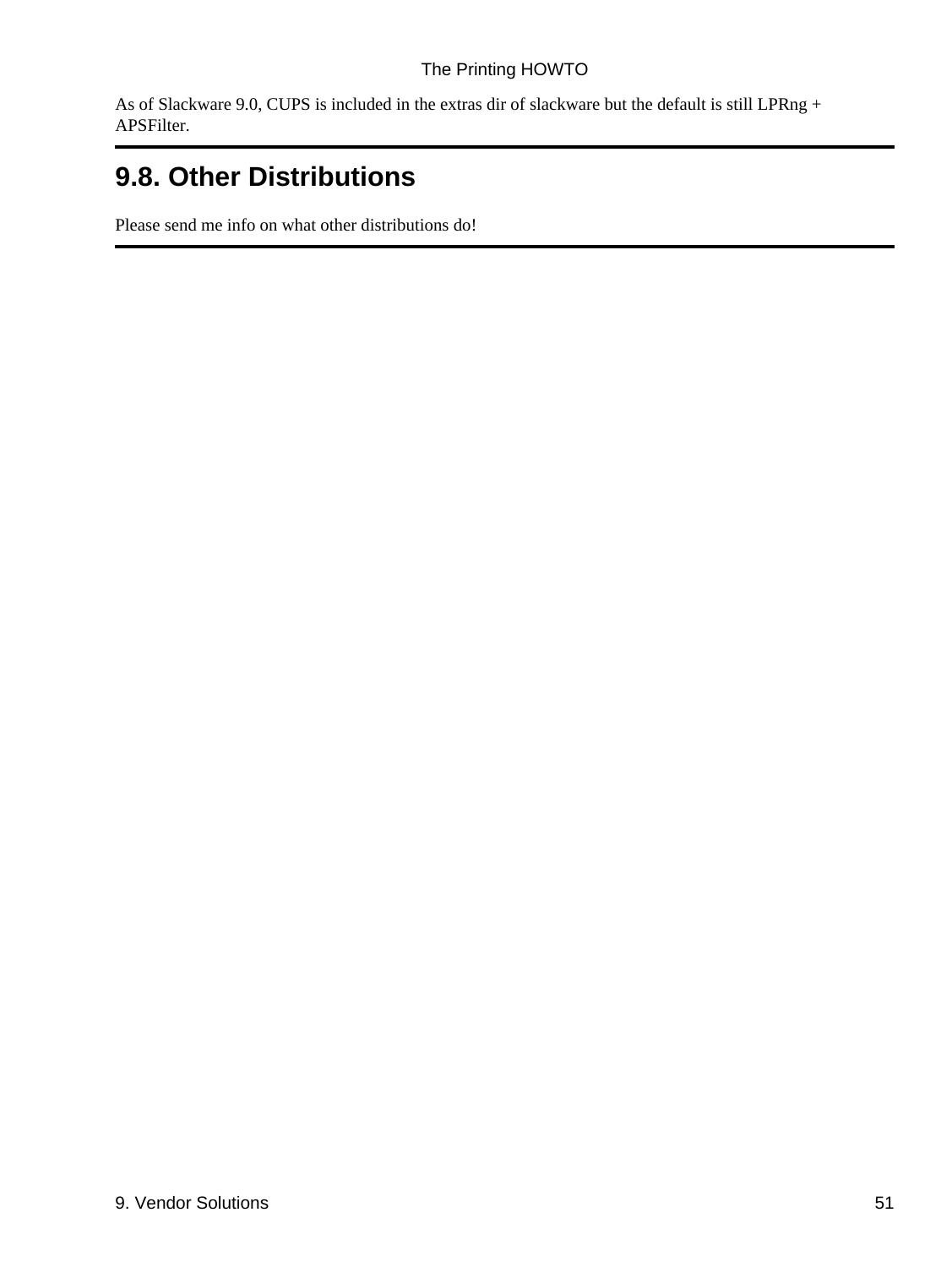As of Slackware 9.0, CUPS is included in the extras dir of slackware but the default is still LPRng + APSFilter.

## 9.8. Other Distributions

Please send me info on what other distributions do!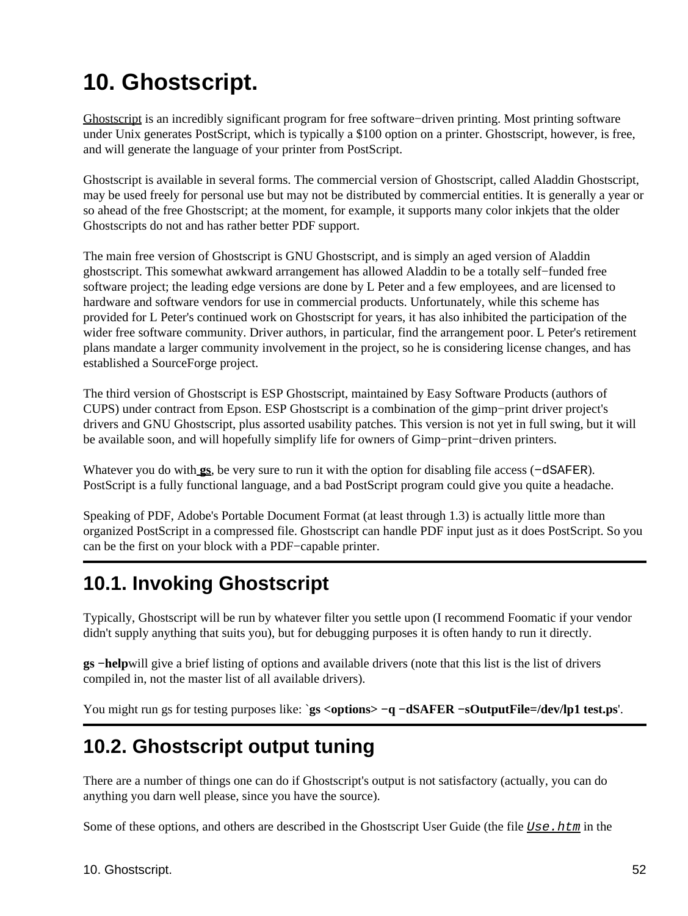# 10. Ghostscript.

Ghostscript is an incredibly significant program for free software−driven printing. Most printing software under Unix generates PostScript, which is typically a $100 option on a printer. Ghostscript, however, is free, and will generate the language of your printer from PostScript.

Ghostscript is available in several forms. The commercial version of Ghostscript, called Aladdin Ghostscript, may be used freely for personal use but may not be distributed by commercial entities. It is generally a year or so ahead of the free Ghostscript; at the moment, for example, it supports many color inkjets that the older Ghostscripts do not and has rather better PDF support.

The main free version of Ghostscript is GNU Ghostscript, and is simply an aged version of Aladdin ghostscript. This somewhat awkward arrangement has allowed Aladdin to be a totally self−funded free software project; the leading edge versions are done by L Peter and a few employees, and are licensed to hardware and software vendors for use in commercial products. Unfortunately, while this scheme has provided for L Peter's continued work on Ghostscript for years, it has also inhibited the participation of the wider free software community. Driver authors, in particular, find the arrangement poor. L Peter's retirement plans mandate a larger community involvement in the project, so he is considering license changes, and has established a SourceForge project.

The third version of Ghostscript is ESP Ghostscript, maintained by Easy Software Products (authors of CUPS) under contract from Epson. ESP Ghostscript is a combination of the gimp−print driver project's drivers and GNU Ghostscript, plus assorted usability patches. This version is not yet in full swing, but it will be available soon, and will hopefully simplify life for owners of Gimp−print−driven printers.

Whatever you do with **gs**, be very sure to run it with the option for disabling file access (`−dSAFER`). PostScript is a fully functional language, and a bad PostScript program could give you quite a headache.

Speaking of PDF, Adobe's Portable Document Format (at least through 1.3) is actually little more than organized PostScript in a compressed file. Ghostscript can handle PDF input just as it does PostScript. So you can be the first on your block with a PDF−capable printer.

## 10.1. Invoking Ghostscript

Typically, Ghostscript will be run by whatever filter you settle upon (I recommend Foomatic if your vendor didn't supply anything that suits you), but for debugging purposes it is often handy to run it directly.

**gs −help** will give a brief listing of options and available drivers (note that this list is the list of drivers compiled in, not the master list of all available drivers).

You might run gs for testing purposes like: `**gs <options> −q −dSAFER −sOutputFile=/dev/lp1 test.ps**'.

## 10.2. Ghostscript output tuning

There are a number of things one can do if Ghostscript's output is not satisfactory (actually, you can do anything you darn well please, since you have the source).

Some of these options, and others are described in the Ghostscript User Guide (the file *`Use.htm`* in the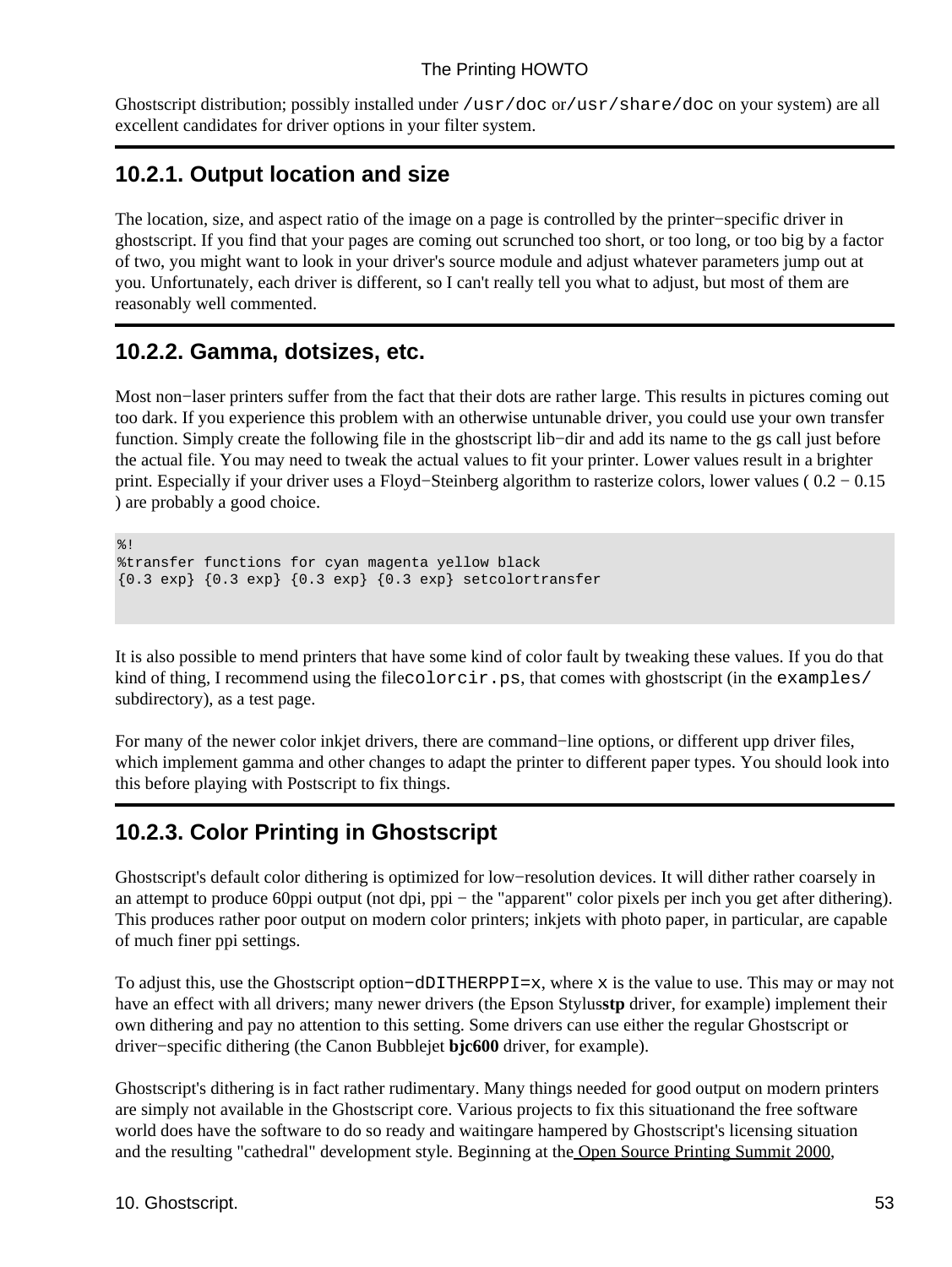Ghostscript distribution; possibly installed under `/usr/doc` or `/usr/share/doc` on your system) are all excellent candidates for driver options in your filter system.

### 10.2.1. Output location and size

The location, size, and aspect ratio of the image on a page is controlled by the printer−specific driver in ghostscript. If you find that your pages are coming out scrunched too short, or too long, or too big by a factor of two, you might want to look in your driver's source module and adjust whatever parameters jump out at you. Unfortunately, each driver is different, so I can't really tell you what to adjust, but most of them are reasonably well commented.

### 10.2.2. Gamma, dotsizes, etc.

Most non−laser printers suffer from the fact that their dots are rather large. This results in pictures coming out too dark. If you experience this problem with an otherwise untunable driver, you could use your own transfer function. Simply create the following file in the ghostscript lib−dir and add its name to the gs call just before the actual file. You may need to tweak the actual values to fit your printer. Lower values result in a brighter print. Especially if your driver uses a Floyd−Steinberg algorithm to rasterize colors, lower values ( 0.2 − 0.15 ) are probably a good choice.

```
%!
%transfer functions for cyan magenta yellow black
{0.3 exp} {0.3 exp} {0.3 exp} {0.3 exp} setcolortransfer
```

It is also possible to mend printers that have some kind of color fault by tweaking these values. If you do that kind of thing, I recommend using the file `colorcir.ps`, that comes with ghostscript (in the `examples/` subdirectory), as a test page.

For many of the newer color inkjet drivers, there are command−line options, or different upp driver files, which implement gamma and other changes to adapt the printer to different paper types. You should look into this before playing with Postscript to fix things.

### 10.2.3. Color Printing in Ghostscript

Ghostscript's default color dithering is optimized for low−resolution devices. It will dither rather coarsely in an attempt to produce 60ppi output (not dpi, ppi − the "apparent" color pixels per inch you get after dithering). This produces rather poor output on modern color printers; inkjets with photo paper, in particular, are capable of much finer ppi settings.

To adjust this, use the Ghostscript option `−dDITHERPPI=x`, where `x` is the value to use. This may or may not have an effect with all drivers; many newer drivers (the Epson Stylus **stp** driver, for example) implement their own dithering and pay no attention to this setting. Some drivers can use either the regular Ghostscript or driver−specific dithering (the Canon Bubblejet **bjc600** driver, for example).

Ghostscript's dithering is in fact rather rudimentary. Many things needed for good output on modern printers are simply not available in the Ghostscript core. Various projects to fix this situationand the free software world does have the software to do so ready and waitingare hampered by Ghostscript's licensing situation and the resulting "cathedral" development style. Beginning at the Open Source Printing Summit 2000,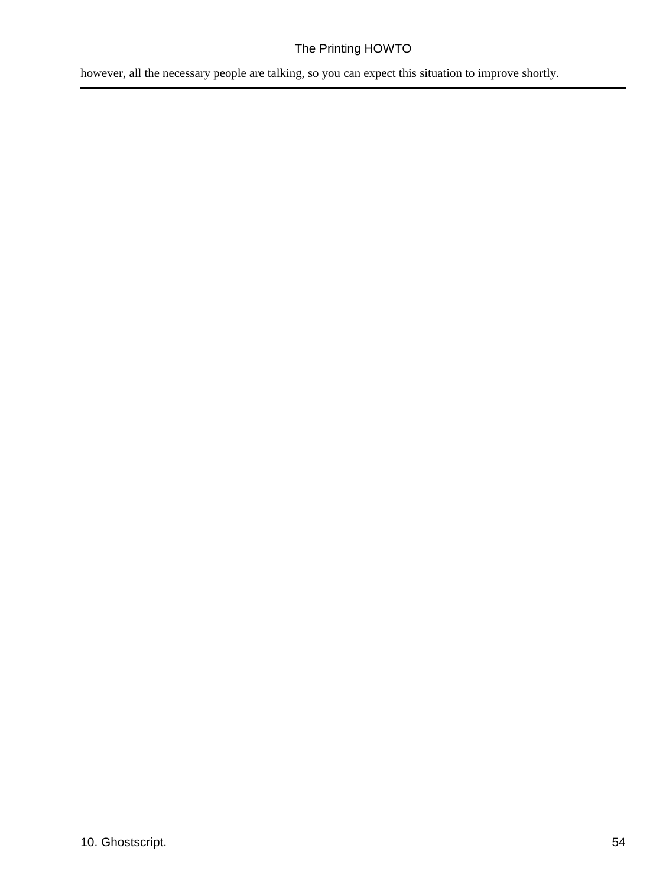however, all the necessary people are talking, so you can expect this situation to improve shortly.

---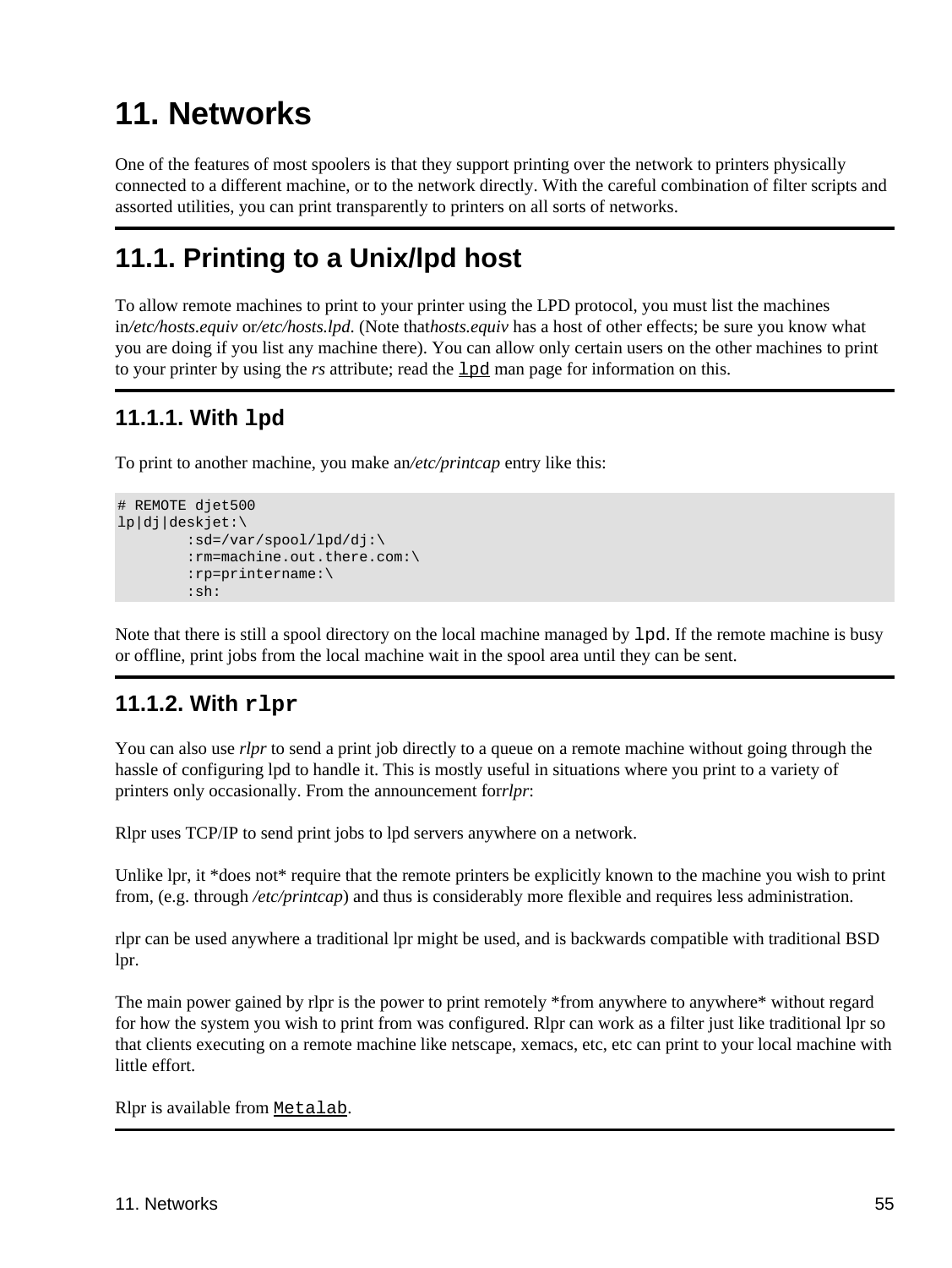# 11. Networks

One of the features of most spoolers is that they support printing over the network to printers physically connected to a different machine, or to the network directly. With the careful combination of filter scripts and assorted utilities, you can print transparently to printers on all sorts of networks.

## 11.1. Printing to a Unix/lpd host

To allow remote machines to print to your printer using the LPD protocol, you must list the machines in*/etc/hosts.equiv* or*/etc/hosts.lpd*. (Note that*hosts.equiv* has a host of other effects; be sure you know what you are doing if you list any machine there). You can allow only certain users on the other machines to print to your printer by using the *rs* attribute; read the `lpd` man page for information on this.

### 11.1.1. With `lpd`

To print to another machine, you make an*/etc/printcap* entry like this:

```
# REMOTE djet500
lp|dj|deskjet:\
        :sd=/var/spool/lpd/dj:\
        :rm=machine.out.there.com:\
        :rp=printername:\
        :sh:
```

Note that there is still a spool directory on the local machine managed by `lpd`. If the remote machine is busy or offline, print jobs from the local machine wait in the spool area until they can be sent.

### 11.1.2. With `rlpr`

You can also use *rlpr* to send a print job directly to a queue on a remote machine without going through the hassle of configuring lpd to handle it. This is mostly useful in situations where you print to a variety of printers only occasionally. From the announcement for*rlpr*:

Rlpr uses TCP/IP to send print jobs to lpd servers anywhere on a network.

Unlike lpr, it *does not* require that the remote printers be explicitly known to the machine you wish to print from, (e.g. through */etc/printcap*) and thus is considerably more flexible and requires less administration.

rlpr can be used anywhere a traditional lpr might be used, and is backwards compatible with traditional BSD lpr.

The main power gained by rlpr is the power to print remotely *from anywhere to anywhere* without regard for how the system you wish to print from was configured. Rlpr can work as a filter just like traditional lpr so that clients executing on a remote machine like netscape, xemacs, etc, etc can print to your local machine with little effort.

Rlpr is available from Metalab.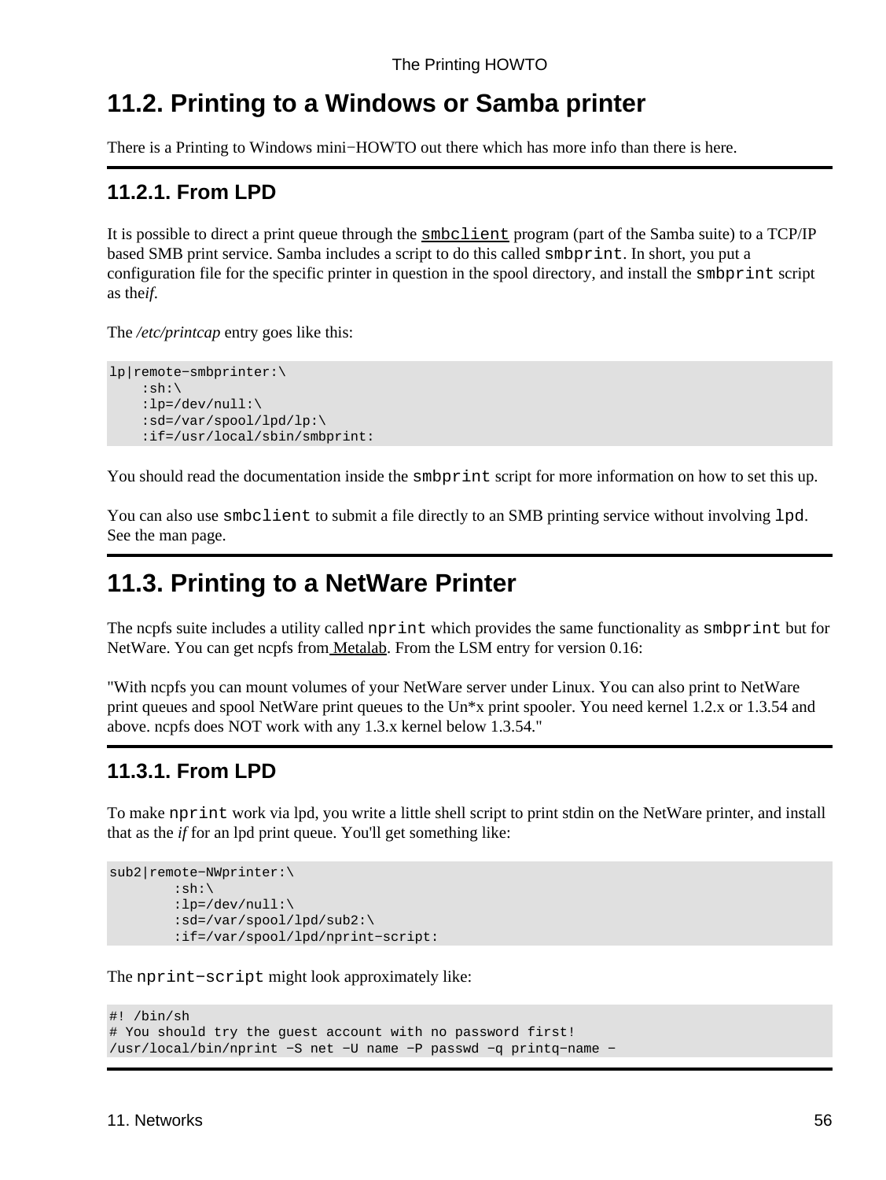## 11.2. Printing to a Windows or Samba printer

There is a Printing to Windows mini−HOWTO out there which has more info than there is here.

### 11.2.1. From LPD

It is possible to direct a print queue through the `smbclient` program (part of the Samba suite) to a TCP/IP based SMB print service. Samba includes a script to do this called `smbprint`. In short, you put a configuration file for the specific printer in question in the spool directory, and install the `smbprint` script as the*if*.

The */etc/printcap* entry goes like this:

```
lp|remote−smbprinter:\
    :sh:\
    :lp=/dev/null:\
    :sd=/var/spool/lpd/lp:\
    :if=/usr/local/sbin/smbprint:
```

You should read the documentation inside the `smbprint` script for more information on how to set this up.

You can also use `smbclient` to submit a file directly to an SMB printing service without involving `lpd`. See the man page.

## 11.3. Printing to a NetWare Printer

The ncpfs suite includes a utility called `nprint` which provides the same functionality as `smbprint` but for NetWare. You can get ncpfs from Metalab. From the LSM entry for version 0.16:

"With ncpfs you can mount volumes of your NetWare server under Linux. You can also print to NetWare print queues and spool NetWare print queues to the Un*x print spooler. You need kernel 1.2.x or 1.3.54 and above. ncpfs does NOT work with any 1.3.x kernel below 1.3.54."

### 11.3.1. From LPD

To make `nprint` work via lpd, you write a little shell script to print stdin on the NetWare printer, and install that as the *if* for an lpd print queue. You'll get something like:

```
sub2|remote−NWprinter:\
        :sh:\
        :lp=/dev/null:\
        :sd=/var/spool/lpd/sub2:\
        :if=/var/spool/lpd/nprint−script:
```

The `nprint−script` might look approximately like:

```
#! /bin/sh
# You should try the guest account with no password first!
/usr/local/bin/nprint −S net −U name −P passwd −q printq−name −
```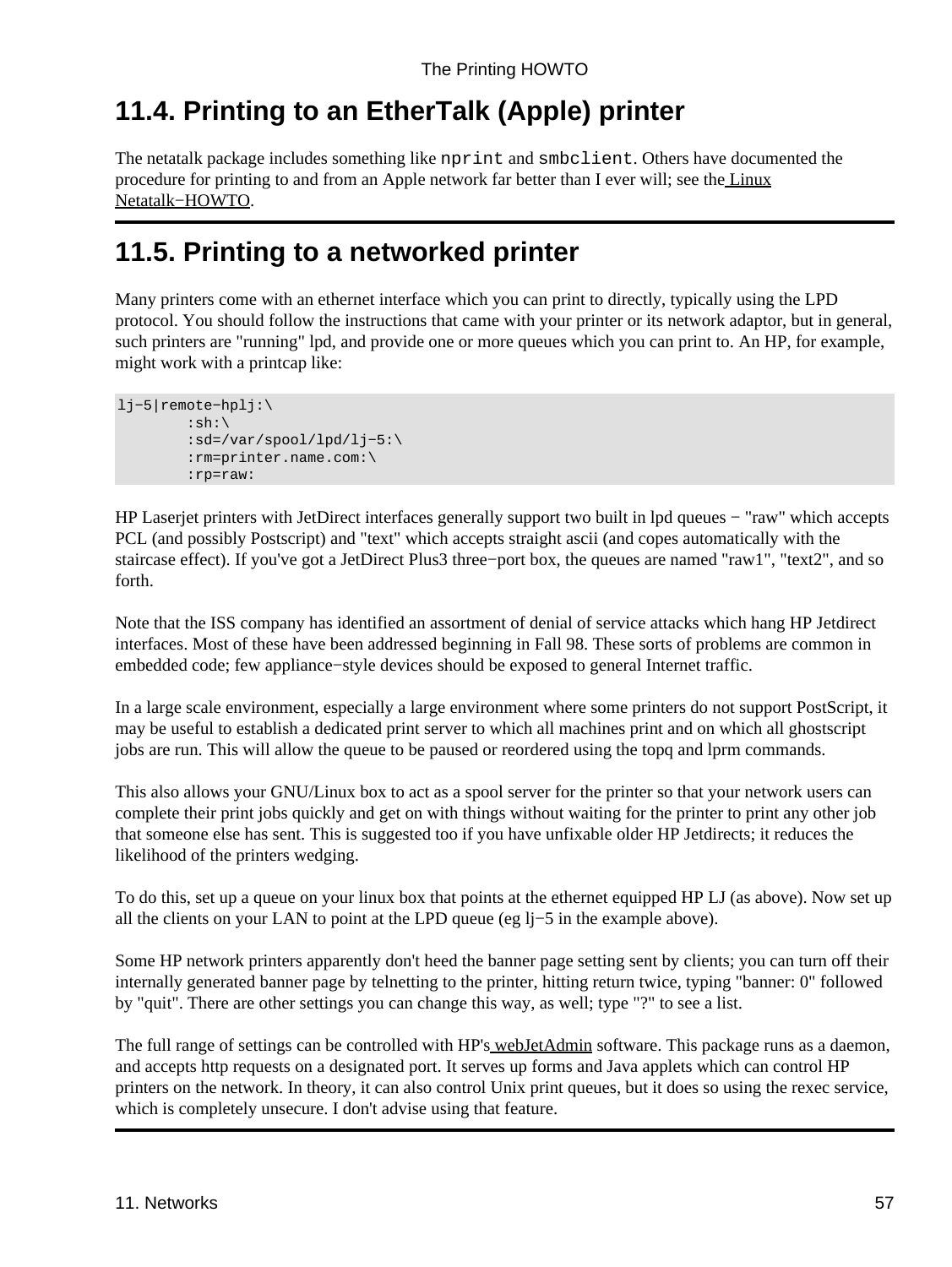## 11.4. Printing to an EtherTalk (Apple) printer

The netatalk package includes something like `nprint` and `smbclient`. Others have documented the procedure for printing to and from an Apple network far better than I ever will; see the Linux Netatalk−HOWTO.

## 11.5. Printing to a networked printer

Many printers come with an ethernet interface which you can print to directly, typically using the LPD protocol. You should follow the instructions that came with your printer or its network adaptor, but in general, such printers are "running" lpd, and provide one or more queues which you can print to. An HP, for example, might work with a printcap like:

```
lj−5|remote−hplj:\
        :sh:\
        :sd=/var/spool/lpd/lj−5:\
        :rm=printer.name.com:\
        :rp=raw:
```

HP Laserjet printers with JetDirect interfaces generally support two built in lpd queues − "raw" which accepts PCL (and possibly Postscript) and "text" which accepts straight ascii (and copes automatically with the staircase effect). If you've got a JetDirect Plus3 three−port box, the queues are named "raw1", "text2", and so forth.

Note that the ISS company has identified an assortment of denial of service attacks which hang HP Jetdirect interfaces. Most of these have been addressed beginning in Fall 98. These sorts of problems are common in embedded code; few appliance−style devices should be exposed to general Internet traffic.

In a large scale environment, especially a large environment where some printers do not support PostScript, it may be useful to establish a dedicated print server to which all machines print and on which all ghostscript jobs are run. This will allow the queue to be paused or reordered using the topq and lprm commands.

This also allows your GNU/Linux box to act as a spool server for the printer so that your network users can complete their print jobs quickly and get on with things without waiting for the printer to print any other job that someone else has sent. This is suggested too if you have unfixable older HP Jetdirects; it reduces the likelihood of the printers wedging.

To do this, set up a queue on your linux box that points at the ethernet equipped HP LJ (as above). Now set up all the clients on your LAN to point at the LPD queue (eg lj−5 in the example above).

Some HP network printers apparently don't heed the banner page setting sent by clients; you can turn off their internally generated banner page by telnetting to the printer, hitting return twice, typing "banner: 0" followed by "quit". There are other settings you can change this way, as well; type "?" to see a list.

The full range of settings can be controlled with HP's webJetAdmin software. This package runs as a daemon, and accepts http requests on a designated port. It serves up forms and Java applets which can control HP printers on the network. In theory, it can also control Unix print queues, but it does so using the rexec service, which is completely unsecure. I don't advise using that feature.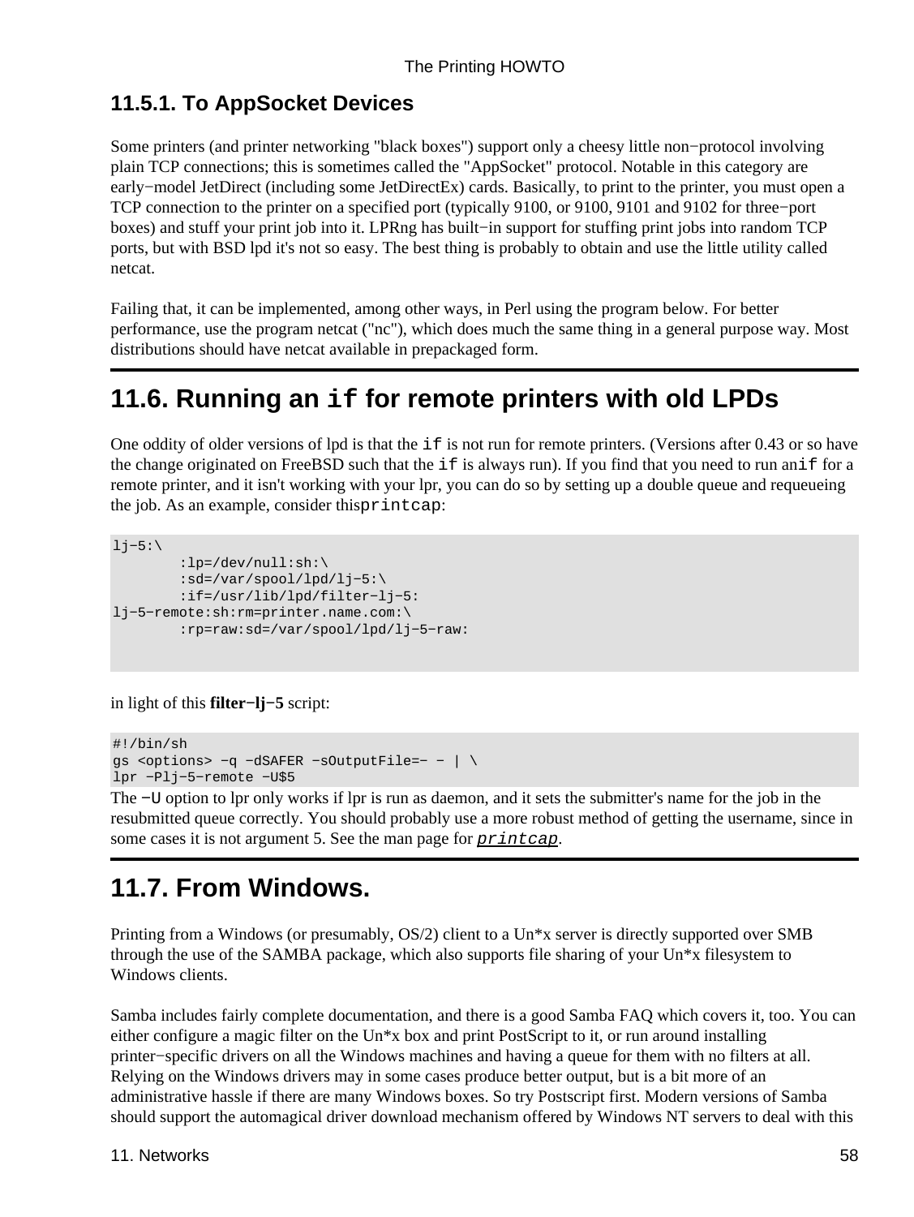### 11.5.1. To AppSocket Devices

Some printers (and printer networking "black boxes") support only a cheesy little non−protocol involving plain TCP connections; this is sometimes called the "AppSocket" protocol. Notable in this category are early−model JetDirect (including some JetDirectEx) cards. Basically, to print to the printer, you must open a TCP connection to the printer on a specified port (typically 9100, or 9100, 9101 and 9102 for three−port boxes) and stuff your print job into it. LPRng has built−in support for stuffing print jobs into random TCP ports, but with BSD lpd it's not so easy. The best thing is probably to obtain and use the little utility called netcat.

Failing that, it can be implemented, among other ways, in Perl using the program below. For better performance, use the program netcat ("nc"), which does much the same thing in a general purpose way. Most distributions should have netcat available in prepackaged form.

## 11.6. Running an `if` for remote printers with old LPDs

One oddity of older versions of lpd is that the `if` is not run for remote printers. (Versions after 0.43 or so have the change originated on FreeBSD such that the `if` is always run). If you find that you need to run an`if` for a remote printer, and it isn't working with your lpr, you can do so by setting up a double queue and requeueing the job. As an example, consider this`printcap`:

```
lj−5:\
        :lp=/dev/null:sh:\
        :sd=/var/spool/lpd/lj−5:\
        :if=/usr/lib/lpd/filter−lj−5:
lj−5−remote:sh:rm=printer.name.com:\
        :rp=raw:sd=/var/spool/lpd/lj−5−raw:
```

in light of this **filter−lj−5** script:

```
#!/bin/sh
gs <options> −q −dSAFER −sOutputFile=− − | \
lpr −Plj−5−remote −U$5
```

The `−U` option to lpr only works if lpr is run as daemon, and it sets the submitter's name for the job in the resubmitted queue correctly. You should probably use a more robust method of getting the username, since in some cases it is not argument 5. See the man page for *`printcap`*.

## 11.7. From Windows.

Printing from a Windows (or presumably, OS/2) client to a Un*x server is directly supported over SMB through the use of the SAMBA package, which also supports file sharing of your Un*x filesystem to Windows clients.

Samba includes fairly complete documentation, and there is a good Samba FAQ which covers it, too. You can either configure a magic filter on the Un*x box and print PostScript to it, or run around installing printer−specific drivers on all the Windows machines and having a queue for them with no filters at all. Relying on the Windows drivers may in some cases produce better output, but is a bit more of an administrative hassle if there are many Windows boxes. So try Postscript first. Modern versions of Samba should support the automagical driver download mechanism offered by Windows NT servers to deal with this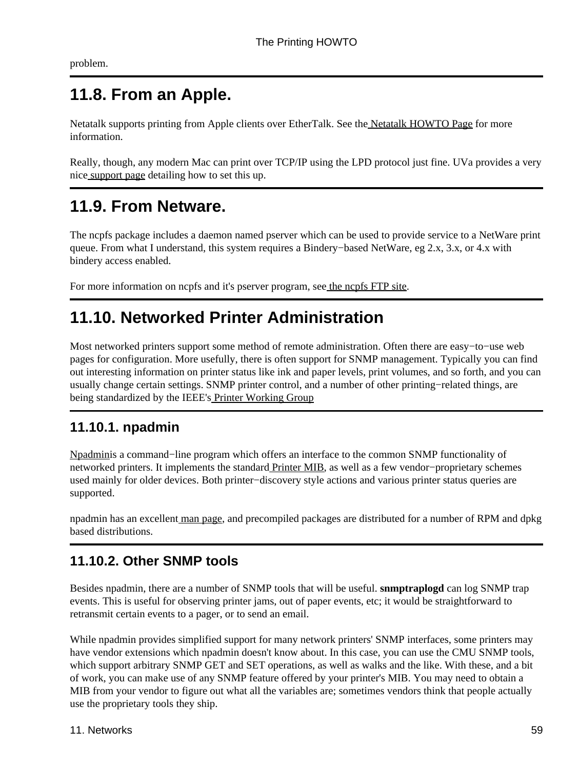problem.

## 11.8. From an Apple.

Netatalk supports printing from Apple clients over EtherTalk. See the Netatalk HOWTO Page for more information.

Really, though, any modern Mac can print over TCP/IP using the LPD protocol just fine. UVa provides a very nice support page detailing how to set this up.

## 11.9. From Netware.

The ncpfs package includes a daemon named pserver which can be used to provide service to a NetWare print queue. From what I understand, this system requires a Bindery−based NetWare, eg 2.x, 3.x, or 4.x with bindery access enabled.

For more information on ncpfs and it's pserver program, see the ncpfs FTP site.

## 11.10. Networked Printer Administration

Most networked printers support some method of remote administration. Often there are easy−to−use web pages for configuration. More usefully, there is often support for SNMP management. Typically you can find out interesting information on printer status like ink and paper levels, print volumes, and so forth, and you can usually change certain settings. SNMP printer control, and a number of other printing−related things, are being standardized by the IEEE's Printer Working Group

### 11.10.1. npadmin

Npadminis a command−line program which offers an interface to the common SNMP functionality of networked printers. It implements the standard Printer MIB, as well as a few vendor−proprietary schemes used mainly for older devices. Both printer−discovery style actions and various printer status queries are supported.

npadmin has an excellent man page, and precompiled packages are distributed for a number of RPM and dpkg based distributions.

### 11.10.2. Other SNMP tools

Besides npadmin, there are a number of SNMP tools that will be useful. **snmptraplogd** can log SNMP trap events. This is useful for observing printer jams, out of paper events, etc; it would be straightforward to retransmit certain events to a pager, or to send an email.

While npadmin provides simplified support for many network printers' SNMP interfaces, some printers may have vendor extensions which npadmin doesn't know about. In this case, you can use the CMU SNMP tools, which support arbitrary SNMP GET and SET operations, as well as walks and the like. With these, and a bit of work, you can make use of any SNMP feature offered by your printer's MIB. You may need to obtain a MIB from your vendor to figure out what all the variables are; sometimes vendors think that people actually use the proprietary tools they ship.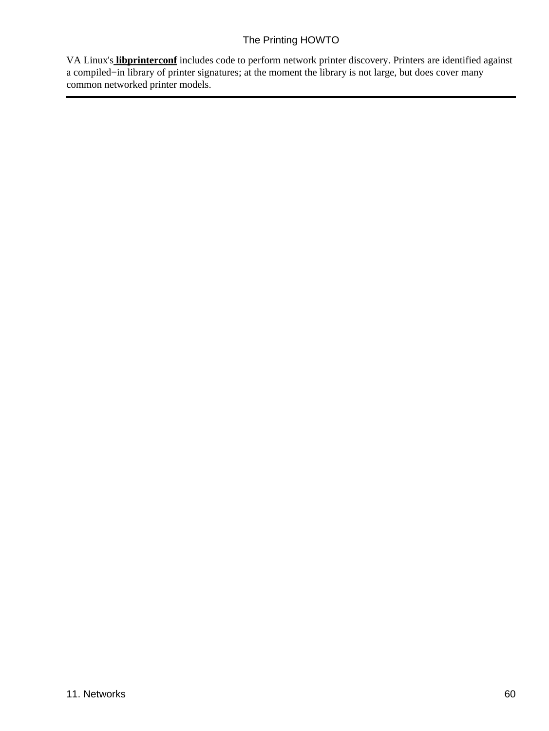VA Linux's **libprinterconf** includes code to perform network printer discovery. Printers are identified against a compiled−in library of printer signatures; at the moment the library is not large, but does cover many common networked printer models.

---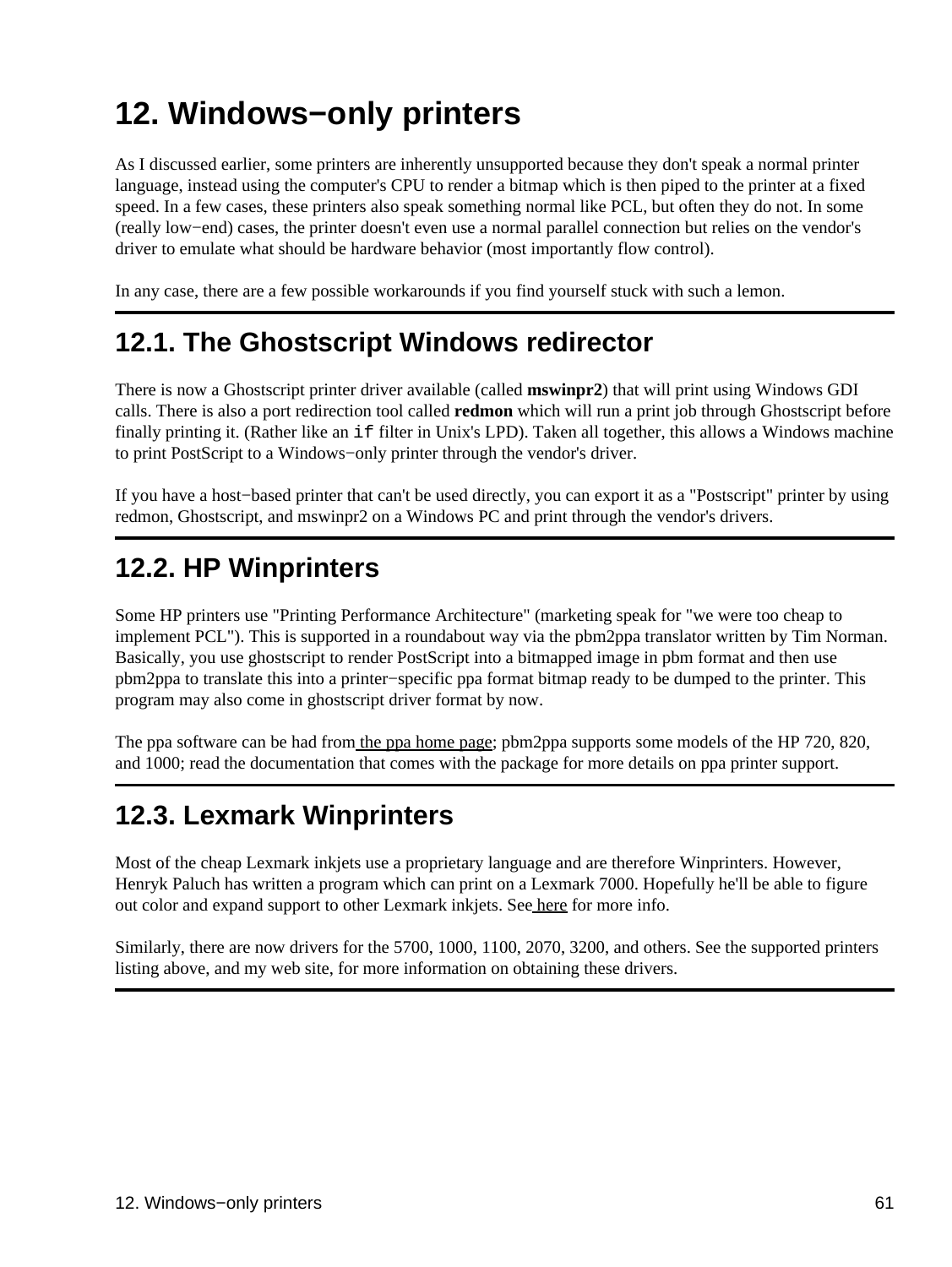# 12. Windows−only printers

As I discussed earlier, some printers are inherently unsupported because they don't speak a normal printer language, instead using the computer's CPU to render a bitmap which is then piped to the printer at a fixed speed. In a few cases, these printers also speak something normal like PCL, but often they do not. In some (really low−end) cases, the printer doesn't even use a normal parallel connection but relies on the vendor's driver to emulate what should be hardware behavior (most importantly flow control).

In any case, there are a few possible workarounds if you find yourself stuck with such a lemon.

## 12.1. The Ghostscript Windows redirector

There is now a Ghostscript printer driver available (called **mswinpr2**) that will print using Windows GDI calls. There is also a port redirection tool called **redmon** which will run a print job through Ghostscript before finally printing it. (Rather like an `if` filter in Unix's LPD). Taken all together, this allows a Windows machine to print PostScript to a Windows−only printer through the vendor's driver.

If you have a host−based printer that can't be used directly, you can export it as a "Postscript" printer by using redmon, Ghostscript, and mswinpr2 on a Windows PC and print through the vendor's drivers.

## 12.2. HP Winprinters

Some HP printers use "Printing Performance Architecture" (marketing speak for "we were too cheap to implement PCL"). This is supported in a roundabout way via the pbm2ppa translator written by Tim Norman. Basically, you use ghostscript to render PostScript into a bitmapped image in pbm format and then use pbm2ppa to translate this into a printer−specific ppa format bitmap ready to be dumped to the printer. This program may also come in ghostscript driver format by now.

The ppa software can be had from the ppa home page; pbm2ppa supports some models of the HP 720, 820, and 1000; read the documentation that comes with the package for more details on ppa printer support.

## 12.3. Lexmark Winprinters

Most of the cheap Lexmark inkjets use a proprietary language and are therefore Winprinters. However, Henryk Paluch has written a program which can print on a Lexmark 7000. Hopefully he'll be able to figure out color and expand support to other Lexmark inkjets. See here for more info.

Similarly, there are now drivers for the 5700, 1000, 1100, 2070, 3200, and others. See the supported printers listing above, and my web site, for more information on obtaining these drivers.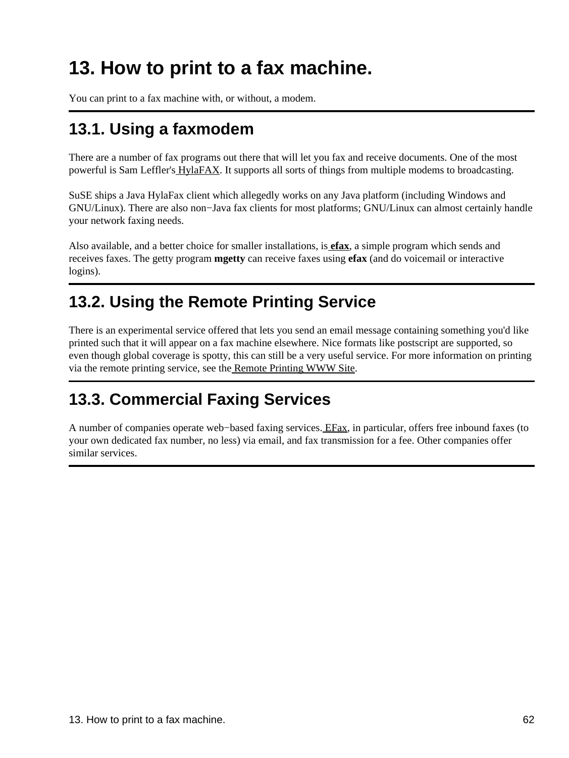# 13. How to print to a fax machine.

You can print to a fax machine with, or without, a modem.

## 13.1. Using a faxmodem

There are a number of fax programs out there that will let you fax and receive documents. One of the most powerful is Sam Leffler's HylaFAX. It supports all sorts of things from multiple modems to broadcasting.

SuSE ships a Java HylaFax client which allegedly works on any Java platform (including Windows and GNU/Linux). There are also non−Java fax clients for most platforms; GNU/Linux can almost certainly handle your network faxing needs.

Also available, and a better choice for smaller installations, is **efax**, a simple program which sends and receives faxes. The getty program **mgetty** can receive faxes using **efax** (and do voicemail or interactive logins).

## 13.2. Using the Remote Printing Service

There is an experimental service offered that lets you send an email message containing something you'd like printed such that it will appear on a fax machine elsewhere. Nice formats like postscript are supported, so even though global coverage is spotty, this can still be a very useful service. For more information on printing via the remote printing service, see the Remote Printing WWW Site.

## 13.3. Commercial Faxing Services

A number of companies operate web−based faxing services. EFax, in particular, offers free inbound faxes (to your own dedicated fax number, no less) via email, and fax transmission for a fee. Other companies offer similar services.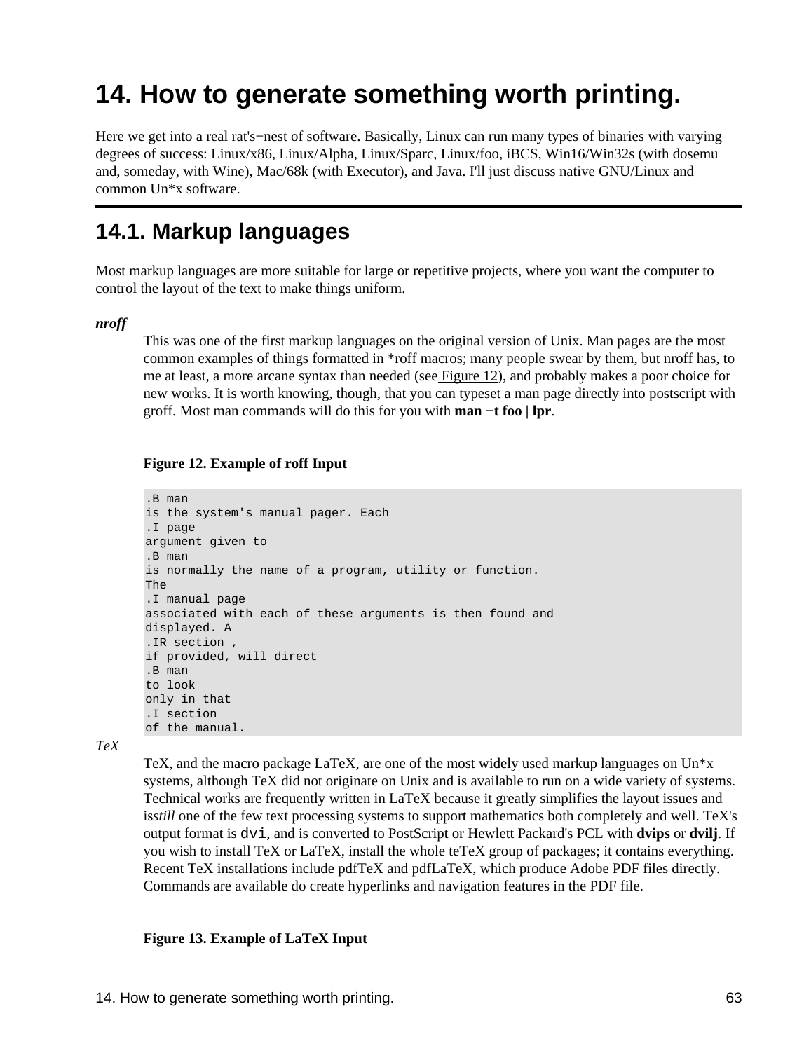# 14. How to generate something worth printing.

Here we get into a real rat's−nest of software. Basically, Linux can run many types of binaries with varying degrees of success: Linux/x86, Linux/Alpha, Linux/Sparc, Linux/foo, iBCS, Win16/Win32s (with dosemu and, someday, with Wine), Mac/68k (with Executor), and Java. I'll just discuss native GNU/Linux and common Un*x software.

## 14.1. Markup languages

Most markup languages are more suitable for large or repetitive projects, where you want the computer to control the layout of the text to make things uniform.

***nroff***

This was one of the first markup languages on the original version of Unix. Man pages are the most common examples of things formatted in *roff macros; many people swear by them, but nroff has, to me at least, a more arcane syntax than needed (see Figure 12), and probably makes a poor choice for new works. It is worth knowing, though, that you can typeset a man page directly into postscript with groff. Most man commands will do this for you with **man −t foo | lpr**.

**Figure 12. Example of roff Input**

```
.B man
is the system's manual pager. Each
.I page
argument given to
.B man
is normally the name of a program, utility or function.
The
.I manual page
associated with each of these arguments is then found and
displayed. A
.IR section ,
if provided, will direct
.B man
to look
only in that
.I section
of the manual.
```

*TeX*

TeX, and the macro package LaTeX, are one of the most widely used markup languages on Un*x systems, although TeX did not originate on Unix and is available to run on a wide variety of systems. Technical works are frequently written in LaTeX because it greatly simplifies the layout issues and is*still* one of the few text processing systems to support mathematics both completely and well. TeX's output format is `dvi`, and is converted to PostScript or Hewlett Packard's PCL with **dvips** or **dvilj**. If you wish to install TeX or LaTeX, install the whole teTeX group of packages; it contains everything. Recent TeX installations include pdfTeX and pdfLaTeX, which produce Adobe PDF files directly. Commands are available do create hyperlinks and navigation features in the PDF file.

**Figure 13. Example of LaTeX Input**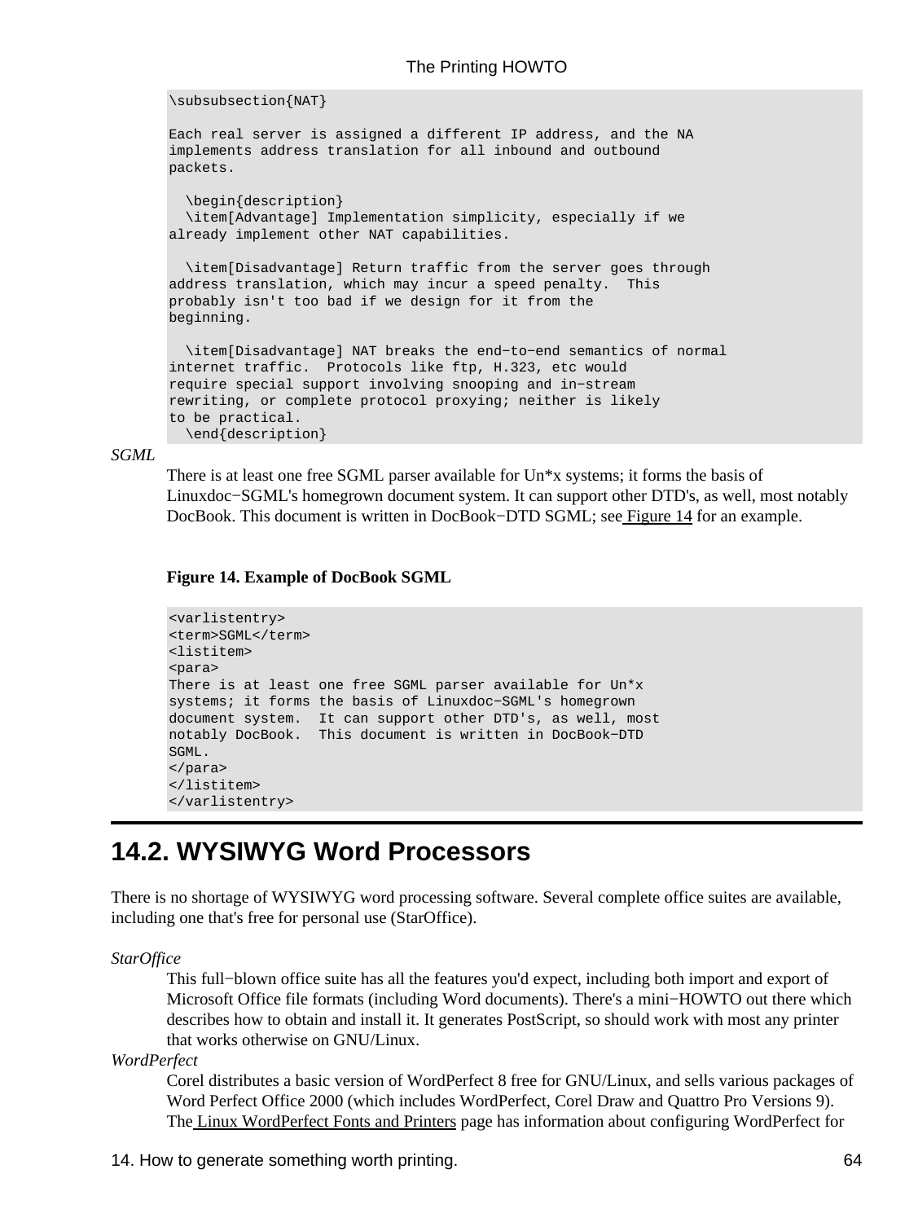```
\subsubsection{NAT}

Each real server is assigned a different IP address, and the NA
implements address translation for all inbound and outbound
packets.

  \begin{description}
  \item[Advantage] Implementation simplicity, especially if we
already implement other NAT capabilities.

  \item[Disadvantage] Return traffic from the server goes through
address translation, which may incur a speed penalty.  This
probably isn't too bad if we design for it from the
beginning.

  \item[Disadvantage] NAT breaks the end−to−end semantics of normal
internet traffic.  Protocols like ftp, H.323, etc would
require special support involving snooping and in−stream
rewriting, or complete protocol proxying; neither is likely
to be practical.
  \end{description}
```

*SGML*

There is at least one free SGML parser available for Un*x systems; it forms the basis of Linuxdoc−SGML's homegrown document system. It can support other DTD's, as well, most notably DocBook. This document is written in DocBook−DTD SGML; see Figure 14 for an example.

**Figure 14. Example of DocBook SGML**

```
<varlistentry>
<term>SGML</term>
<listitem>
<para>
There is at least one free SGML parser available for Un*x
systems; it forms the basis of Linuxdoc−SGML's homegrown
document system.  It can support other DTD's, as well, most
notably DocBook.  This document is written in DocBook−DTD
SGML.
</para>
</listitem>
</varlistentry>
```

## 14.2. WYSIWYG Word Processors

There is no shortage of WYSIWYG word processing software. Several complete office suites are available, including one that's free for personal use (StarOffice).

*StarOffice*

This full−blown office suite has all the features you'd expect, including both import and export of Microsoft Office file formats (including Word documents). There's a mini−HOWTO out there which describes how to obtain and install it. It generates PostScript, so should work with most any printer that works otherwise on GNU/Linux.

*WordPerfect*

Corel distributes a basic version of WordPerfect 8 free for GNU/Linux, and sells various packages of Word Perfect Office 2000 (which includes WordPerfect, Corel Draw and Quattro Pro Versions 9). The Linux WordPerfect Fonts and Printers page has information about configuring WordPerfect for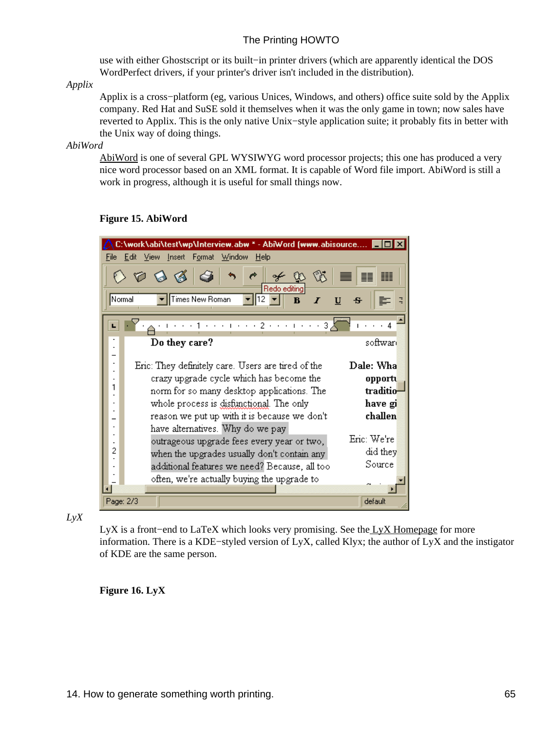use with either Ghostscript or its built−in printer drivers (which are apparently identical the DOS WordPerfect drivers, if your printer's driver isn't included in the distribution).

*Applix*

Applix is a cross−platform (eg, various Unices, Windows, and others) office suite sold by the Applix company. Red Hat and SuSE sold it themselves when it was the only game in town; now sales have reverted to Applix. This is the only native Unix−style application suite; it probably fits in better with the Unix way of doing things.

*AbiWord*

AbiWord is one of several GPL WYSIWYG word processor projects; this one has produced a very nice word processor based on an XML format. It is capable of Word file import. AbiWord is still a work in progress, although it is useful for small things now.

**Figure 15. AbiWord**

*LyX*

LyX is a front−end to LaTeX which looks very promising. See the LyX Homepage for more information. There is a KDE−styled version of LyX, called Klyx; the author of LyX and the instigator of KDE are the same person.

**Figure 16. LyX**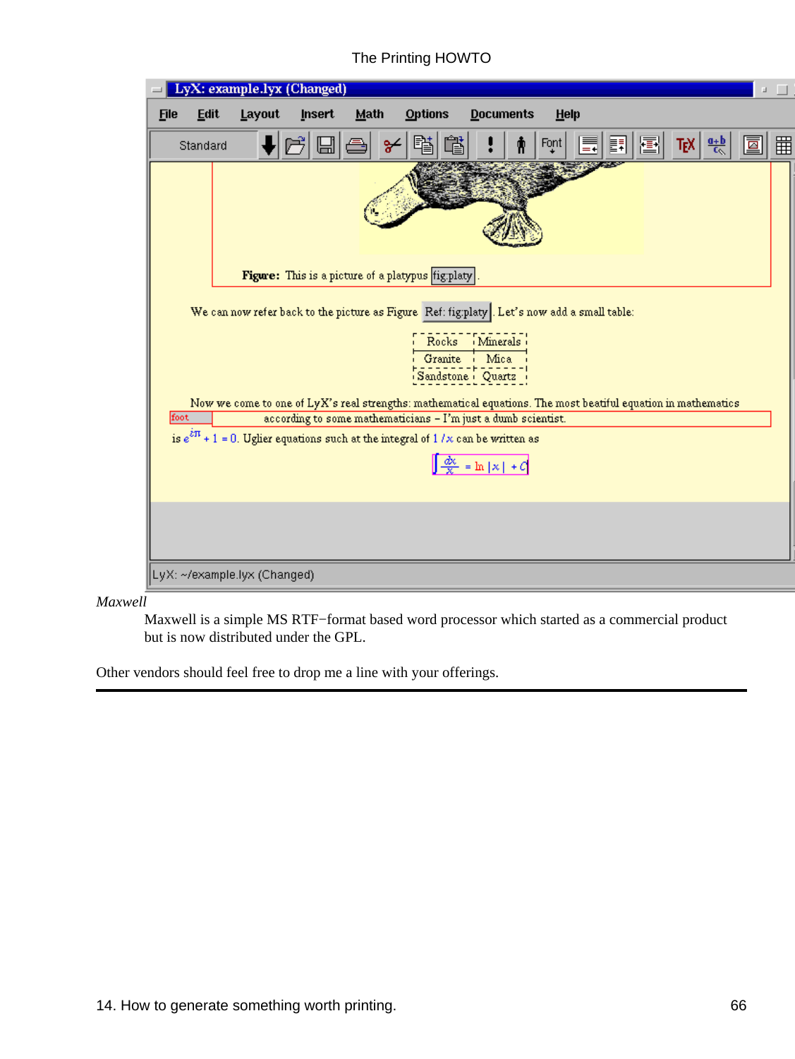*Maxwell*

Maxwell is a simple MS RTF−format based word processor which started as a commercial product but is now distributed under the GPL.

Other vendors should feel free to drop me a line with your offerings.

---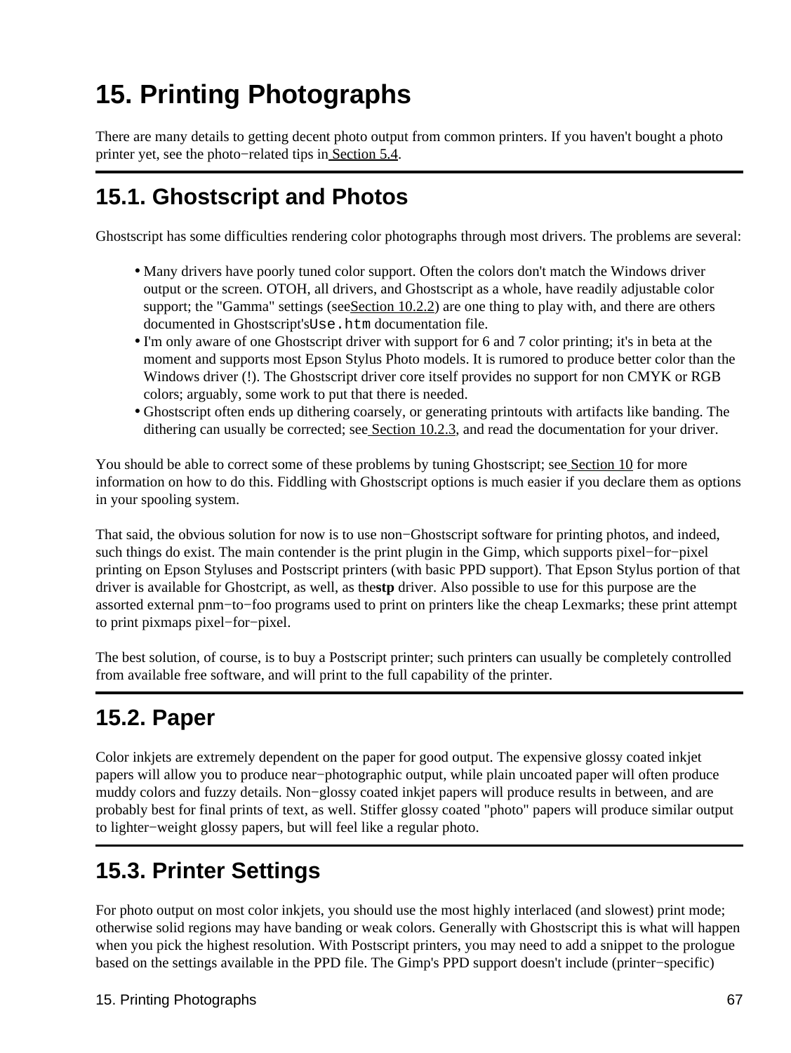# 15. Printing Photographs

There are many details to getting decent photo output from common printers. If you haven't bought a photo printer yet, see the photo−related tips in Section 5.4.

## 15.1. Ghostscript and Photos

Ghostscript has some difficulties rendering color photographs through most drivers. The problems are several:

- Many drivers have poorly tuned color support. Often the colors don't match the Windows driver output or the screen. OTOH, all drivers, and Ghostscript as a whole, have readily adjustable color support; the "Gamma" settings (see Section 10.2.2) are one thing to play with, and there are others documented in Ghostscript's `Use.htm` documentation file.
- I'm only aware of one Ghostscript driver with support for 6 and 7 color printing; it's in beta at the moment and supports most Epson Stylus Photo models. It is rumored to produce better color than the Windows driver (!). The Ghostscript driver core itself provides no support for non CMYK or RGB colors; arguably, some work to put that there is needed.
- Ghostscript often ends up dithering coarsely, or generating printouts with artifacts like banding. The dithering can usually be corrected; see Section 10.2.3, and read the documentation for your driver.

You should be able to correct some of these problems by tuning Ghostscript; see Section 10 for more information on how to do this. Fiddling with Ghostscript options is much easier if you declare them as options in your spooling system.

That said, the obvious solution for now is to use non−Ghostscript software for printing photos, and indeed, such things do exist. The main contender is the print plugin in the Gimp, which supports pixel−for−pixel printing on Epson Styluses and Postscript printers (with basic PPD support). That Epson Stylus portion of that driver is available for Ghostscript, as well, as the **stp** driver. Also possible to use for this purpose are the assorted external pnm−to−foo programs used to print on printers like the cheap Lexmarks; these print attempt to print pixmaps pixel−for−pixel.

The best solution, of course, is to buy a Postscript printer; such printers can usually be completely controlled from available free software, and will print to the full capability of the printer.

## 15.2. Paper

Color inkjets are extremely dependent on the paper for good output. The expensive glossy coated inkjet papers will allow you to produce near−photographic output, while plain uncoated paper will often produce muddy colors and fuzzy details. Non−glossy coated inkjet papers will produce results in between, and are probably best for final prints of text, as well. Stiffer glossy coated "photo" papers will produce similar output to lighter−weight glossy papers, but will feel like a regular photo.

## 15.3. Printer Settings

For photo output on most color inkjets, you should use the most highly interlaced (and slowest) print mode; otherwise solid regions may have banding or weak colors. Generally with Ghostscript this is what will happen when you pick the highest resolution. With Postscript printers, you may need to add a snippet to the prologue based on the settings available in the PPD file. The Gimp's PPD support doesn't include (printer−specific)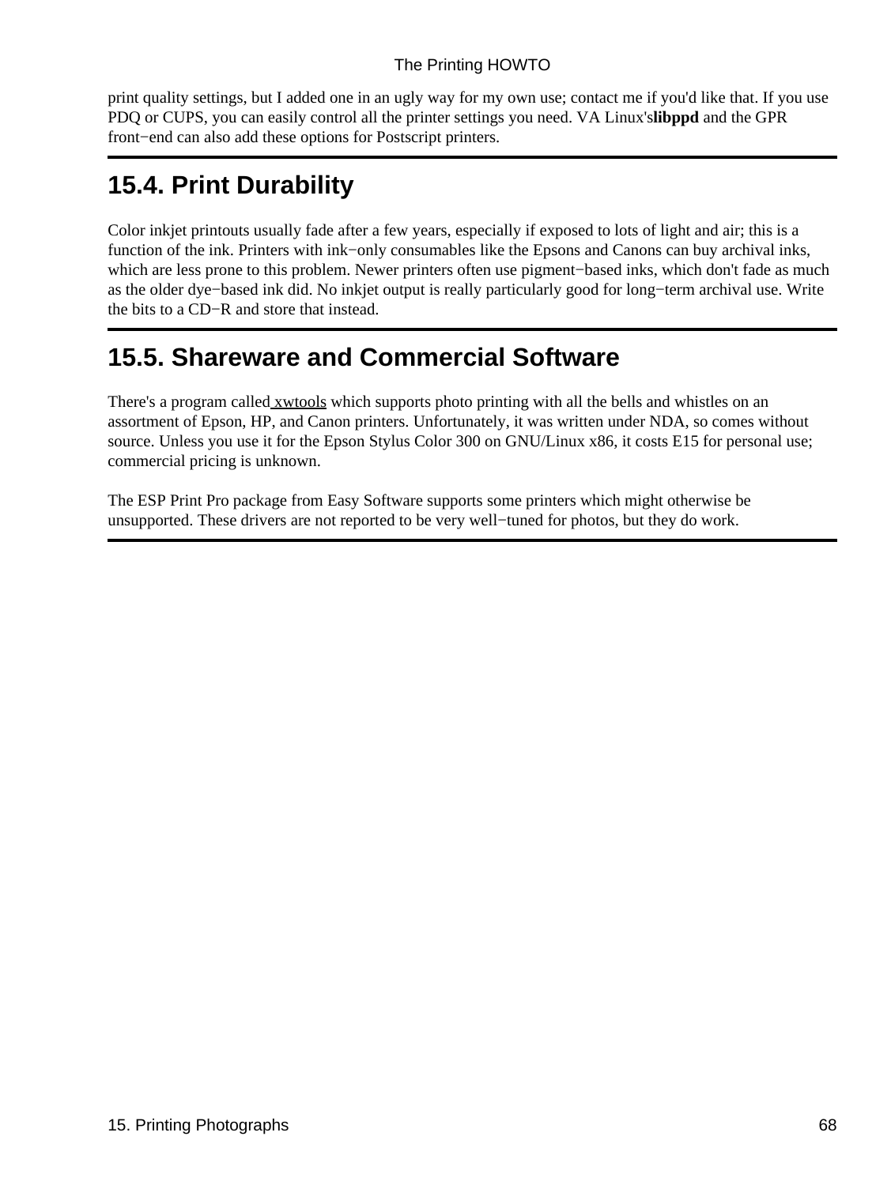print quality settings, but I added one in an ugly way for my own use; contact me if you'd like that. If you use PDQ or CUPS, you can easily control all the printer settings you need. VA Linux's **libppd** and the GPR front−end can also add these options for Postscript printers.

## 15.4. Print Durability

Color inkjet printouts usually fade after a few years, especially if exposed to lots of light and air; this is a function of the ink. Printers with ink−only consumables like the Epsons and Canons can buy archival inks, which are less prone to this problem. Newer printers often use pigment−based inks, which don't fade as much as the older dye−based ink did. No inkjet output is really particularly good for long−term archival use. Write the bits to a CD−R and store that instead.

## 15.5. Shareware and Commercial Software

There's a program called xwtools which supports photo printing with all the bells and whistles on an assortment of Epson, HP, and Canon printers. Unfortunately, it was written under NDA, so comes without source. Unless you use it for the Epson Stylus Color 300 on GNU/Linux x86, it costs E15 for personal use; commercial pricing is unknown.

The ESP Print Pro package from Easy Software supports some printers which might otherwise be unsupported. These drivers are not reported to be very well−tuned for photos, but they do work.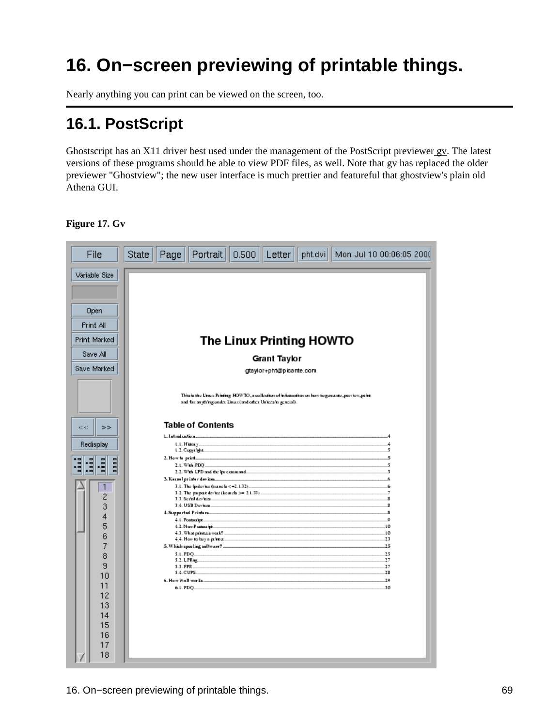# 16. On−screen previewing of printable things.

Nearly anything you can print can be viewed on the screen, too.

## 16.1. PostScript

Ghostscript has an X11 driver best used under the management of the PostScript previewer gv. The latest versions of these programs should be able to view PDF files, as well. Note that gv has replaced the older previewer "Ghostview"; the new user interface is much prettier and featureful that ghostview's plain old Athena GUI.

**Figure 17. Gv**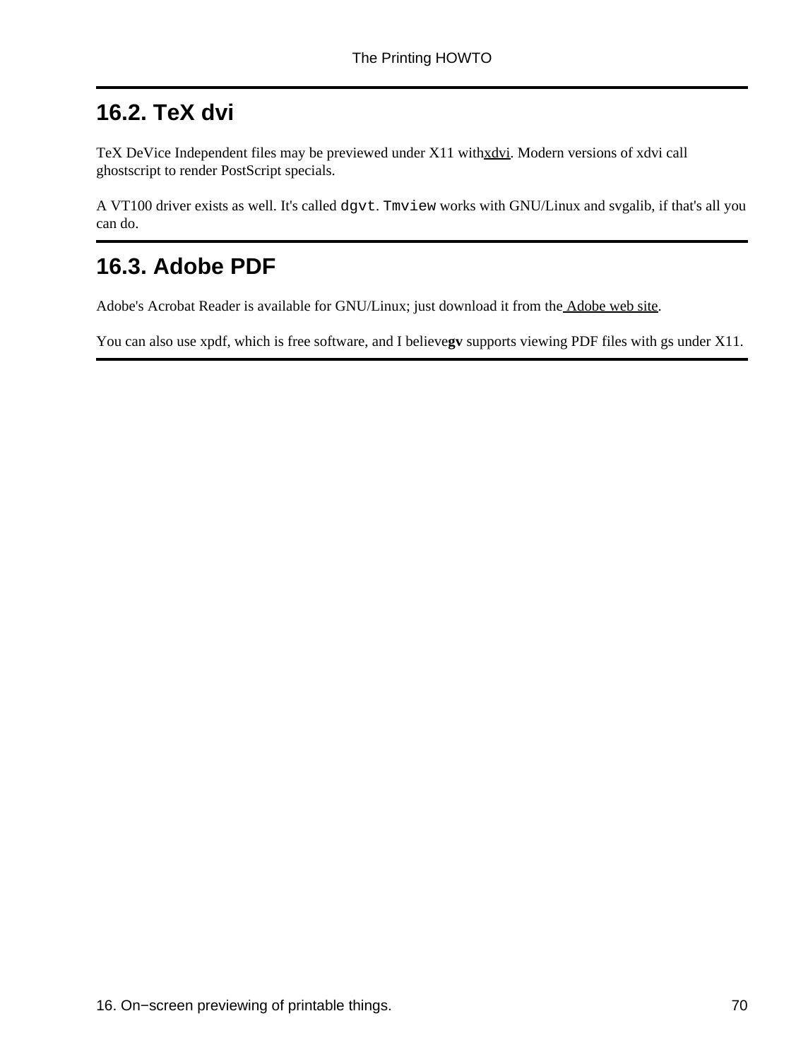## 16.2. TeX dvi

TeX DeVice Independent files may be previewed under X11 with xdvi. Modern versions of xdvi call ghostscript to render PostScript specials.

A VT100 driver exists as well. It's called `dgvt`. `Tmview` works with GNU/Linux and svgalib, if that's all you can do.

## 16.3. Adobe PDF

Adobe's Acrobat Reader is available for GNU/Linux; just download it from the Adobe web site.

You can also use xpdf, which is free software, and I believe **gv** supports viewing PDF files with gs under X11.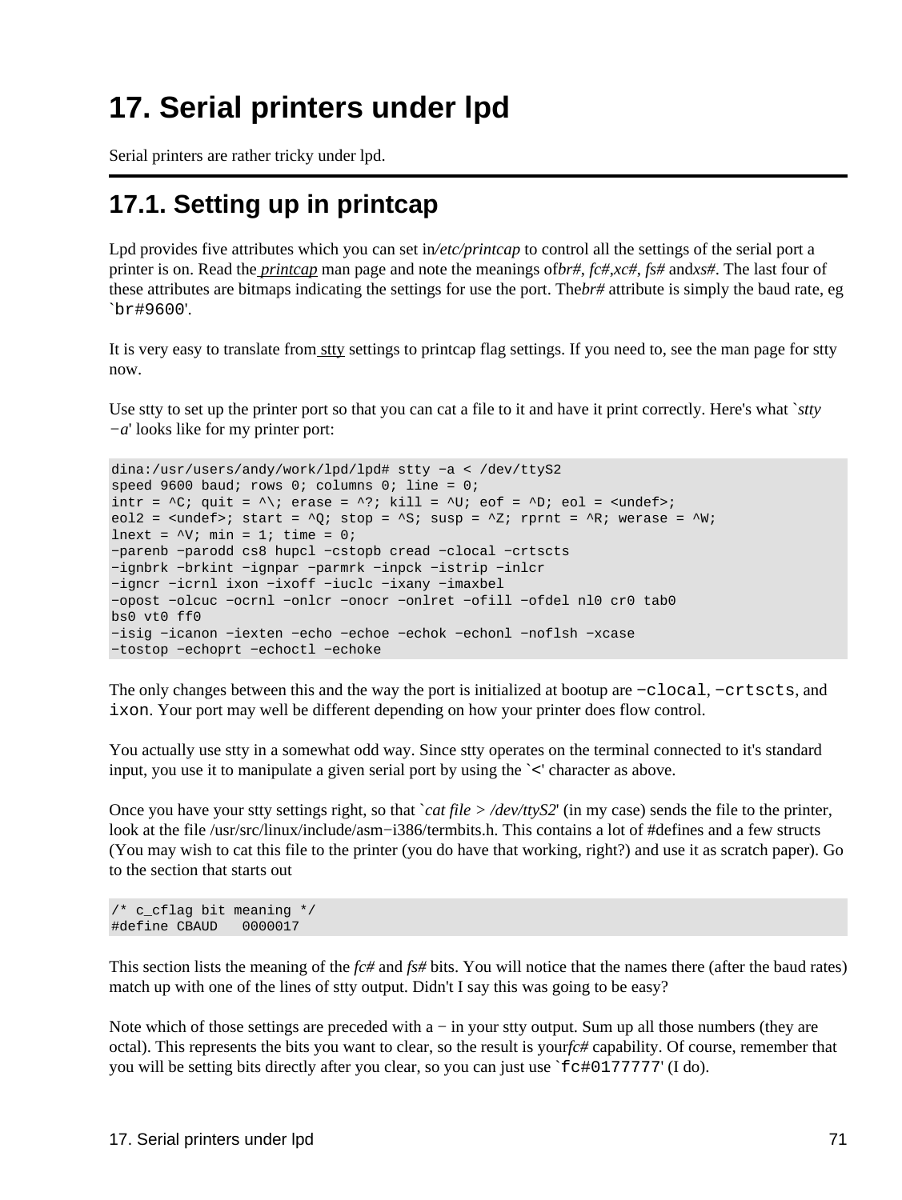# 17. Serial printers under lpd

Serial printers are rather tricky under lpd.

## 17.1. Setting up in printcap

Lpd provides five attributes which you can set in */etc/printcap* to control all the settings of the serial port a printer is on. Read the printcap man page and note the meanings of *br#*, *fc#*, *xc#*, *fs#* and *xs#*. The last four of these attributes are bitmaps indicating the settings for use the port. The *br#* attribute is simply the baud rate, eg `br#9600'.

It is very easy to translate from stty settings to printcap flag settings. If you need to, see the man page for stty now.

Use stty to set up the printer port so that you can cat a file to it and have it print correctly. Here's what `*stty −a*' looks like for my printer port:

```
dina:/usr/users/andy/work/lpd/lpd# stty −a < /dev/ttyS2
speed 9600 baud; rows 0; columns 0; line = 0;
intr = ^C; quit = ^\; erase = ^?; kill = ^U; eof = ^D; eol = <undef>;
eol2 = <undef>; start = ^Q; stop = ^S; susp = ^Z; rprnt = ^R; werase = ^W;
lnext = ^V; min = 1; time = 0;
−parenb −parodd cs8 hupcl −cstopb cread −clocal −crtscts
−ignbrk −brkint −ignpar −parmrk −inpck −istrip −inlcr
−igncr −icrnl ixon −ixoff −iuclc −ixany −imaxbel
−opost −olcuc −ocrnl −onlcr −onocr −onlret −ofill −ofdel nl0 cr0 tab0
bs0 vt0 ff0
−isig −icanon −iexten −echo −echoe −echok −echonl −noflsh −xcase
−tostop −echoprt −echoctl −echoke
```

The only changes between this and the way the port is initialized at bootup are `−clocal`, `−crtscts`, and `ixon`. Your port may well be different depending on how your printer does flow control.

You actually use stty in a somewhat odd way. Since stty operates on the terminal connected to it's standard input, you use it to manipulate a given serial port by using the `<' character as above.

Once you have your stty settings right, so that `*cat file > /dev/ttyS2*' (in my case) sends the file to the printer, look at the file /usr/src/linux/include/asm−i386/termbits.h. This contains a lot of #defines and a few structs (You may wish to cat this file to the printer (you do have that working, right?) and use it as scratch paper). Go to the section that starts out

```
/* c_cflag bit meaning */
#define CBAUD   0000017
```

This section lists the meaning of the *fc#* and *fs#* bits. You will notice that the names there (after the baud rates) match up with one of the lines of stty output. Didn't I say this was going to be easy?

Note which of those settings are preceded with a − in your stty output. Sum up all those numbers (they are octal). This represents the bits you want to clear, so the result is your *fc#* capability. Of course, remember that you will be setting bits directly after you clear, so you can just use `fc#0177777' (I do).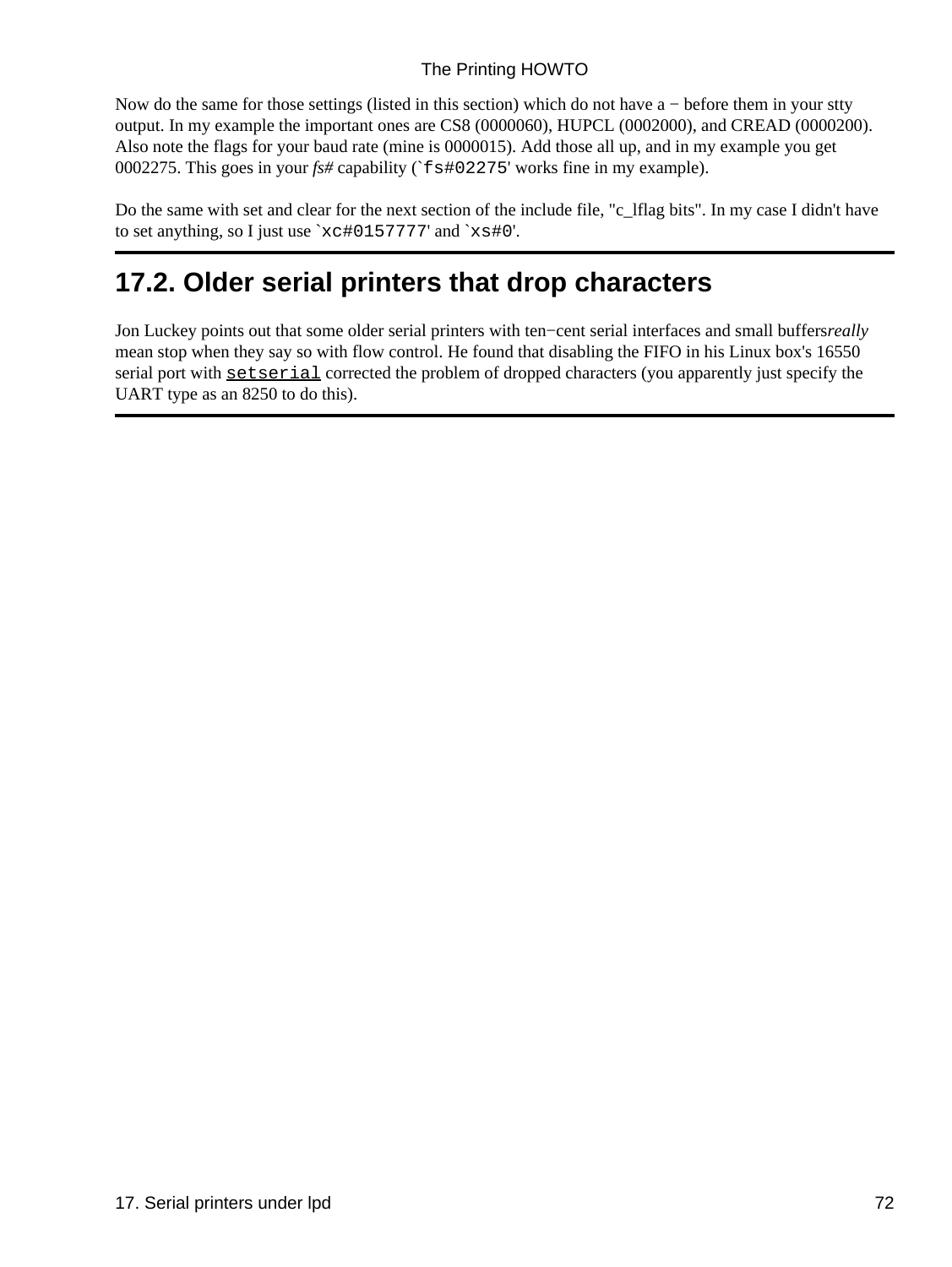Now do the same for those settings (listed in this section) which do not have a − before them in your stty output. In my example the important ones are CS8 (0000060), HUPCL (0002000), and CREAD (0000200). Also note the flags for your baud rate (mine is 0000015). Add those all up, and in my example you get 0002275. This goes in your *fs#* capability (`fs#02275' works fine in my example).

Do the same with set and clear for the next section of the include file, "c_lflag bits". In my case I didn't have to set anything, so I just use `xc#0157777' and `xs#0'.

## 17.2. Older serial printers that drop characters

Jon Luckey points out that some older serial printers with ten−cent serial interfaces and small buffers*really* mean stop when they say so with flow control. He found that disabling the FIFO in his Linux box's 16550 serial port with `setserial` corrected the problem of dropped characters (you apparently just specify the UART type as an 8250 to do this).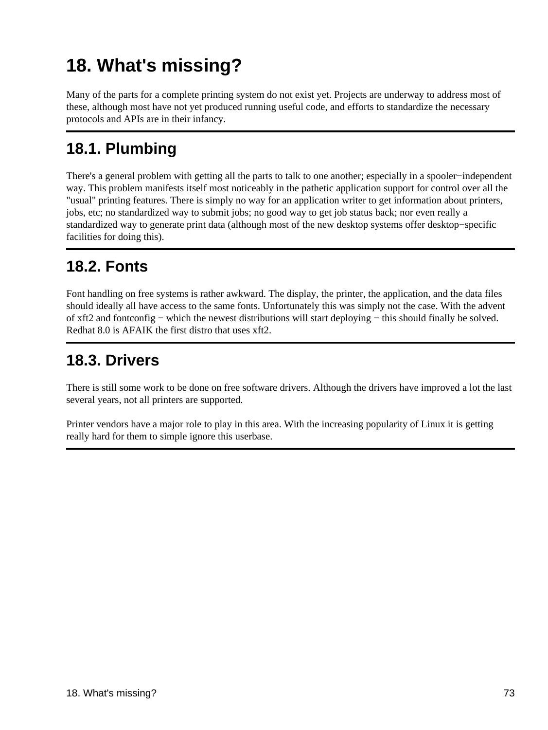# 18. What's missing?

Many of the parts for a complete printing system do not exist yet. Projects are underway to address most of these, although most have not yet produced running useful code, and efforts to standardize the necessary protocols and APIs are in their infancy.

## 18.1. Plumbing

There's a general problem with getting all the parts to talk to one another; especially in a spooler−independent way. This problem manifests itself most noticeably in the pathetic application support for control over all the "usual" printing features. There is simply no way for an application writer to get information about printers, jobs, etc; no standardized way to submit jobs; no good way to get job status back; nor even really a standardized way to generate print data (although most of the new desktop systems offer desktop−specific facilities for doing this).

## 18.2. Fonts

Font handling on free systems is rather awkward. The display, the printer, the application, and the data files should ideally all have access to the same fonts. Unfortunately this was simply not the case. With the advent of xft2 and fontconfig − which the newest distributions will start deploying − this should finally be solved. Redhat 8.0 is AFAIK the first distro that uses xft2.

## 18.3. Drivers

There is still some work to be done on free software drivers. Although the drivers have improved a lot the last several years, not all printers are supported.

Printer vendors have a major role to play in this area. With the increasing popularity of Linux it is getting really hard for them to simple ignore this userbase.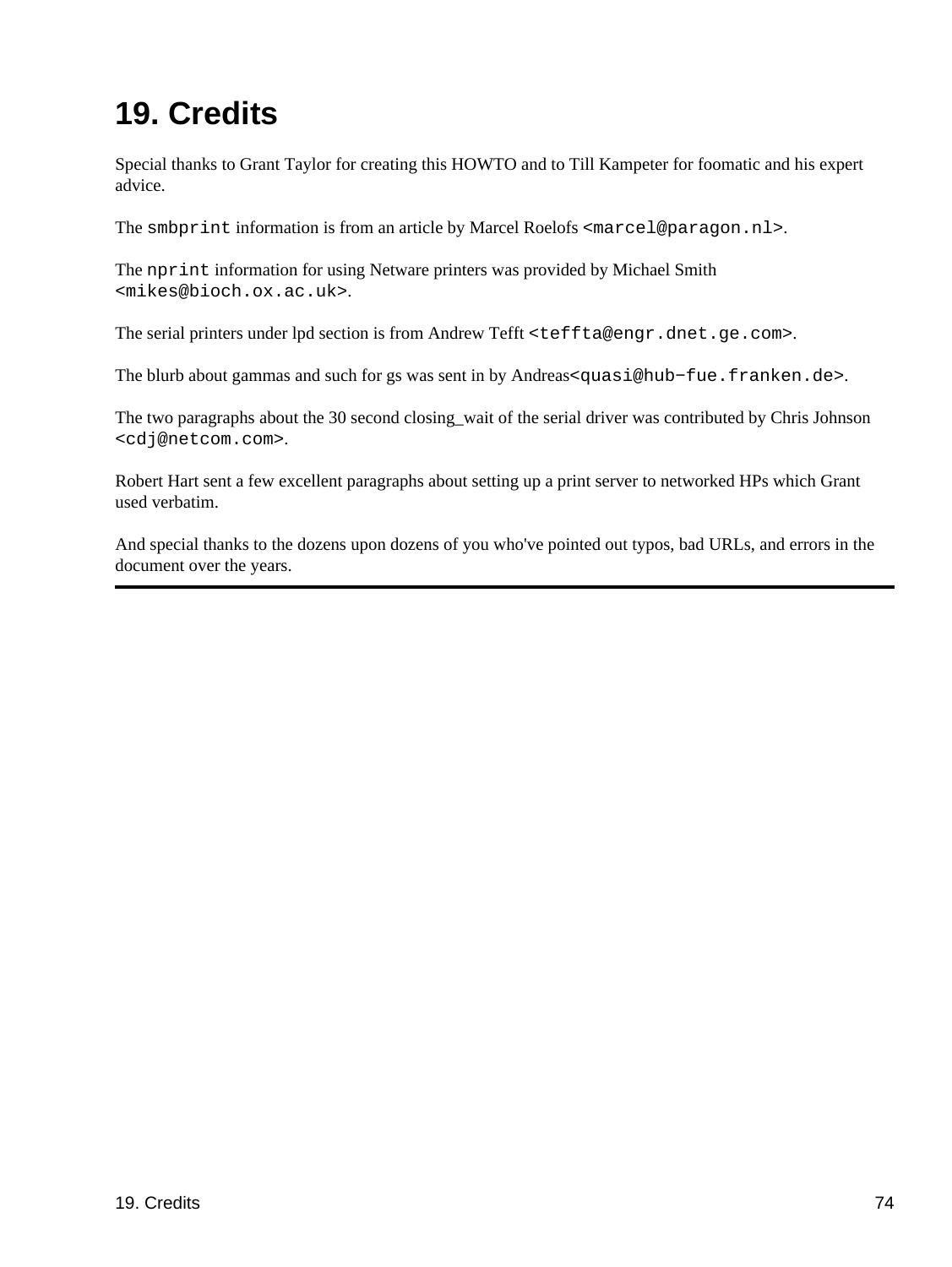# 19. Credits

Special thanks to Grant Taylor for creating this HOWTO and to Till Kampeter for foomatic and his expert advice.

The `smbprint` information is from an article by Marcel Roelofs `<marcel@paragon.nl>`.

The `nprint` information for using Netware printers was provided by Michael Smith `<mikes@bioch.ox.ac.uk>`.

The serial printers under lpd section is from Andrew Tefft `<teffta@engr.dnet.ge.com>`.

The blurb about gammas and such for gs was sent in by Andreas`<quasi@hub−fue.franken.de>`.

The two paragraphs about the 30 second closing_wait of the serial driver was contributed by Chris Johnson `<cdj@netcom.com>`.

Robert Hart sent a few excellent paragraphs about setting up a print server to networked HPs which Grant used verbatim.

And special thanks to the dozens upon dozens of you who've pointed out typos, bad URLs, and errors in the document over the years.

---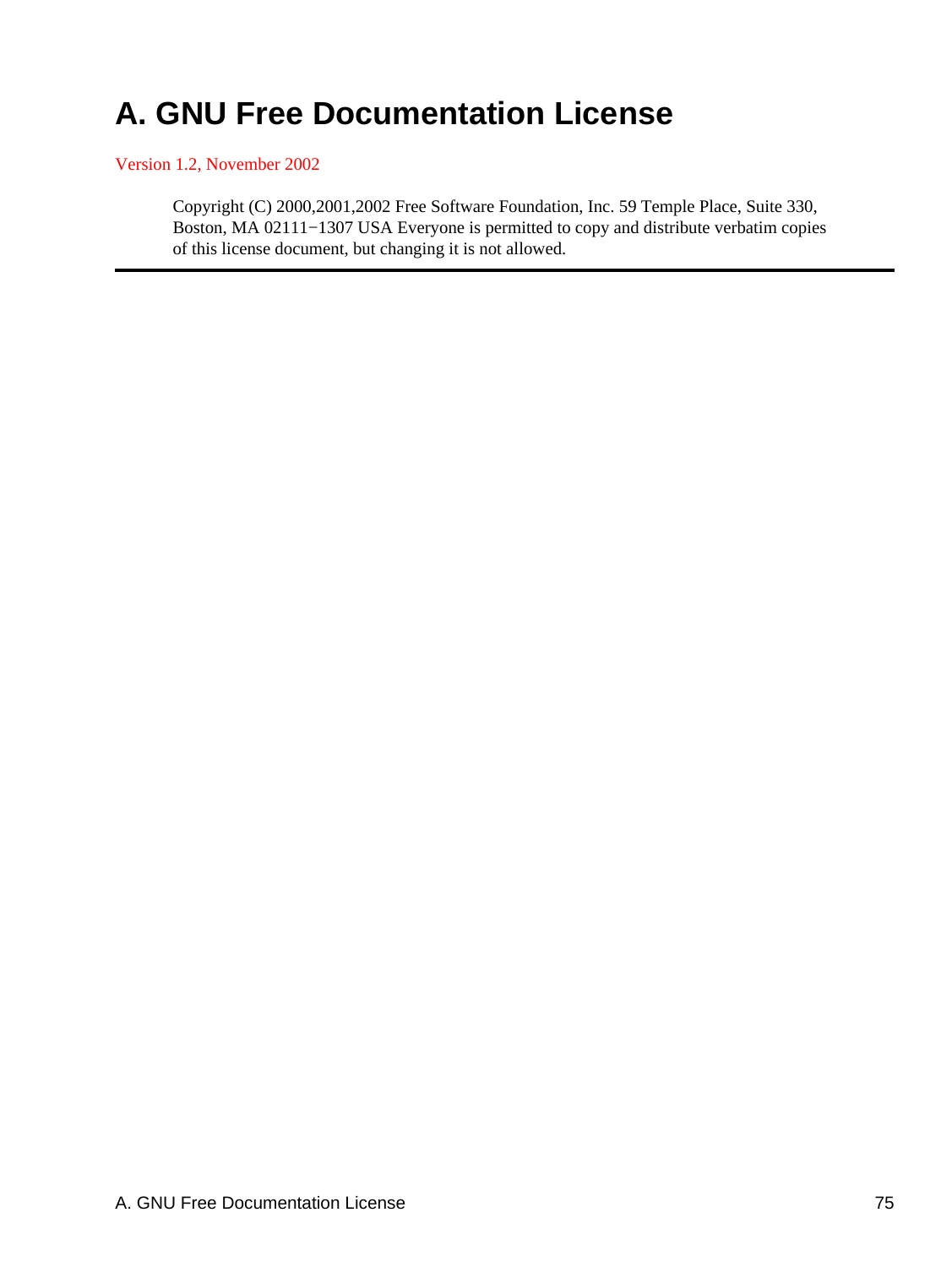# A. GNU Free Documentation License

Version 1.2, November 2002

> Copyright (C) 2000,2001,2002 Free Software Foundation, Inc. 59 Temple Place, Suite 330, Boston, MA 02111−1307 USA Everyone is permitted to copy and distribute verbatim copies of this license document, but changing it is not allowed.

---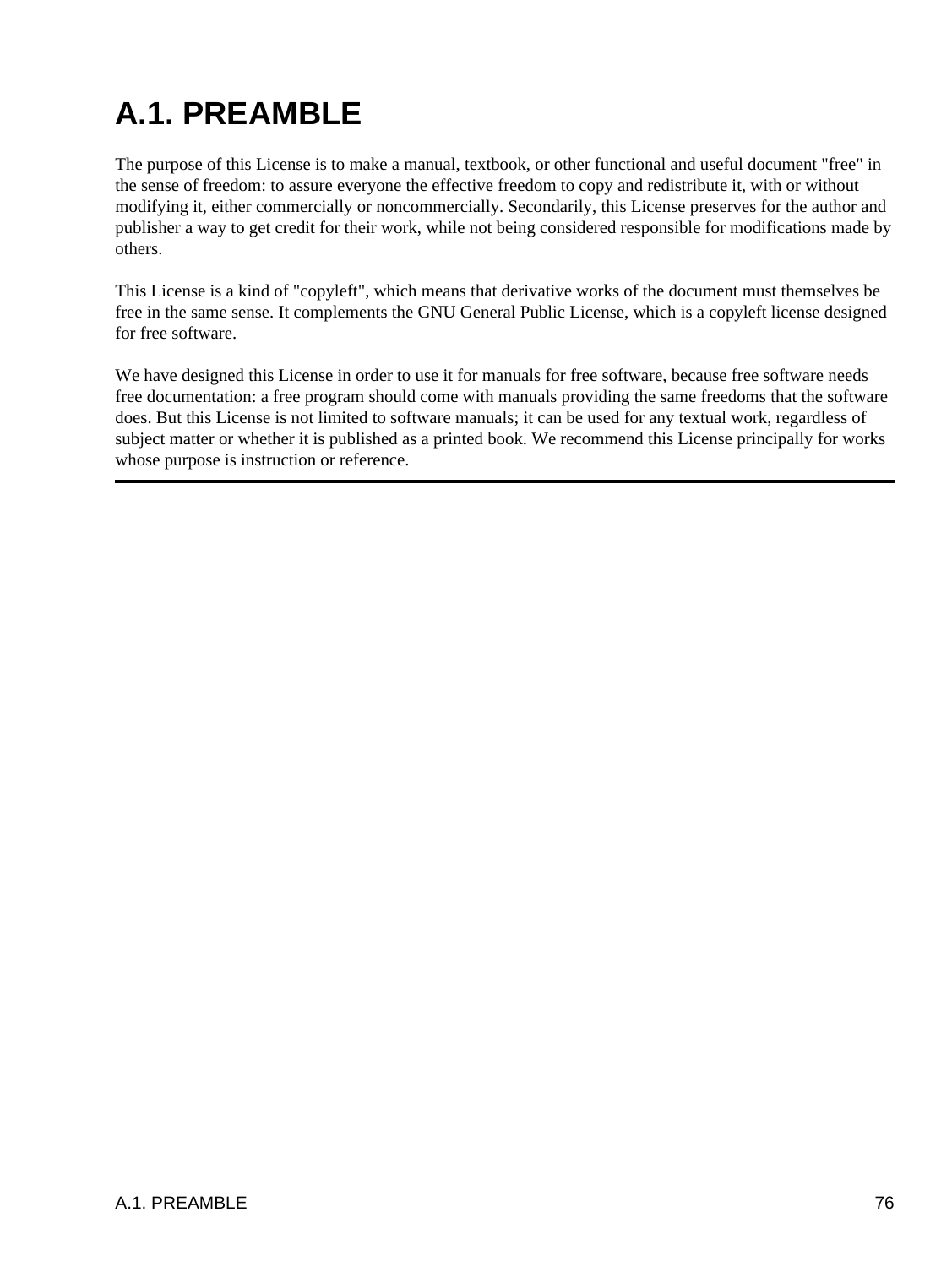# A.1. PREAMBLE

The purpose of this License is to make a manual, textbook, or other functional and useful document "free" in the sense of freedom: to assure everyone the effective freedom to copy and redistribute it, with or without modifying it, either commercially or noncommercially. Secondarily, this License preserves for the author and publisher a way to get credit for their work, while not being considered responsible for modifications made by others.

This License is a kind of "copyleft", which means that derivative works of the document must themselves be free in the same sense. It complements the GNU General Public License, which is a copyleft license designed for free software.

We have designed this License in order to use it for manuals for free software, because free software needs free documentation: a free program should come with manuals providing the same freedoms that the software does. But this License is not limited to software manuals; it can be used for any textual work, regardless of subject matter or whether it is published as a printed book. We recommend this License principally for works whose purpose is instruction or reference.

---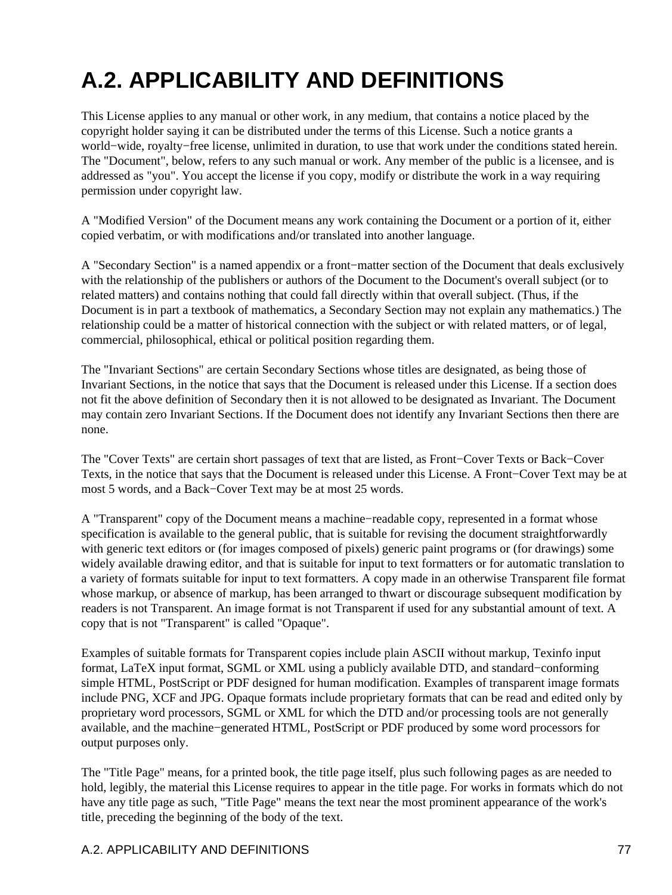# A.2. APPLICABILITY AND DEFINITIONS

This License applies to any manual or other work, in any medium, that contains a notice placed by the copyright holder saying it can be distributed under the terms of this License. Such a notice grants a world−wide, royalty−free license, unlimited in duration, to use that work under the conditions stated herein. The "Document", below, refers to any such manual or work. Any member of the public is a licensee, and is addressed as "you". You accept the license if you copy, modify or distribute the work in a way requiring permission under copyright law.

A "Modified Version" of the Document means any work containing the Document or a portion of it, either copied verbatim, or with modifications and/or translated into another language.

A "Secondary Section" is a named appendix or a front−matter section of the Document that deals exclusively with the relationship of the publishers or authors of the Document to the Document's overall subject (or to related matters) and contains nothing that could fall directly within that overall subject. (Thus, if the Document is in part a textbook of mathematics, a Secondary Section may not explain any mathematics.) The relationship could be a matter of historical connection with the subject or with related matters, or of legal, commercial, philosophical, ethical or political position regarding them.

The "Invariant Sections" are certain Secondary Sections whose titles are designated, as being those of Invariant Sections, in the notice that says that the Document is released under this License. If a section does not fit the above definition of Secondary then it is not allowed to be designated as Invariant. The Document may contain zero Invariant Sections. If the Document does not identify any Invariant Sections then there are none.

The "Cover Texts" are certain short passages of text that are listed, as Front−Cover Texts or Back−Cover Texts, in the notice that says that the Document is released under this License. A Front−Cover Text may be at most 5 words, and a Back−Cover Text may be at most 25 words.

A "Transparent" copy of the Document means a machine−readable copy, represented in a format whose specification is available to the general public, that is suitable for revising the document straightforwardly with generic text editors or (for images composed of pixels) generic paint programs or (for drawings) some widely available drawing editor, and that is suitable for input to text formatters or for automatic translation to a variety of formats suitable for input to text formatters. A copy made in an otherwise Transparent file format whose markup, or absence of markup, has been arranged to thwart or discourage subsequent modification by readers is not Transparent. An image format is not Transparent if used for any substantial amount of text. A copy that is not "Transparent" is called "Opaque".

Examples of suitable formats for Transparent copies include plain ASCII without markup, Texinfo input format, LaTeX input format, SGML or XML using a publicly available DTD, and standard−conforming simple HTML, PostScript or PDF designed for human modification. Examples of transparent image formats include PNG, XCF and JPG. Opaque formats include proprietary formats that can be read and edited only by proprietary word processors, SGML or XML for which the DTD and/or processing tools are not generally available, and the machine−generated HTML, PostScript or PDF produced by some word processors for output purposes only.

The "Title Page" means, for a printed book, the title page itself, plus such following pages as are needed to hold, legibly, the material this License requires to appear in the title page. For works in formats which do not have any title page as such, "Title Page" means the text near the most prominent appearance of the work's title, preceding the beginning of the body of the text.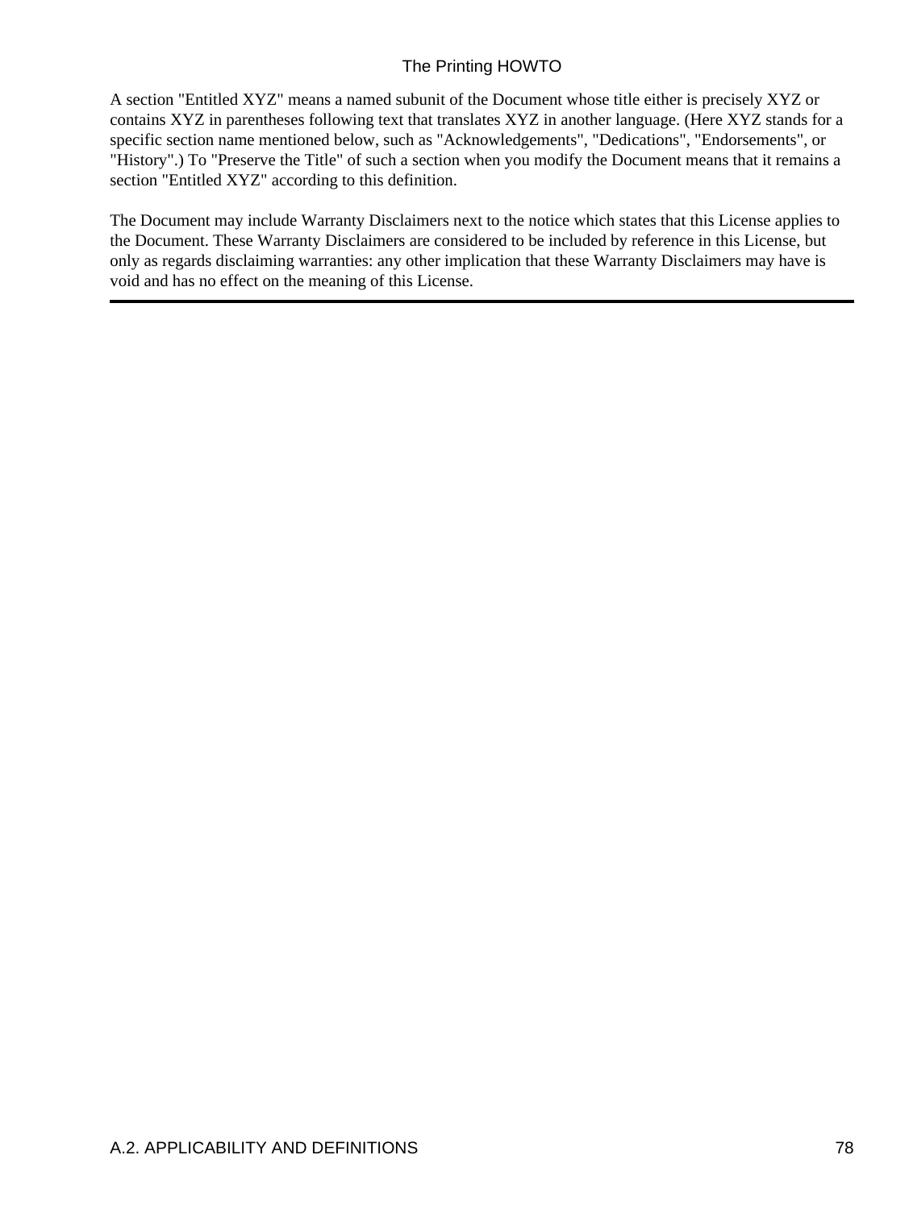A section "Entitled XYZ" means a named subunit of the Document whose title either is precisely XYZ or contains XYZ in parentheses following text that translates XYZ in another language. (Here XYZ stands for a specific section name mentioned below, such as "Acknowledgements", "Dedications", "Endorsements", or "History".) To "Preserve the Title" of such a section when you modify the Document means that it remains a section "Entitled XYZ" according to this definition.

The Document may include Warranty Disclaimers next to the notice which states that this License applies to the Document. These Warranty Disclaimers are considered to be included by reference in this License, but only as regards disclaiming warranties: any other implication that these Warranty Disclaimers may have is void and has no effect on the meaning of this License.

---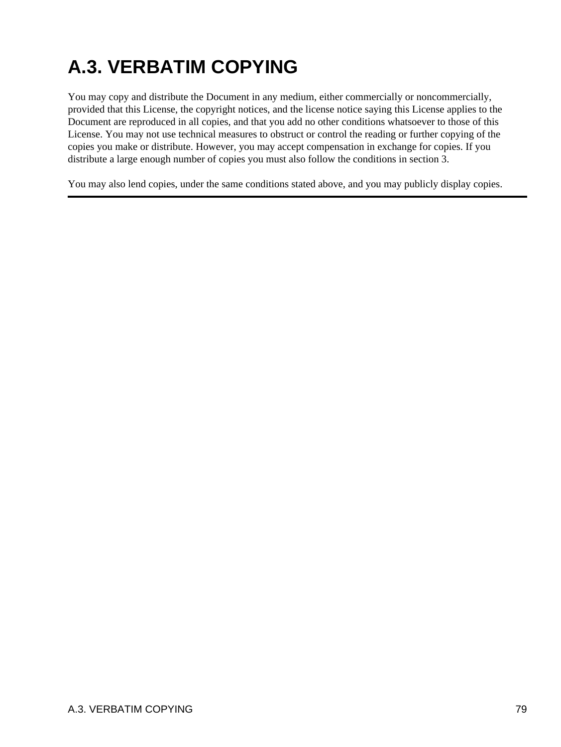## A.3. VERBATIM COPYING

You may copy and distribute the Document in any medium, either commercially or noncommercially, provided that this License, the copyright notices, and the license notice saying this License applies to the Document are reproduced in all copies, and that you add no other conditions whatsoever to those of this License. You may not use technical measures to obstruct or control the reading or further copying of the copies you make or distribute. However, you may accept compensation in exchange for copies. If you distribute a large enough number of copies you must also follow the conditions in section 3.

You may also lend copies, under the same conditions stated above, and you may publicly display copies.

---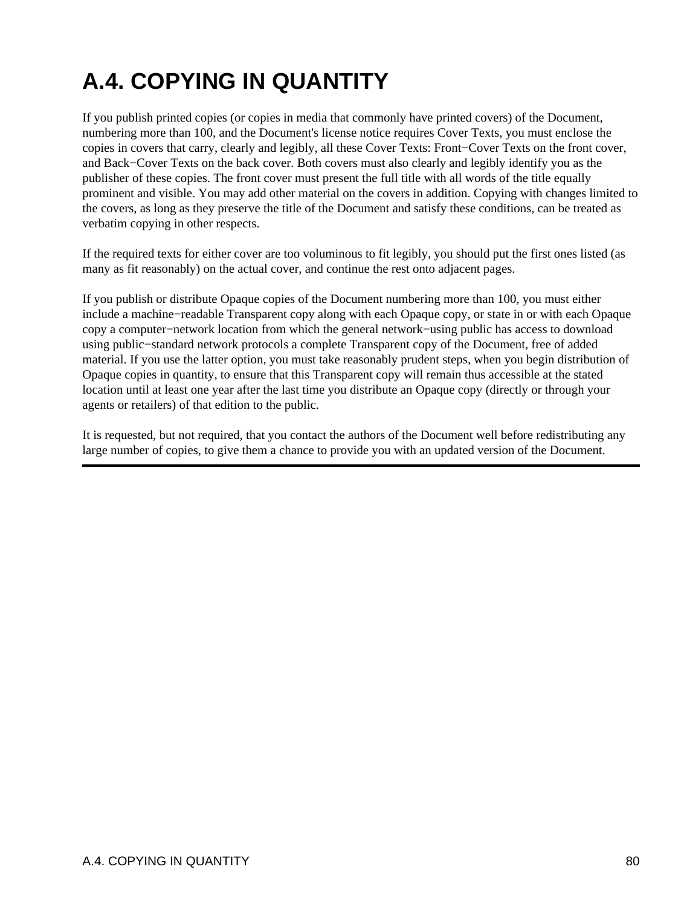# A.4. COPYING IN QUANTITY

If you publish printed copies (or copies in media that commonly have printed covers) of the Document, numbering more than 100, and the Document's license notice requires Cover Texts, you must enclose the copies in covers that carry, clearly and legibly, all these Cover Texts: Front−Cover Texts on the front cover, and Back−Cover Texts on the back cover. Both covers must also clearly and legibly identify you as the publisher of these copies. The front cover must present the full title with all words of the title equally prominent and visible. You may add other material on the covers in addition. Copying with changes limited to the covers, as long as they preserve the title of the Document and satisfy these conditions, can be treated as verbatim copying in other respects.

If the required texts for either cover are too voluminous to fit legibly, you should put the first ones listed (as many as fit reasonably) on the actual cover, and continue the rest onto adjacent pages.

If you publish or distribute Opaque copies of the Document numbering more than 100, you must either include a machine−readable Transparent copy along with each Opaque copy, or state in or with each Opaque copy a computer−network location from which the general network−using public has access to download using public−standard network protocols a complete Transparent copy of the Document, free of added material. If you use the latter option, you must take reasonably prudent steps, when you begin distribution of Opaque copies in quantity, to ensure that this Transparent copy will remain thus accessible at the stated location until at least one year after the last time you distribute an Opaque copy (directly or through your agents or retailers) of that edition to the public.

It is requested, but not required, that you contact the authors of the Document well before redistributing any large number of copies, to give them a chance to provide you with an updated version of the Document.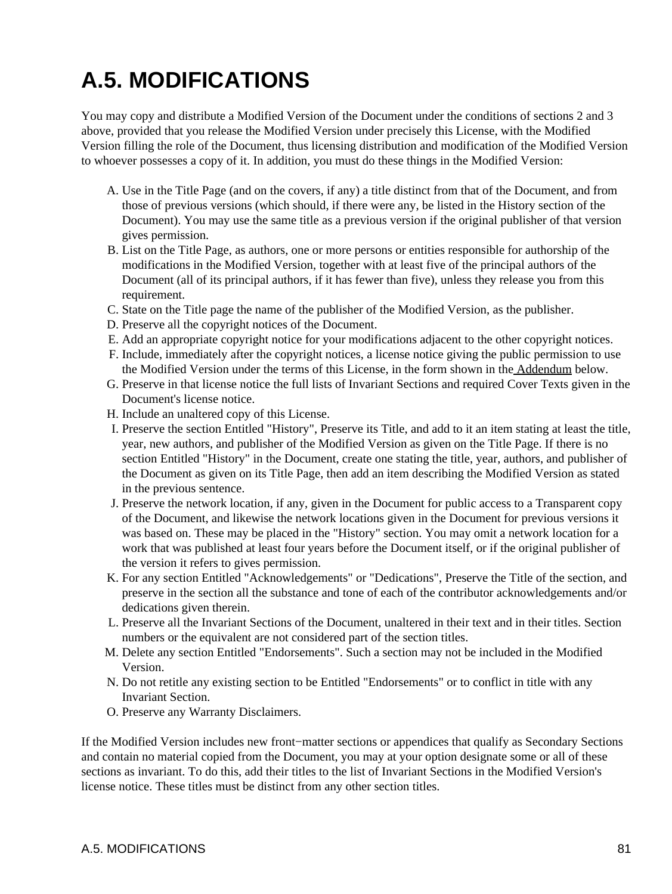# A.5. MODIFICATIONS

You may copy and distribute a Modified Version of the Document under the conditions of sections 2 and 3 above, provided that you release the Modified Version under precisely this License, with the Modified Version filling the role of the Document, thus licensing distribution and modification of the Modified Version to whoever possesses a copy of it. In addition, you must do these things in the Modified Version:

A. Use in the Title Page (and on the covers, if any) a title distinct from that of the Document, and from those of previous versions (which should, if there were any, be listed in the History section of the Document). You may use the same title as a previous version if the original publisher of that version gives permission.
B. List on the Title Page, as authors, one or more persons or entities responsible for authorship of the modifications in the Modified Version, together with at least five of the principal authors of the Document (all of its principal authors, if it has fewer than five), unless they release you from this requirement.
C. State on the Title page the name of the publisher of the Modified Version, as the publisher.
D. Preserve all the copyright notices of the Document.
E. Add an appropriate copyright notice for your modifications adjacent to the other copyright notices.
F. Include, immediately after the copyright notices, a license notice giving the public permission to use the Modified Version under the terms of this License, in the form shown in the Addendum below.
G. Preserve in that license notice the full lists of Invariant Sections and required Cover Texts given in the Document's license notice.
H. Include an unaltered copy of this License.
I. Preserve the section Entitled "History", Preserve its Title, and add to it an item stating at least the title, year, new authors, and publisher of the Modified Version as given on the Title Page. If there is no section Entitled "History" in the Document, create one stating the title, year, authors, and publisher of the Document as given on its Title Page, then add an item describing the Modified Version as stated in the previous sentence.
J. Preserve the network location, if any, given in the Document for public access to a Transparent copy of the Document, and likewise the network locations given in the Document for previous versions it was based on. These may be placed in the "History" section. You may omit a network location for a work that was published at least four years before the Document itself, or if the original publisher of the version it refers to gives permission.
K. For any section Entitled "Acknowledgements" or "Dedications", Preserve the Title of the section, and preserve in the section all the substance and tone of each of the contributor acknowledgements and/or dedications given therein.
L. Preserve all the Invariant Sections of the Document, unaltered in their text and in their titles. Section numbers or the equivalent are not considered part of the section titles.
M. Delete any section Entitled "Endorsements". Such a section may not be included in the Modified Version.
N. Do not retitle any existing section to be Entitled "Endorsements" or to conflict in title with any Invariant Section.
O. Preserve any Warranty Disclaimers.

If the Modified Version includes new front−matter sections or appendices that qualify as Secondary Sections and contain no material copied from the Document, you may at your option designate some or all of these sections as invariant. To do this, add their titles to the list of Invariant Sections in the Modified Version's license notice. These titles must be distinct from any other section titles.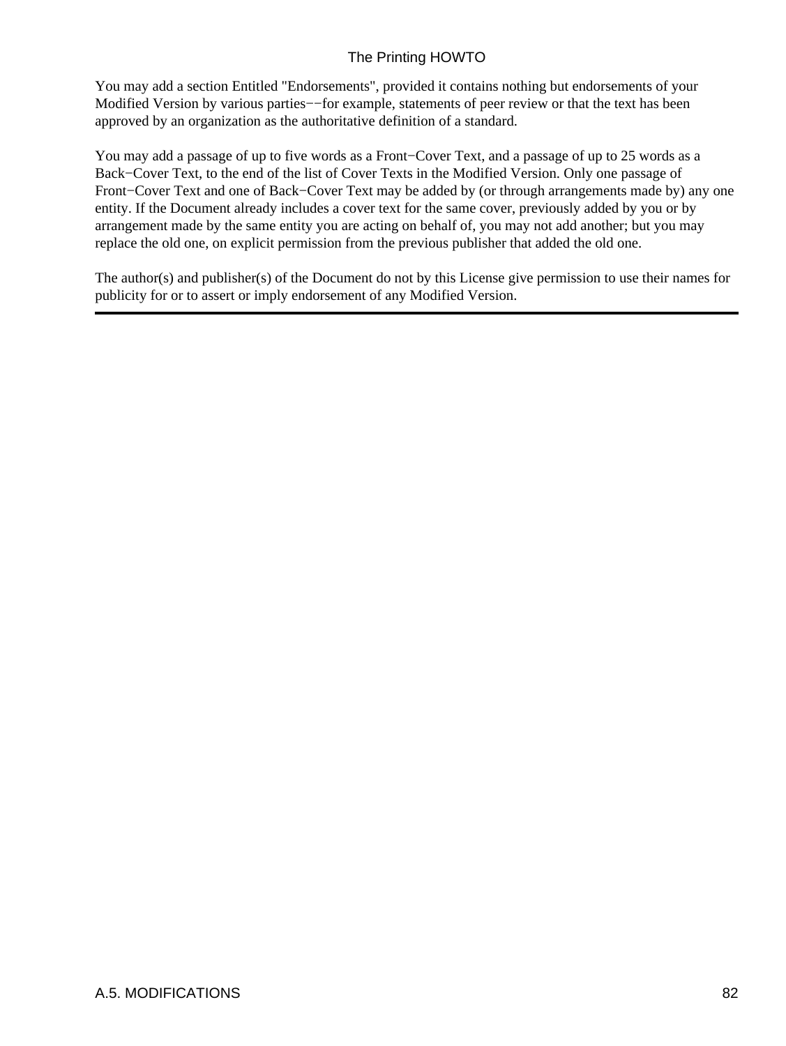You may add a section Entitled "Endorsements", provided it contains nothing but endorsements of your Modified Version by various parties−−for example, statements of peer review or that the text has been approved by an organization as the authoritative definition of a standard.

You may add a passage of up to five words as a Front−Cover Text, and a passage of up to 25 words as a Back−Cover Text, to the end of the list of Cover Texts in the Modified Version. Only one passage of Front−Cover Text and one of Back−Cover Text may be added by (or through arrangements made by) any one entity. If the Document already includes a cover text for the same cover, previously added by you or by arrangement made by the same entity you are acting on behalf of, you may not add another; but you may replace the old one, on explicit permission from the previous publisher that added the old one.

The author(s) and publisher(s) of the Document do not by this License give permission to use their names for publicity for or to assert or imply endorsement of any Modified Version.

---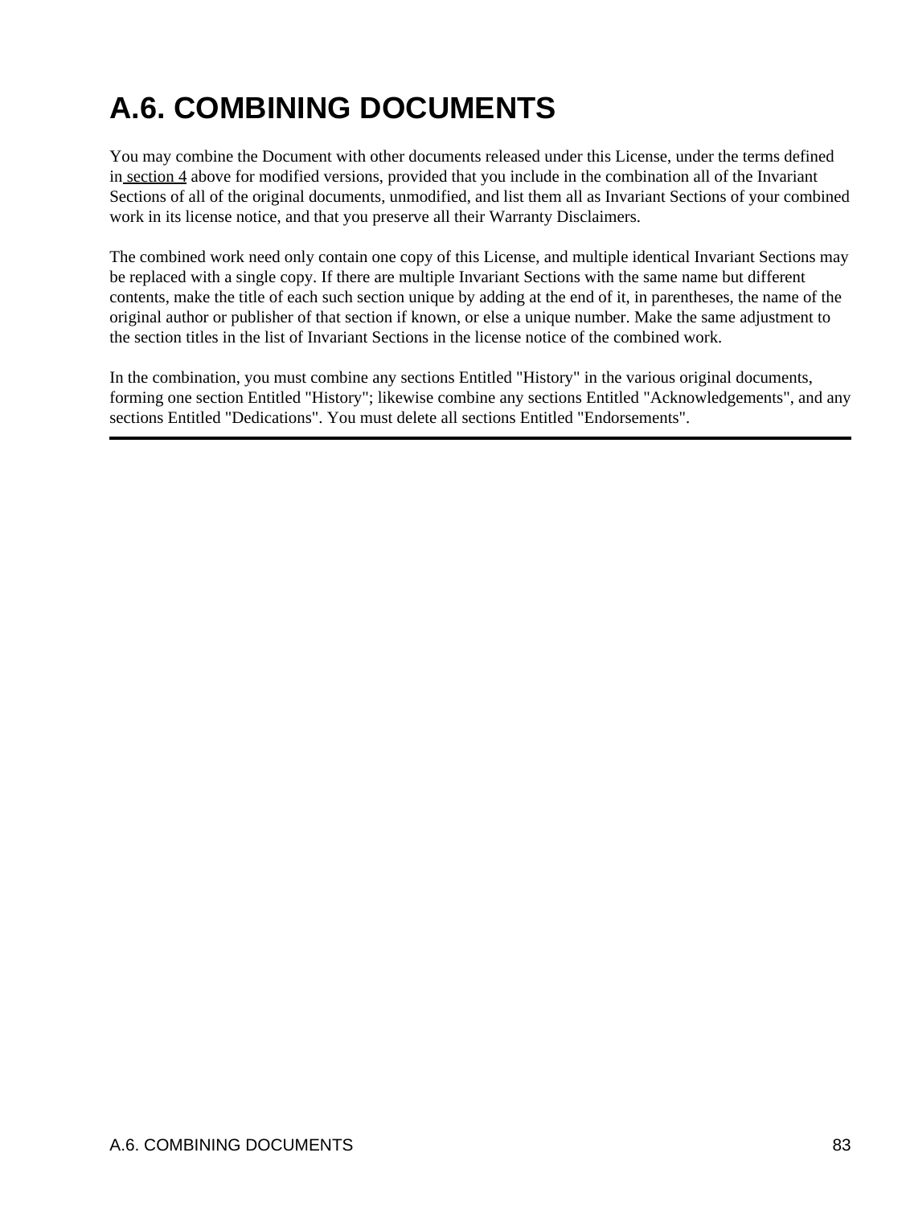# A.6. COMBINING DOCUMENTS

You may combine the Document with other documents released under this License, under the terms defined in section 4 above for modified versions, provided that you include in the combination all of the Invariant Sections of all of the original documents, unmodified, and list them all as Invariant Sections of your combined work in its license notice, and that you preserve all their Warranty Disclaimers.

The combined work need only contain one copy of this License, and multiple identical Invariant Sections may be replaced with a single copy. If there are multiple Invariant Sections with the same name but different contents, make the title of each such section unique by adding at the end of it, in parentheses, the name of the original author or publisher of that section if known, or else a unique number. Make the same adjustment to the section titles in the list of Invariant Sections in the license notice of the combined work.

In the combination, you must combine any sections Entitled "History" in the various original documents, forming one section Entitled "History"; likewise combine any sections Entitled "Acknowledgements", and any sections Entitled "Dedications". You must delete all sections Entitled "Endorsements".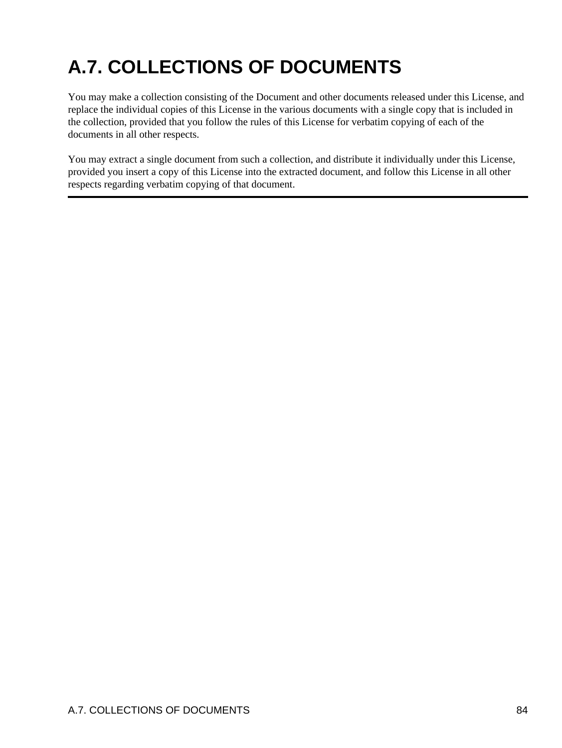# A.7. COLLECTIONS OF DOCUMENTS

You may make a collection consisting of the Document and other documents released under this License, and replace the individual copies of this License in the various documents with a single copy that is included in the collection, provided that you follow the rules of this License for verbatim copying of each of the documents in all other respects.

You may extract a single document from such a collection, and distribute it individually under this License, provided you insert a copy of this License into the extracted document, and follow this License in all other respects regarding verbatim copying of that document.

---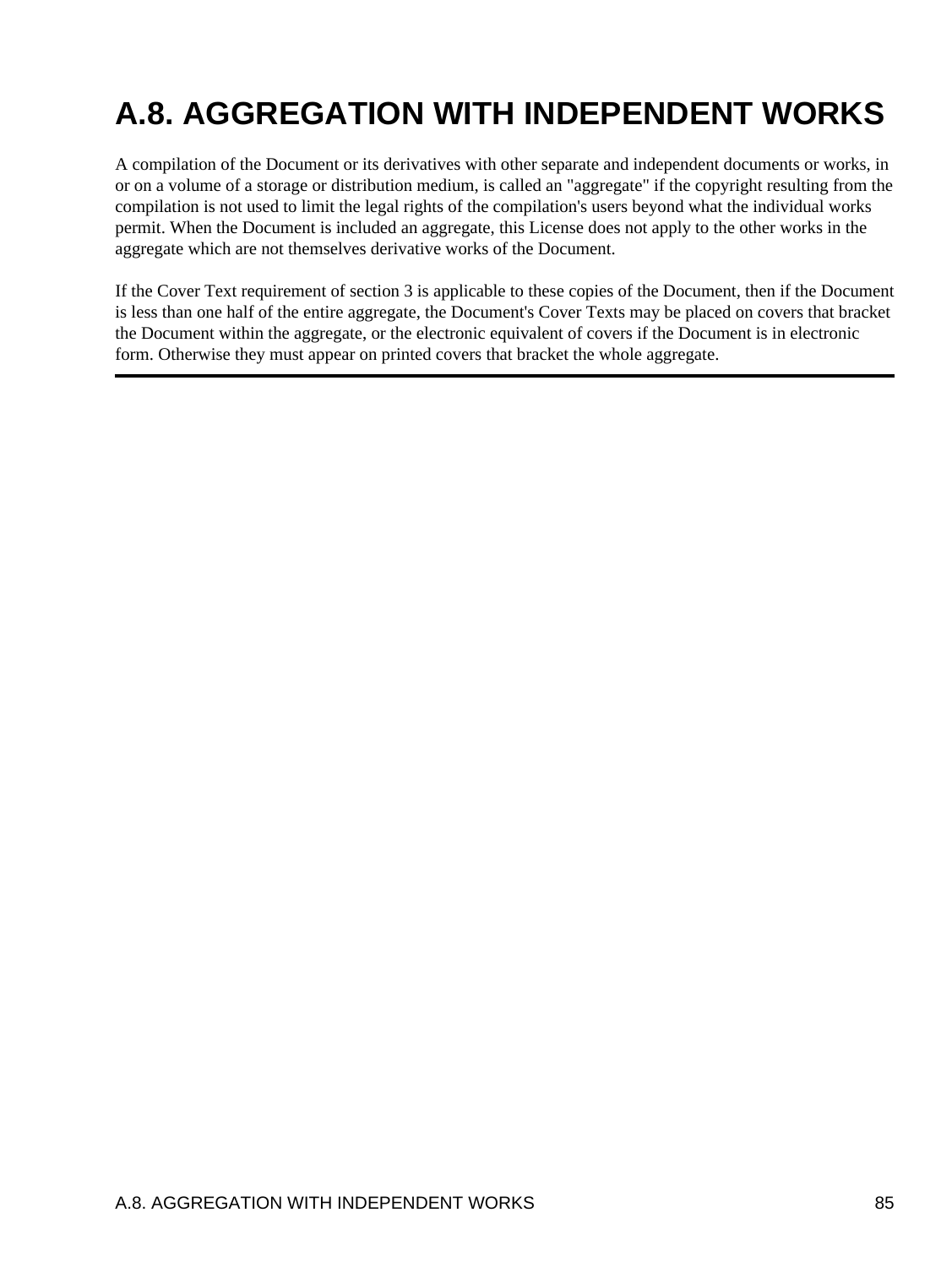# A.8. AGGREGATION WITH INDEPENDENT WORKS

A compilation of the Document or its derivatives with other separate and independent documents or works, in or on a volume of a storage or distribution medium, is called an "aggregate" if the copyright resulting from the compilation is not used to limit the legal rights of the compilation's users beyond what the individual works permit. When the Document is included an aggregate, this License does not apply to the other works in the aggregate which are not themselves derivative works of the Document.

If the Cover Text requirement of section 3 is applicable to these copies of the Document, then if the Document is less than one half of the entire aggregate, the Document's Cover Texts may be placed on covers that bracket the Document within the aggregate, or the electronic equivalent of covers if the Document is in electronic form. Otherwise they must appear on printed covers that bracket the whole aggregate.

---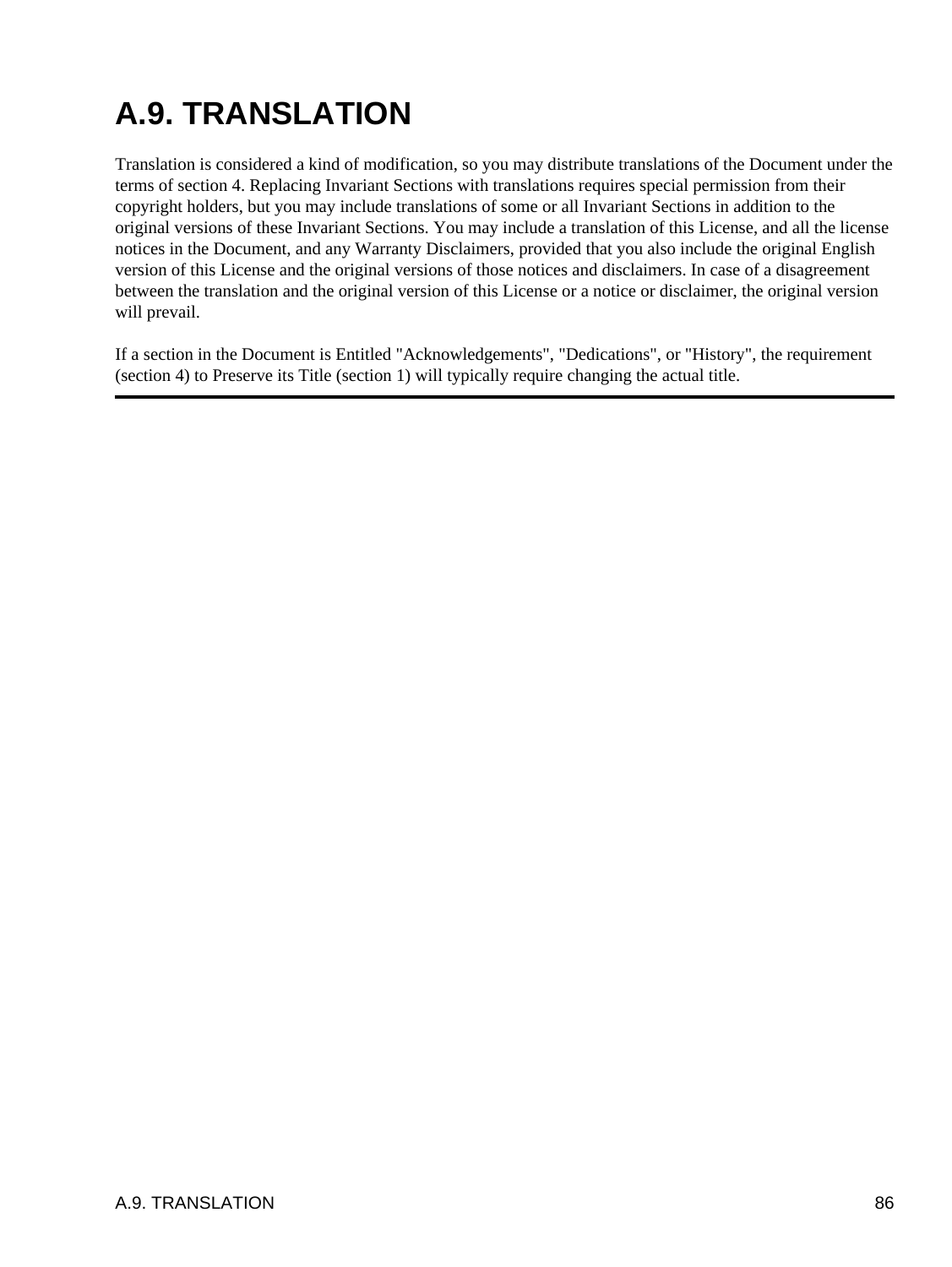# A.9. TRANSLATION

Translation is considered a kind of modification, so you may distribute translations of the Document under the terms of section 4. Replacing Invariant Sections with translations requires special permission from their copyright holders, but you may include translations of some or all Invariant Sections in addition to the original versions of these Invariant Sections. You may include a translation of this License, and all the license notices in the Document, and any Warranty Disclaimers, provided that you also include the original English version of this License and the original versions of those notices and disclaimers. In case of a disagreement between the translation and the original version of this License or a notice or disclaimer, the original version will prevail.

If a section in the Document is Entitled "Acknowledgements", "Dedications", or "History", the requirement (section 4) to Preserve its Title (section 1) will typically require changing the actual title.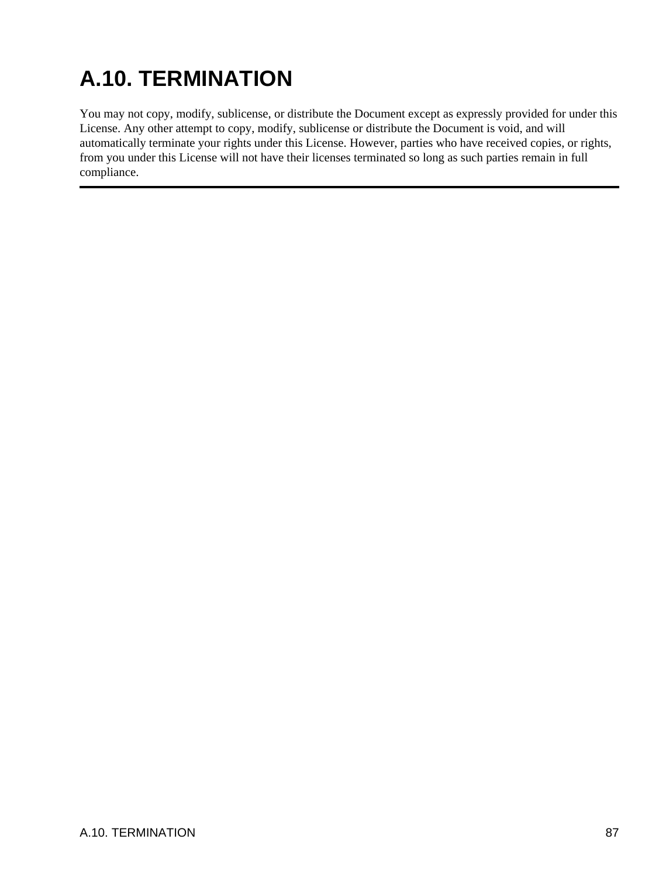# A.10. TERMINATION

You may not copy, modify, sublicense, or distribute the Document except as expressly provided for under this License. Any other attempt to copy, modify, sublicense or distribute the Document is void, and will automatically terminate your rights under this License. However, parties who have received copies, or rights, from you under this License will not have their licenses terminated so long as such parties remain in full compliance.

---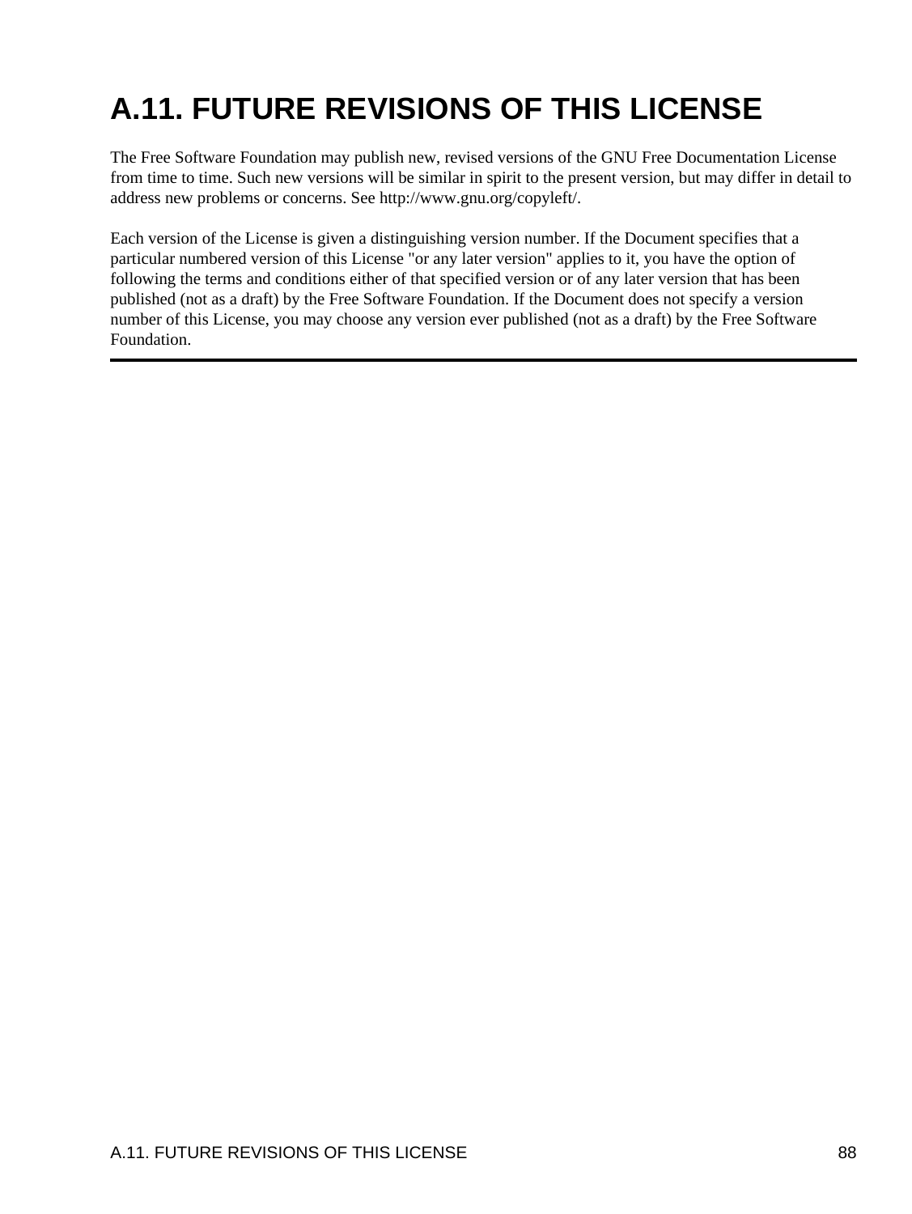# A.11. FUTURE REVISIONS OF THIS LICENSE

The Free Software Foundation may publish new, revised versions of the GNU Free Documentation License from time to time. Such new versions will be similar in spirit to the present version, but may differ in detail to address new problems or concerns. See http://www.gnu.org/copyleft/.

Each version of the License is given a distinguishing version number. If the Document specifies that a particular numbered version of this License "or any later version" applies to it, you have the option of following the terms and conditions either of that specified version or of any later version that has been published (not as a draft) by the Free Software Foundation. If the Document does not specify a version number of this License, you may choose any version ever published (not as a draft) by the Free Software Foundation.

---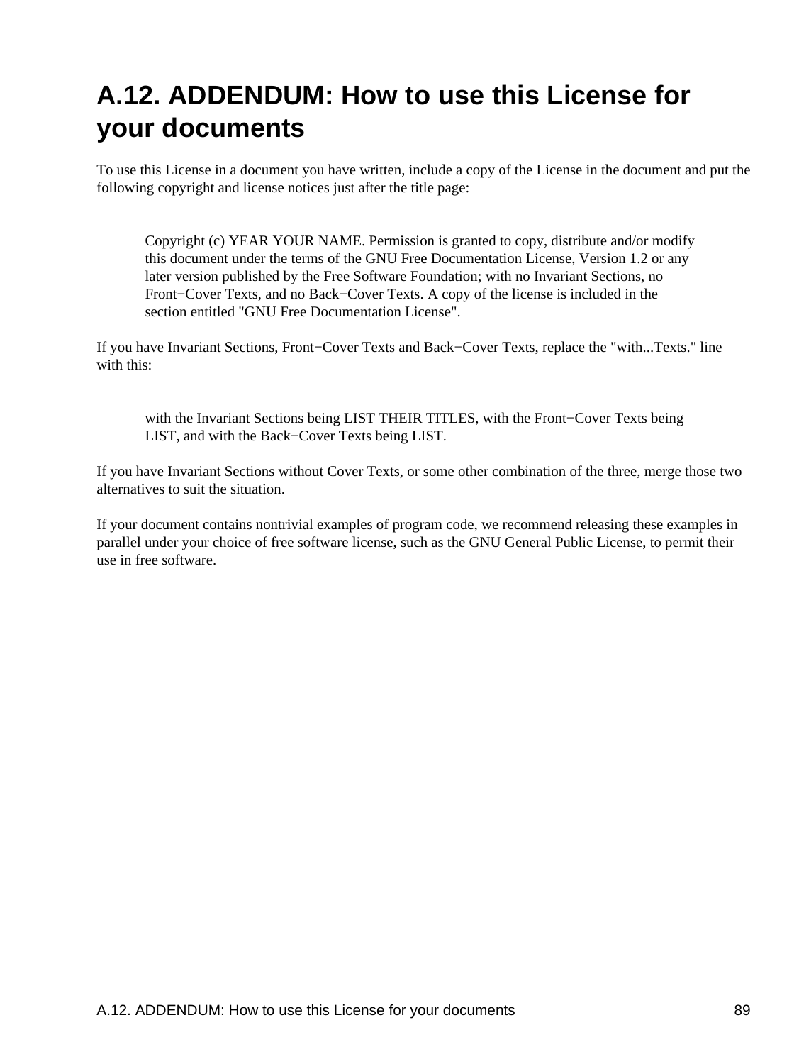# A.12. ADDENDUM: How to use this License for your documents

To use this License in a document you have written, include a copy of the License in the document and put the following copyright and license notices just after the title page:

> Copyright (c) YEAR YOUR NAME. Permission is granted to copy, distribute and/or modify this document under the terms of the GNU Free Documentation License, Version 1.2 or any later version published by the Free Software Foundation; with no Invariant Sections, no Front−Cover Texts, and no Back−Cover Texts. A copy of the license is included in the section entitled "GNU Free Documentation License".

If you have Invariant Sections, Front−Cover Texts and Back−Cover Texts, replace the "with...Texts." line with this:

> with the Invariant Sections being LIST THEIR TITLES, with the Front−Cover Texts being LIST, and with the Back−Cover Texts being LIST.

If you have Invariant Sections without Cover Texts, or some other combination of the three, merge those two alternatives to suit the situation.

If your document contains nontrivial examples of program code, we recommend releasing these examples in parallel under your choice of free software license, such as the GNU General Public License, to permit their use in free software.